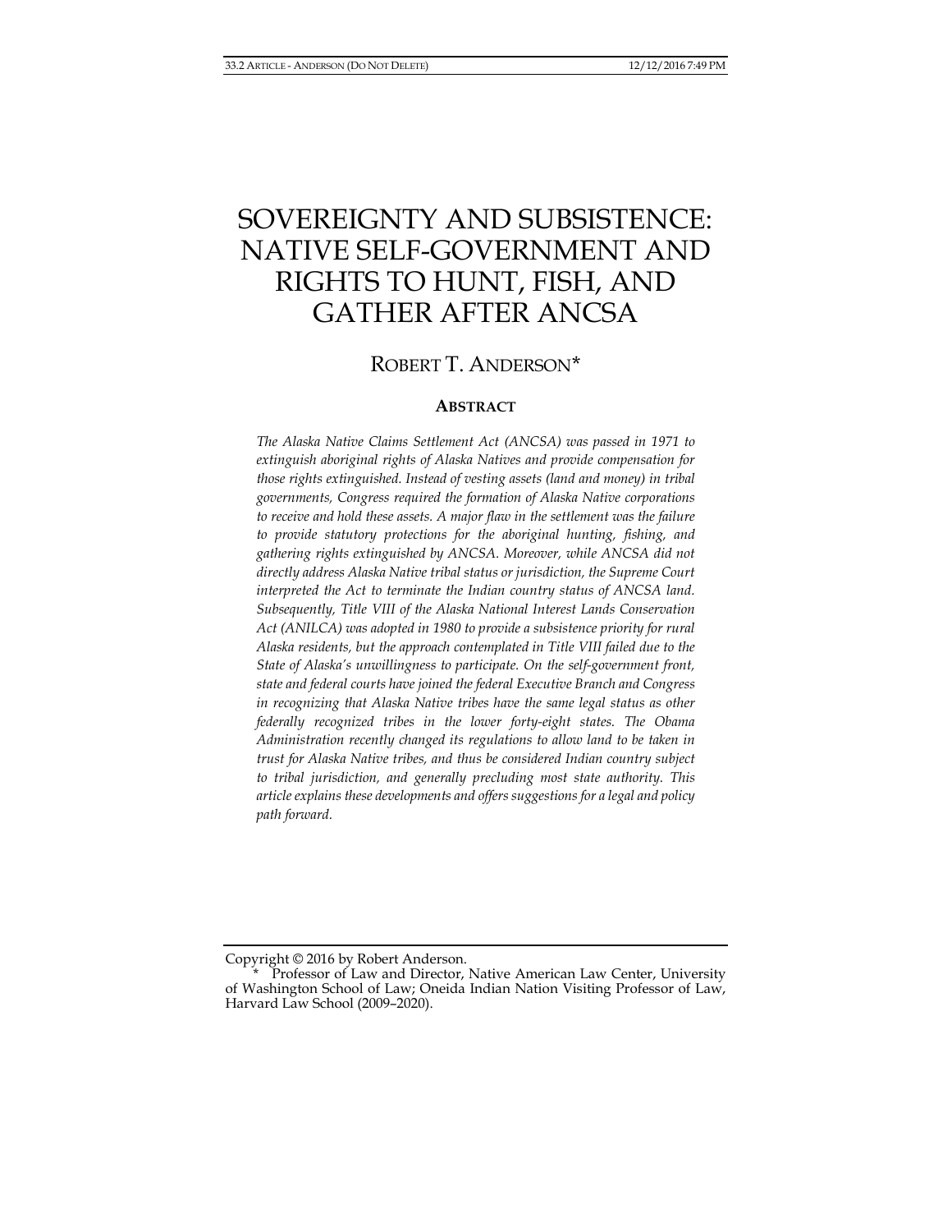# SOVEREIGNTY AND SUBSISTENCE: NATIVE SELF-GOVERNMENT AND RIGHTS TO HUNT, FISH, AND GATHER AFTER ANCSA

ROBERT T. ANDERSON*

## ABSTRACT

*The Alaska Native Claims Settlement Act (ANCSA) was passed in 1971 to extinguish aboriginal rights of Alaska Natives and provide compensation for those rights extinguished. Instead of vesting assets (land and money) in tribal governments, Congress required the formation of Alaska Native corporations to receive and hold these assets. A major flaw in the settlement was the failure to provide statutory protections for the aboriginal hunting, fishing, and gathering rights extinguished by ANCSA. Moreover, while ANCSA did not directly address Alaska Native tribal status or jurisdiction, the Supreme Court interpreted the Act to terminate the Indian country status of ANCSA land. Subsequently, Title VIII of the Alaska National Interest Lands Conservation Act (ANILCA) was adopted in 1980 to provide a subsistence priority for rural Alaska residents, but the approach contemplated in Title VIII failed due to the State of Alaska's unwillingness to participate. On the self-government front, state and federal courts have joined the federal Executive Branch and Congress in recognizing that Alaska Native tribes have the same legal status as other federally recognized tribes in the lower forty-eight states. The Obama Administration recently changed its regulations to allow land to be taken in trust for Alaska Native tribes, and thus be considered Indian country subject to tribal jurisdiction, and generally precluding most state authority. This article explains these developments and offers suggestions for a legal and policy path forward.*

Copyright © 2016 by Robert Anderson.

\* Professor of Law and Director, Native American Law Center, University of Washington School of Law; Oneida Indian Nation Visiting Professor of Law, Harvard Law School (2009–2020).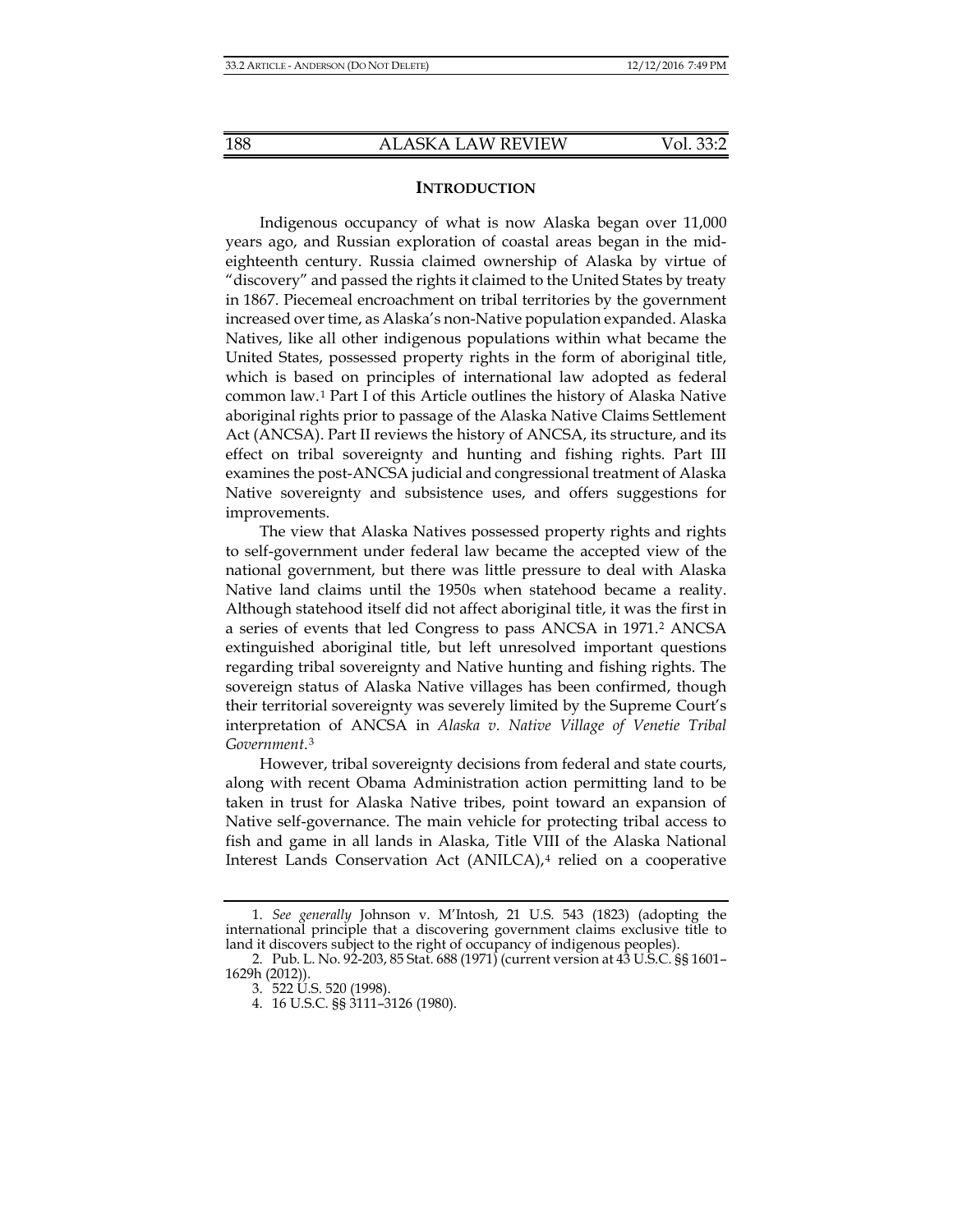## INTRODUCTION

Indigenous occupancy of what is now Alaska began over 11,000 years ago, and Russian exploration of coastal areas began in the mid-eighteenth century. Russia claimed ownership of Alaska by virtue of "discovery" and passed the rights it claimed to the United States by treaty in 1867. Piecemeal encroachment on tribal territories by the government increased over time, as Alaska's non-Native population expanded. Alaska Natives, like all other indigenous populations within what became the United States, possessed property rights in the form of aboriginal title, which is based on principles of international law adopted as federal common law.[1] Part I of this Article outlines the history of Alaska Native aboriginal rights prior to passage of the Alaska Native Claims Settlement Act (ANCSA). Part II reviews the history of ANCSA, its structure, and its effect on tribal sovereignty and hunting and fishing rights. Part III examines the post-ANCSA judicial and congressional treatment of Alaska Native sovereignty and subsistence uses, and offers suggestions for improvements.

The view that Alaska Natives possessed property rights and rights to self-government under federal law became the accepted view of the national government, but there was little pressure to deal with Alaska Native land claims until the 1950s when statehood became a reality. Although statehood itself did not affect aboriginal title, it was the first in a series of events that led Congress to pass ANCSA in 1971.[2] ANCSA extinguished aboriginal title, but left unresolved important questions regarding tribal sovereignty and Native hunting and fishing rights. The sovereign status of Alaska Native villages has been confirmed, though their territorial sovereignty was severely limited by the Supreme Court's interpretation of ANCSA in *Alaska v. Native Village of Venetie Tribal Government*.[3]

However, tribal sovereignty decisions from federal and state courts, along with recent Obama Administration action permitting land to be taken in trust for Alaska Native tribes, point toward an expansion of Native self-governance. The main vehicle for protecting tribal access to fish and game in all lands in Alaska, Title VIII of the Alaska National Interest Lands Conservation Act (ANILCA),[4] relied on a cooperative

---

1. *See generally* Johnson v. M'Intosh, 21 U.S. 543 (1823) (adopting the international principle that a discovering government claims exclusive title to land it discovers subject to the right of occupancy of indigenous peoples).

2. Pub. L. No. 92-203, 85 Stat. 688 (1971) (current version at 43 U.S.C. §§ 1601–1629h (2012)).

3. 522 U.S. 520 (1998).

4. 16 U.S.C. §§ 3111–3126 (1980).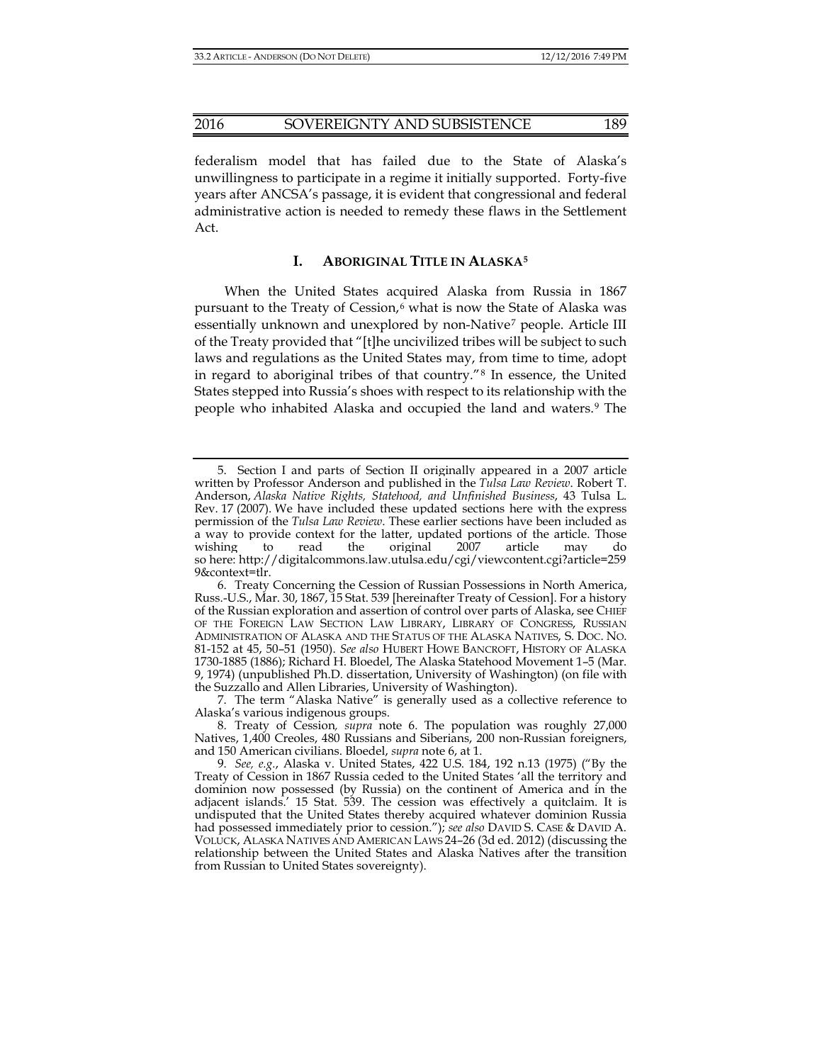federalism model that has failed due to the State of Alaska's unwillingness to participate in a regime it initially supported. Forty-five years after ANCSA's passage, it is evident that congressional and federal administrative action is needed to remedy these flaws in the Settlement Act.

## I. ABORIGINAL TITLE IN ALASKA[5]

When the United States acquired Alaska from Russia in 1867 pursuant to the Treaty of Cession,[6] what is now the State of Alaska was essentially unknown and unexplored by non-Native[7] people. Article III of the Treaty provided that "[t]he uncivilized tribes will be subject to such laws and regulations as the United States may, from time to time, adopt in regard to aboriginal tribes of that country."[8] In essence, the United States stepped into Russia's shoes with respect to its relationship with the people who inhabited Alaska and occupied the land and waters.[9] The

---

5. Section I and parts of Section II originally appeared in a 2007 article written by Professor Anderson and published in the *Tulsa Law Review*. Robert T. Anderson, *Alaska Native Rights, Statehood, and Unfinished Business*, 43 Tulsa L. Rev. 17 (2007). We have included these updated sections here with the express permission of the *Tulsa Law Review*. These earlier sections have been included as a way to provide context for the latter, updated portions of the article. Those wishing to read the original 2007 article may do so here: http://digitalcommons.law.utulsa.edu/cgi/viewcontent.cgi?article=2599&context=tlr.

6. Treaty Concerning the Cession of Russian Possessions in North America, Russ.-U.S., Mar. 30, 1867, 15 Stat. 539 [hereinafter Treaty of Cession]. For a history of the Russian exploration and assertion of control over parts of Alaska, see CHIEF OF THE FOREIGN LAW SECTION LAW LIBRARY, LIBRARY OF CONGRESS, RUSSIAN ADMINISTRATION OF ALASKA AND THE STATUS OF THE ALASKA NATIVES, S. DOC. NO. 81-152 at 45, 50–51 (1950). *See also* HUBERT HOWE BANCROFT, HISTORY OF ALASKA 1730-1885 (1886); Richard H. Bloedel, The Alaska Statehood Movement 1–5 (Mar. 9, 1974) (unpublished Ph.D. dissertation, University of Washington) (on file with the Suzzallo and Allen Libraries, University of Washington).

7. The term "Alaska Native" is generally used as a collective reference to Alaska's various indigenous groups.

8. Treaty of Cession*, supra* note 6. The population was roughly 27,000 Natives, 1,400 Creoles, 480 Russians and Siberians, 200 non-Russian foreigners, and 150 American civilians. Bloedel, *supra* note 6, at 1.

9. *See, e.g.*, Alaska v. United States, 422 U.S. 184, 192 n.13 (1975) ("By the Treaty of Cession in 1867 Russia ceded to the United States 'all the territory and dominion now possessed (by Russia) on the continent of America and in the adjacent islands.' 15 Stat. 539. The cession was effectively a quitclaim. It is undisputed that the United States thereby acquired whatever dominion Russia had possessed immediately prior to cession."); *see also* DAVID S. CASE & DAVID A. VOLUCK, ALASKA NATIVES AND AMERICAN LAWS 24–26 (3d ed. 2012) (discussing the relationship between the United States and Alaska Natives after the transition from Russian to United States sovereignty).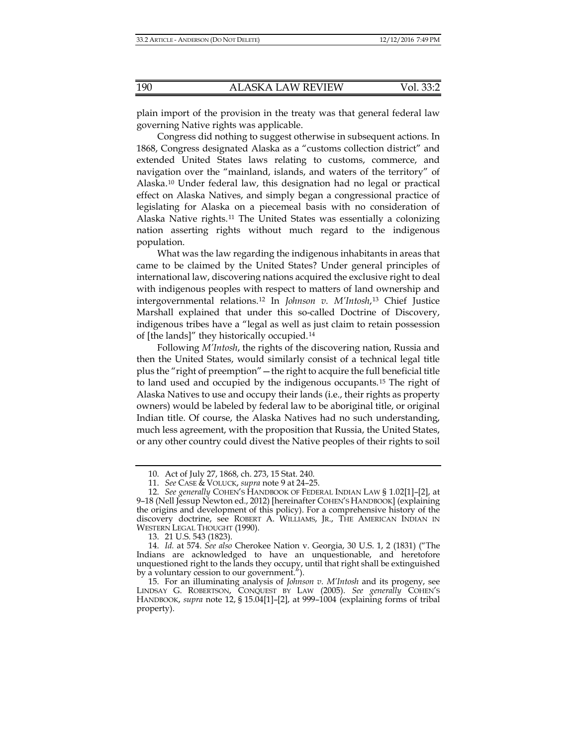plain import of the provision in the treaty was that general federal law governing Native rights was applicable.

Congress did nothing to suggest otherwise in subsequent actions. In 1868, Congress designated Alaska as a "customs collection district" and extended United States laws relating to customs, commerce, and navigation over the "mainland, islands, and waters of the territory" of Alaska.[10] Under federal law, this designation had no legal or practical effect on Alaska Natives, and simply began a congressional practice of legislating for Alaska on a piecemeal basis with no consideration of Alaska Native rights.[11] The United States was essentially a colonizing nation asserting rights without much regard to the indigenous population.

What was the law regarding the indigenous inhabitants in areas that came to be claimed by the United States? Under general principles of international law, discovering nations acquired the exclusive right to deal with indigenous peoples with respect to matters of land ownership and intergovernmental relations.[12] In *Johnson v. M'Intosh*,[13] Chief Justice Marshall explained that under this so-called Doctrine of Discovery, indigenous tribes have a "legal as well as just claim to retain possession of [the lands]" they historically occupied.[14]

Following *M'Intosh*, the rights of the discovering nation, Russia and then the United States, would similarly consist of a technical legal title plus the "right of preemption"—the right to acquire the full beneficial title to land used and occupied by the indigenous occupants.[15] The right of Alaska Natives to use and occupy their lands (i.e., their rights as property owners) would be labeled by federal law to be aboriginal title, or original Indian title. Of course, the Alaska Natives had no such understanding, much less agreement, with the proposition that Russia, the United States, or any other country could divest the Native peoples of their rights to soil

---

10. Act of July 27, 1868, ch. 273, 15 Stat. 240.

11. *See* CASE & VOLUCK, *supra* note 9 at 24–25.

12. *See generally* COHEN'S HANDBOOK OF FEDERAL INDIAN LAW § 1.02[1]–[2], at 9–18 (Nell Jessup Newton ed., 2012) [hereinafter COHEN'S HANDBOOK] (explaining the origins and development of this policy). For a comprehensive history of the discovery doctrine, see ROBERT A. WILLIAMS, JR., THE AMERICAN INDIAN IN WESTERN LEGAL THOUGHT (1990).

13. 21 U.S. 543 (1823).

14. *Id.* at 574. *See also* Cherokee Nation v. Georgia, 30 U.S. 1, 2 (1831) ("The Indians are acknowledged to have an unquestionable, and heretofore unquestioned right to the lands they occupy, until that right shall be extinguished by a voluntary cession to our government.").

15. For an illuminating analysis of *Johnson v. M'Intosh* and its progeny, see LINDSAY G. ROBERTSON, CONQUEST BY LAW (2005). *See generally* COHEN'S HANDBOOK, *supra* note 12, § 15.04[1]–[2], at 999–1004 (explaining forms of tribal property).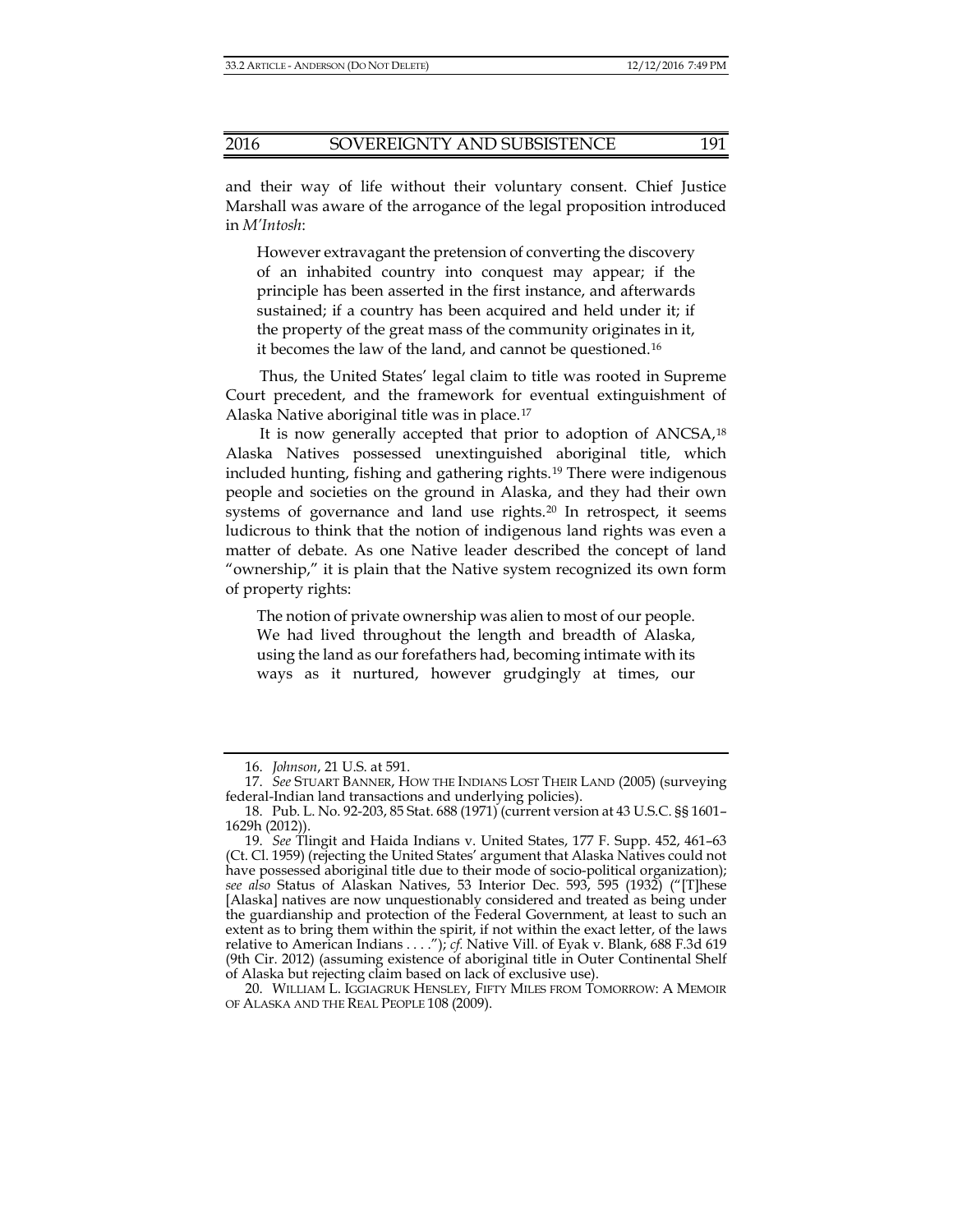and their way of life without their voluntary consent. Chief Justice Marshall was aware of the arrogance of the legal proposition introduced in *M'Intosh*:

> However extravagant the pretension of converting the discovery of an inhabited country into conquest may appear; if the principle has been asserted in the first instance, and afterwards sustained; if a country has been acquired and held under it; if the property of the great mass of the community originates in it, it becomes the law of the land, and cannot be questioned.[16]

Thus, the United States' legal claim to title was rooted in Supreme Court precedent, and the framework for eventual extinguishment of Alaska Native aboriginal title was in place.[17]

It is now generally accepted that prior to adoption of ANCSA,[18] Alaska Natives possessed unextinguished aboriginal title, which included hunting, fishing and gathering rights.[19] There were indigenous people and societies on the ground in Alaska, and they had their own systems of governance and land use rights.[20] In retrospect, it seems ludicrous to think that the notion of indigenous land rights was even a matter of debate. As one Native leader described the concept of land "ownership," it is plain that the Native system recognized its own form of property rights:

> The notion of private ownership was alien to most of our people. We had lived throughout the length and breadth of Alaska, using the land as our forefathers had, becoming intimate with its ways as it nurtured, however grudgingly at times, our

---

16. *Johnson*, 21 U.S. at 591.

17. *See* STUART BANNER, HOW THE INDIANS LOST THEIR LAND (2005) (surveying federal-Indian land transactions and underlying policies).

18. Pub. L. No. 92-203, 85 Stat. 688 (1971) (current version at 43 U.S.C. §§ 1601–1629h (2012)).

19. *See* Tlingit and Haida Indians v. United States, 177 F. Supp. 452, 461–63 (Ct. Cl. 1959) (rejecting the United States' argument that Alaska Natives could not have possessed aboriginal title due to their mode of socio-political organization); *see also* Status of Alaskan Natives, 53 Interior Dec. 593, 595 (1932) ("[T]hese [Alaska] natives are now unquestionably considered and treated as being under the guardianship and protection of the Federal Government, at least to such an extent as to bring them within the spirit, if not within the exact letter, of the laws relative to American Indians . . . ."); *cf.* Native Vill. of Eyak v. Blank, 688 F.3d 619 (9th Cir. 2012) (assuming existence of aboriginal title in Outer Continental Shelf of Alaska but rejecting claim based on lack of exclusive use).

20. WILLIAM L. IGGIAGRUK HENSLEY, FIFTY MILES FROM TOMORROW: A MEMOIR OF ALASKA AND THE REAL PEOPLE 108 (2009).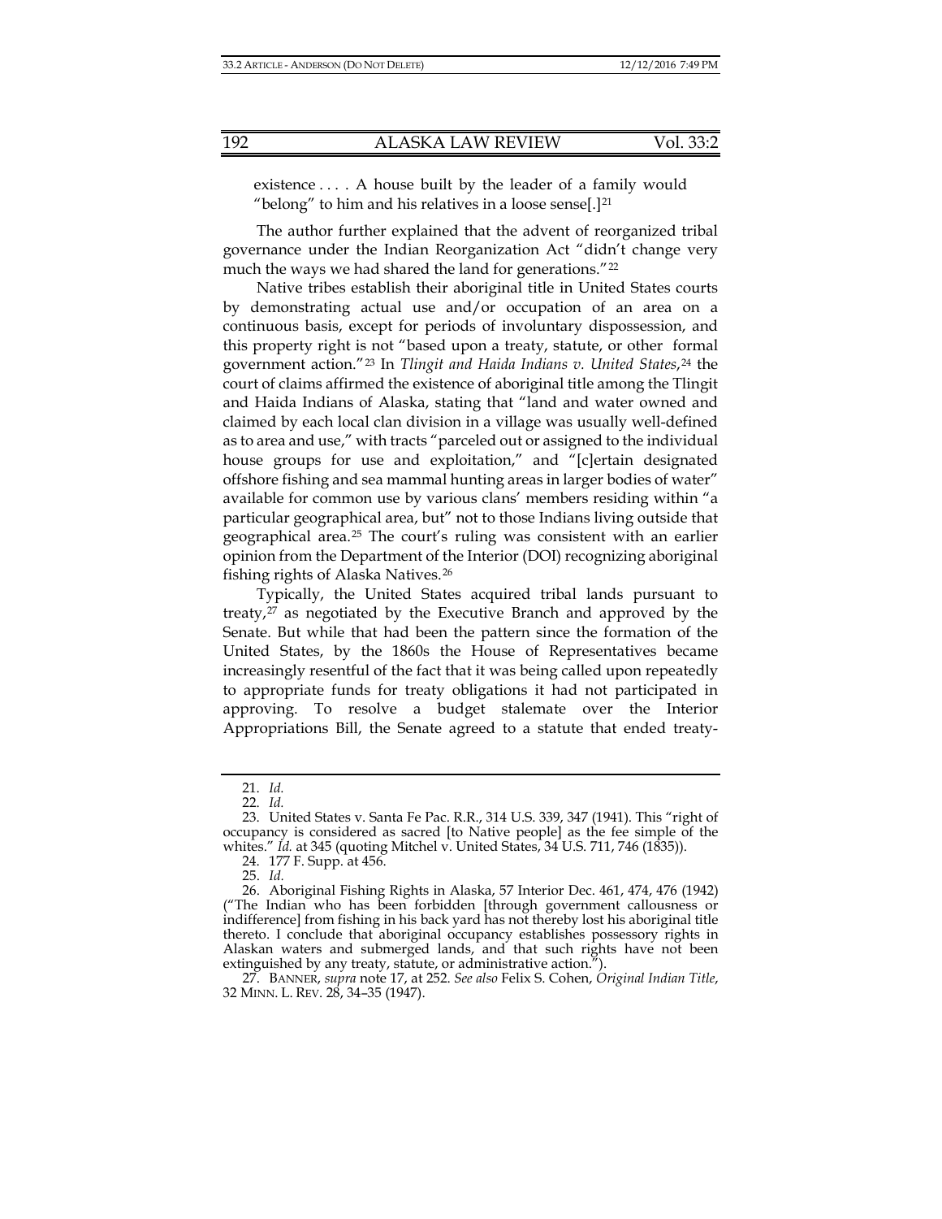existence . . . . A house built by the leader of a family would "belong" to him and his relatives in a loose sense[.][21]

The author further explained that the advent of reorganized tribal governance under the Indian Reorganization Act "didn't change very much the ways we had shared the land for generations."[22]

Native tribes establish their aboriginal title in United States courts by demonstrating actual use and/or occupation of an area on a continuous basis, except for periods of involuntary dispossession, and this property right is not "based upon a treaty, statute, or other formal government action."[23] In *Tlingit and Haida Indians v. United States*,[24] the court of claims affirmed the existence of aboriginal title among the Tlingit and Haida Indians of Alaska, stating that "land and water owned and claimed by each local clan division in a village was usually well-defined as to area and use," with tracts "parceled out or assigned to the individual house groups for use and exploitation," and "[c]ertain designated offshore fishing and sea mammal hunting areas in larger bodies of water" available for common use by various clans' members residing within "a particular geographical area, but" not to those Indians living outside that geographical area.[25] The court's ruling was consistent with an earlier opinion from the Department of the Interior (DOI) recognizing aboriginal fishing rights of Alaska Natives.[26]

Typically, the United States acquired tribal lands pursuant to treaty,[27] as negotiated by the Executive Branch and approved by the Senate. But while that had been the pattern since the formation of the United States, by the 1860s the House of Representatives became increasingly resentful of the fact that it was being called upon repeatedly to appropriate funds for treaty obligations it had not participated in approving. To resolve a budget stalemate over the Interior Appropriations Bill, the Senate agreed to a statute that ended treaty-

---

21. *Id.*

22. *Id.*

23. United States v. Santa Fe Pac. R.R., 314 U.S. 339, 347 (1941). This "right of occupancy is considered as sacred [to Native people] as the fee simple of the whites." *Id.* at 345 (quoting Mitchel v. United States, 34 U.S. 711, 746 (1835)).

24. 177 F. Supp. at 456.

25. *Id.*

26. Aboriginal Fishing Rights in Alaska, 57 Interior Dec. 461, 474, 476 (1942) ("The Indian who has been forbidden [through government callousness or indifference] from fishing in his back yard has not thereby lost his aboriginal title thereto. I conclude that aboriginal occupancy establishes possessory rights in Alaskan waters and submerged lands, and that such rights have not been extinguished by any treaty, statute, or administrative action.").

27. BANNER, *supra* note 17, at 252. *See also* Felix S. Cohen, *Original Indian Title*, 32 MINN. L. REV. 28, 34–35 (1947).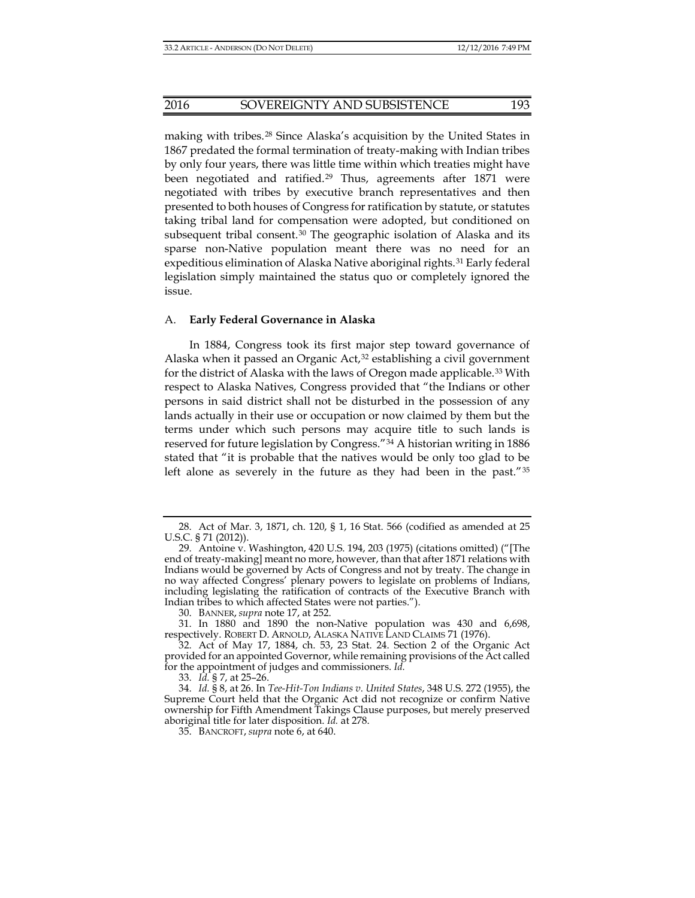making with tribes.[28] Since Alaska's acquisition by the United States in 1867 predated the formal termination of treaty-making with Indian tribes by only four years, there was little time within which treaties might have been negotiated and ratified.[29] Thus, agreements after 1871 were negotiated with tribes by executive branch representatives and then presented to both houses of Congress for ratification by statute, or statutes taking tribal land for compensation were adopted, but conditioned on subsequent tribal consent.[30] The geographic isolation of Alaska and its sparse non-Native population meant there was no need for an expeditious elimination of Alaska Native aboriginal rights.[31] Early federal legislation simply maintained the status quo or completely ignored the issue.

### A. **Early Federal Governance in Alaska**

In 1884, Congress took its first major step toward governance of Alaska when it passed an Organic Act,[32] establishing a civil government for the district of Alaska with the laws of Oregon made applicable.[33] With respect to Alaska Natives, Congress provided that "the Indians or other persons in said district shall not be disturbed in the possession of any lands actually in their use or occupation or now claimed by them but the terms under which such persons may acquire title to such lands is reserved for future legislation by Congress."[34] A historian writing in 1886 stated that "it is probable that the natives would be only too glad to be left alone as severely in the future as they had been in the past."[35]

---

28. Act of Mar. 3, 1871, ch. 120, § 1, 16 Stat. 566 (codified as amended at 25 U.S.C. § 71 (2012)).

29. Antoine v. Washington, 420 U.S. 194, 203 (1975) (citations omitted) ("[The end of treaty-making] meant no more, however, than that after 1871 relations with Indians would be governed by Acts of Congress and not by treaty. The change in no way affected Congress' plenary powers to legislate on problems of Indians, including legislating the ratification of contracts of the Executive Branch with Indian tribes to which affected States were not parties.").

30. BANNER, *supra* note 17, at 252.

31. In 1880 and 1890 the non-Native population was 430 and 6,698, respectively. ROBERT D. ARNOLD, ALASKA NATIVE LAND CLAIMS 71 (1976).

32. Act of May 17, 1884, ch. 53, 23 Stat. 24. Section 2 of the Organic Act provided for an appointed Governor, while remaining provisions of the Act called for the appointment of judges and commissioners. *Id.*

33. *Id.* § 7, at 25–26.

34. *Id.* § 8, at 26. In *Tee-Hit-Ton Indians v. United States*, 348 U.S. 272 (1955), the Supreme Court held that the Organic Act did not recognize or confirm Native ownership for Fifth Amendment Takings Clause purposes, but merely preserved aboriginal title for later disposition. *Id.* at 278.

35. BANCROFT, *supra* note 6, at 640.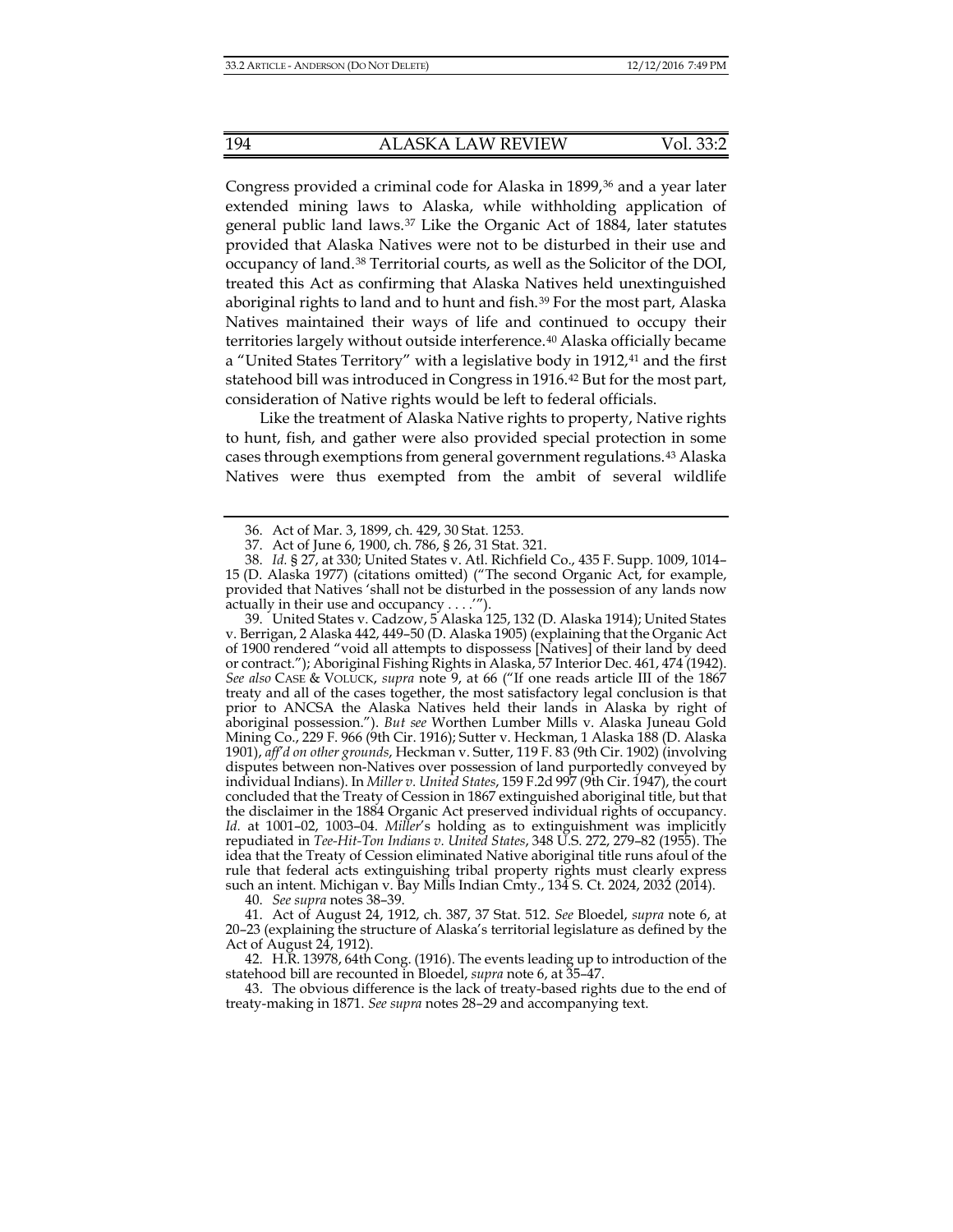Congress provided a criminal code for Alaska in 1899,[36] and a year later extended mining laws to Alaska, while withholding application of general public land laws.[37] Like the Organic Act of 1884, later statutes provided that Alaska Natives were not to be disturbed in their use and occupancy of land.[38] Territorial courts, as well as the Solicitor of the DOI, treated this Act as confirming that Alaska Natives held unextinguished aboriginal rights to land and to hunt and fish.[39] For the most part, Alaska Natives maintained their ways of life and continued to occupy their territories largely without outside interference.[40] Alaska officially became a "United States Territory" with a legislative body in 1912,[41] and the first statehood bill was introduced in Congress in 1916.[42] But for the most part, consideration of Native rights would be left to federal officials.

Like the treatment of Alaska Native rights to property, Native rights to hunt, fish, and gather were also provided special protection in some cases through exemptions from general government regulations.[43] Alaska Natives were thus exempted from the ambit of several wildlife

---

36. Act of Mar. 3, 1899, ch. 429, 30 Stat. 1253.

37. Act of June 6, 1900, ch. 786, § 26, 31 Stat. 321.

38. *Id.* § 27, at 330; United States v. Atl. Richfield Co., 435 F. Supp. 1009, 1014–15 (D. Alaska 1977) (citations omitted) ("The second Organic Act, for example, provided that Natives 'shall not be disturbed in the possession of any lands now actually in their use and occupancy . . . .'").

39. United States v. Cadzow, 5 Alaska 125, 132 (D. Alaska 1914); United States v. Berrigan, 2 Alaska 442, 449–50 (D. Alaska 1905) (explaining that the Organic Act of 1900 rendered "void all attempts to dispossess [Natives] of their land by deed or contract."); Aboriginal Fishing Rights in Alaska, 57 Interior Dec. 461, 474 (1942). *See also* CASE & VOLUCK, *supra* note 9, at 66 ("If one reads article III of the 1867 treaty and all of the cases together, the most satisfactory legal conclusion is that prior to ANCSA the Alaska Natives held their lands in Alaska by right of aboriginal possession."). *But see* Worthen Lumber Mills v. Alaska Juneau Gold Mining Co., 229 F. 966 (9th Cir. 1916); Sutter v. Heckman, 1 Alaska 188 (D. Alaska 1901), *aff'd on other grounds*, Heckman v. Sutter, 119 F. 83 (9th Cir. 1902) (involving disputes between non-Natives over possession of land purportedly conveyed by individual Indians). In *Miller v. United States*, 159 F.2d 997 (9th Cir. 1947), the court concluded that the Treaty of Cession in 1867 extinguished aboriginal title, but that the disclaimer in the 1884 Organic Act preserved individual rights of occupancy. *Id.* at 1001–02, 1003–04. *Miller*'s holding as to extinguishment was implicitly repudiated in *Tee-Hit-Ton Indians v. United States*, 348 U.S. 272, 279–82 (1955). The idea that the Treaty of Cession eliminated Native aboriginal title runs afoul of the rule that federal acts extinguishing tribal property rights must clearly express such an intent. Michigan v. Bay Mills Indian Cmty., 134 S. Ct. 2024, 2032 (2014).

40. *See supra* notes 38–39.

41. Act of August 24, 1912, ch. 387, 37 Stat. 512. *See* Bloedel, *supra* note 6, at 20–23 (explaining the structure of Alaska's territorial legislature as defined by the Act of August 24, 1912).

42. H.R. 13978, 64th Cong. (1916). The events leading up to introduction of the statehood bill are recounted in Bloedel, *supra* note 6, at 35–47.

43. The obvious difference is the lack of treaty-based rights due to the end of treaty-making in 1871. *See supra* notes 28–29 and accompanying text.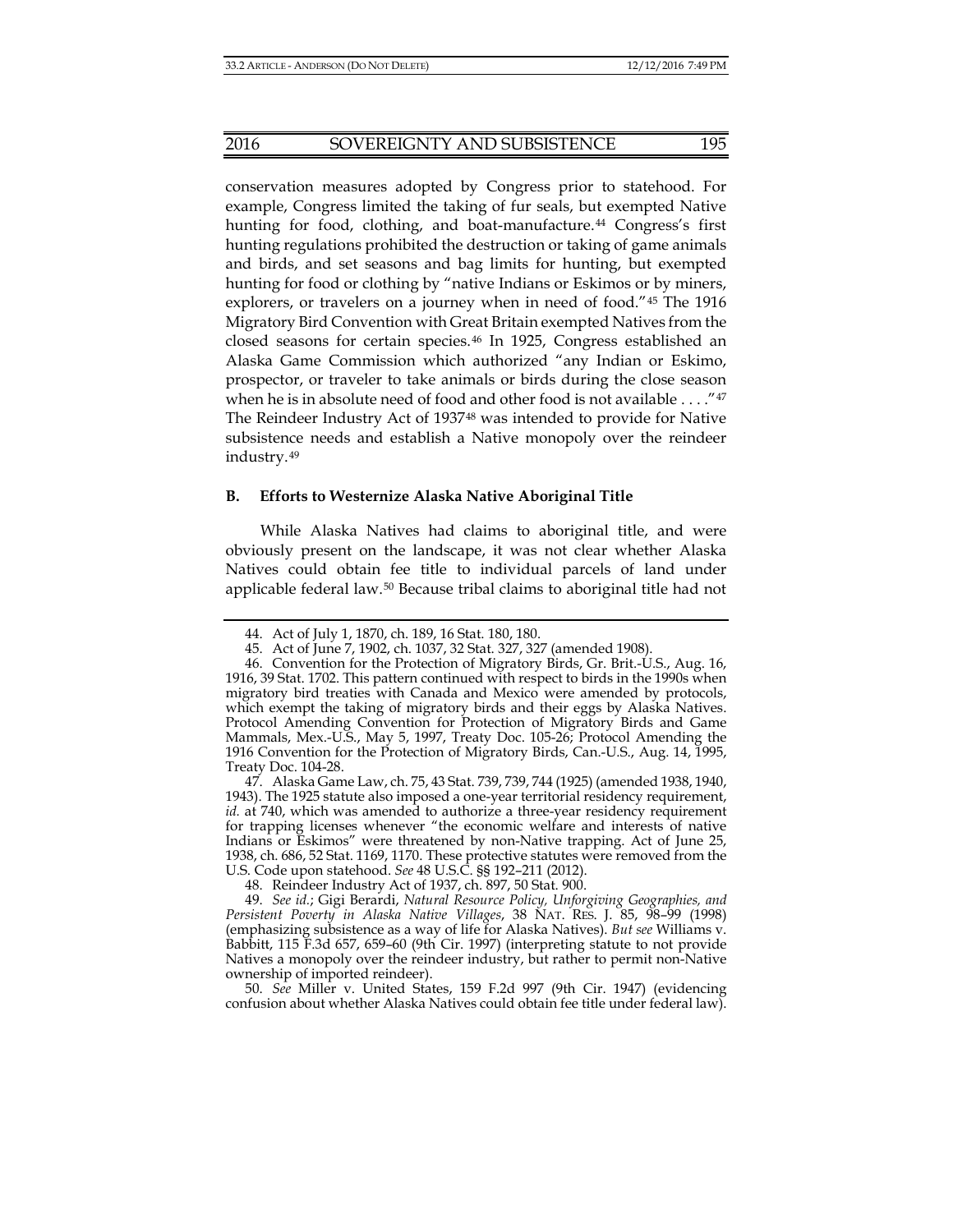conservation measures adopted by Congress prior to statehood. For example, Congress limited the taking of fur seals, but exempted Native hunting for food, clothing, and boat-manufacture.[44] Congress's first hunting regulations prohibited the destruction or taking of game animals and birds, and set seasons and bag limits for hunting, but exempted hunting for food or clothing by "native Indians or Eskimos or by miners, explorers, or travelers on a journey when in need of food."[45] The 1916 Migratory Bird Convention with Great Britain exempted Natives from the closed seasons for certain species.[46] In 1925, Congress established an Alaska Game Commission which authorized "any Indian or Eskimo, prospector, or traveler to take animals or birds during the close season when he is in absolute need of food and other food is not available . . . ."[47] The Reindeer Industry Act of 1937[48] was intended to provide for Native subsistence needs and establish a Native monopoly over the reindeer industry.[49]

### B. Efforts to Westernize Alaska Native Aboriginal Title

While Alaska Natives had claims to aboriginal title, and were obviously present on the landscape, it was not clear whether Alaska Natives could obtain fee title to individual parcels of land under applicable federal law.[50] Because tribal claims to aboriginal title had not

---

44. Act of July 1, 1870, ch. 189, 16 Stat. 180, 180.

45. Act of June 7, 1902, ch. 1037, 32 Stat. 327, 327 (amended 1908).

46. Convention for the Protection of Migratory Birds, Gr. Brit.-U.S., Aug. 16, 1916, 39 Stat. 1702. This pattern continued with respect to birds in the 1990s when migratory bird treaties with Canada and Mexico were amended by protocols, which exempt the taking of migratory birds and their eggs by Alaska Natives. Protocol Amending Convention for Protection of Migratory Birds and Game Mammals, Mex.-U.S., May 5, 1997, Treaty Doc. 105-26; Protocol Amending the 1916 Convention for the Protection of Migratory Birds, Can.-U.S., Aug. 14, 1995, Treaty Doc. 104-28.

47. Alaska Game Law, ch. 75, 43 Stat. 739, 739, 744 (1925) (amended 1938, 1940, 1943). The 1925 statute also imposed a one-year territorial residency requirement, *id.* at 740, which was amended to authorize a three-year residency requirement for trapping licenses whenever "the economic welfare and interests of native Indians or Eskimos" were threatened by non-Native trapping. Act of June 25, 1938, ch. 686, 52 Stat. 1169, 1170. These protective statutes were removed from the U.S. Code upon statehood. *See* 48 U.S.C. §§ 192–211 (2012).

48. Reindeer Industry Act of 1937, ch. 897, 50 Stat. 900.

49. *See id.*; Gigi Berardi, *Natural Resource Policy, Unforgiving Geographies, and Persistent Poverty in Alaska Native Villages*, 38 NAT. RES. J. 85, 98–99 (1998) (emphasizing subsistence as a way of life for Alaska Natives). *But see* Williams v. Babbitt, 115 F.3d 657, 659–60 (9th Cir. 1997) (interpreting statute to not provide Natives a monopoly over the reindeer industry, but rather to permit non-Native ownership of imported reindeer).

50. *See* Miller v. United States, 159 F.2d 997 (9th Cir. 1947) (evidencing confusion about whether Alaska Natives could obtain fee title under federal law).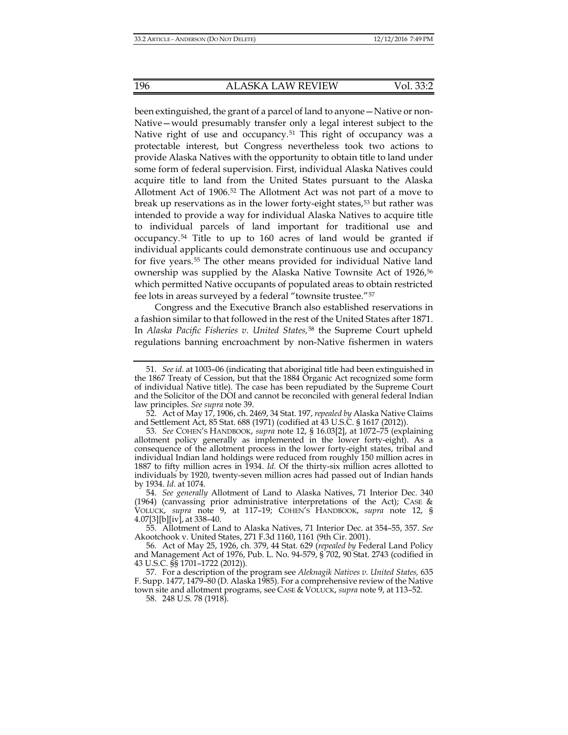been extinguished, the grant of a parcel of land to anyone—Native or non-Native—would presumably transfer only a legal interest subject to the Native right of use and occupancy.[51] This right of occupancy was a protectable interest, but Congress nevertheless took two actions to provide Alaska Natives with the opportunity to obtain title to land under some form of federal supervision. First, individual Alaska Natives could acquire title to land from the United States pursuant to the Alaska Allotment Act of 1906.[52] The Allotment Act was not part of a move to break up reservations as in the lower forty-eight states,[53] but rather was intended to provide a way for individual Alaska Natives to acquire title to individual parcels of land important for traditional use and occupancy.[54] Title to up to 160 acres of land would be granted if individual applicants could demonstrate continuous use and occupancy for five years.[55] The other means provided for individual Native land ownership was supplied by the Alaska Native Townsite Act of 1926,[56] which permitted Native occupants of populated areas to obtain restricted fee lots in areas surveyed by a federal "townsite trustee."[57]

Congress and the Executive Branch also established reservations in a fashion similar to that followed in the rest of the United States after 1871. In *Alaska Pacific Fisheries v. United States,*[58] the Supreme Court upheld regulations banning encroachment by non-Native fishermen in waters

---

51. *See id.* at 1003–06 (indicating that aboriginal title had been extinguished in the 1867 Treaty of Cession, but that the 1884 Organic Act recognized some form of individual Native title). The case has been repudiated by the Supreme Court and the Solicitor of the DOI and cannot be reconciled with general federal Indian law principles. *See supra* note 39.

52. Act of May 17, 1906, ch. 2469, 34 Stat. 197, *repealed by* Alaska Native Claims and Settlement Act, 85 Stat. 688 (1971) (codified at 43 U.S.C. § 1617 (2012)).

53. *See* COHEN'S HANDBOOK, *supra* note 12, § 16.03[2], at 1072–75 (explaining allotment policy generally as implemented in the lower forty-eight). As a consequence of the allotment process in the lower forty-eight states, tribal and individual Indian land holdings were reduced from roughly 150 million acres in 1887 to fifty million acres in 1934. *Id.* Of the thirty-six million acres allotted to individuals by 1920, twenty-seven million acres had passed out of Indian hands by 1934. *Id.* at 1074.

54. *See generally* Allotment of Land to Alaska Natives, 71 Interior Dec. 340 (1964) (canvassing prior administrative interpretations of the Act); CASE & VOLUCK, *supra* note 9, at 117–19; COHEN'S HANDBOOK, *supra* note 12, § 4.07[3][b][iv], at 338–40.

55. Allotment of Land to Alaska Natives, 71 Interior Dec. at 354–55, 357. *See* Akootchook v. United States, 271 F.3d 1160, 1161 (9th Cir. 2001).

56. Act of May 25, 1926, ch. 379, 44 Stat. 629 (*repealed by* Federal Land Policy and Management Act of 1976, Pub. L. No. 94-579, § 702, 90 Stat. 2743 (codified in 43 U.S.C. §§ 1701–1722 (2012)).

57. For a description of the program see *Aleknagik Natives v. United States,* 635 F. Supp. 1477, 1479–80 (D. Alaska 1985). For a comprehensive review of the Native town site and allotment programs, see CASE & VOLUCK, *supra* note 9, at 113–52.

58. 248 U.S. 78 (1918).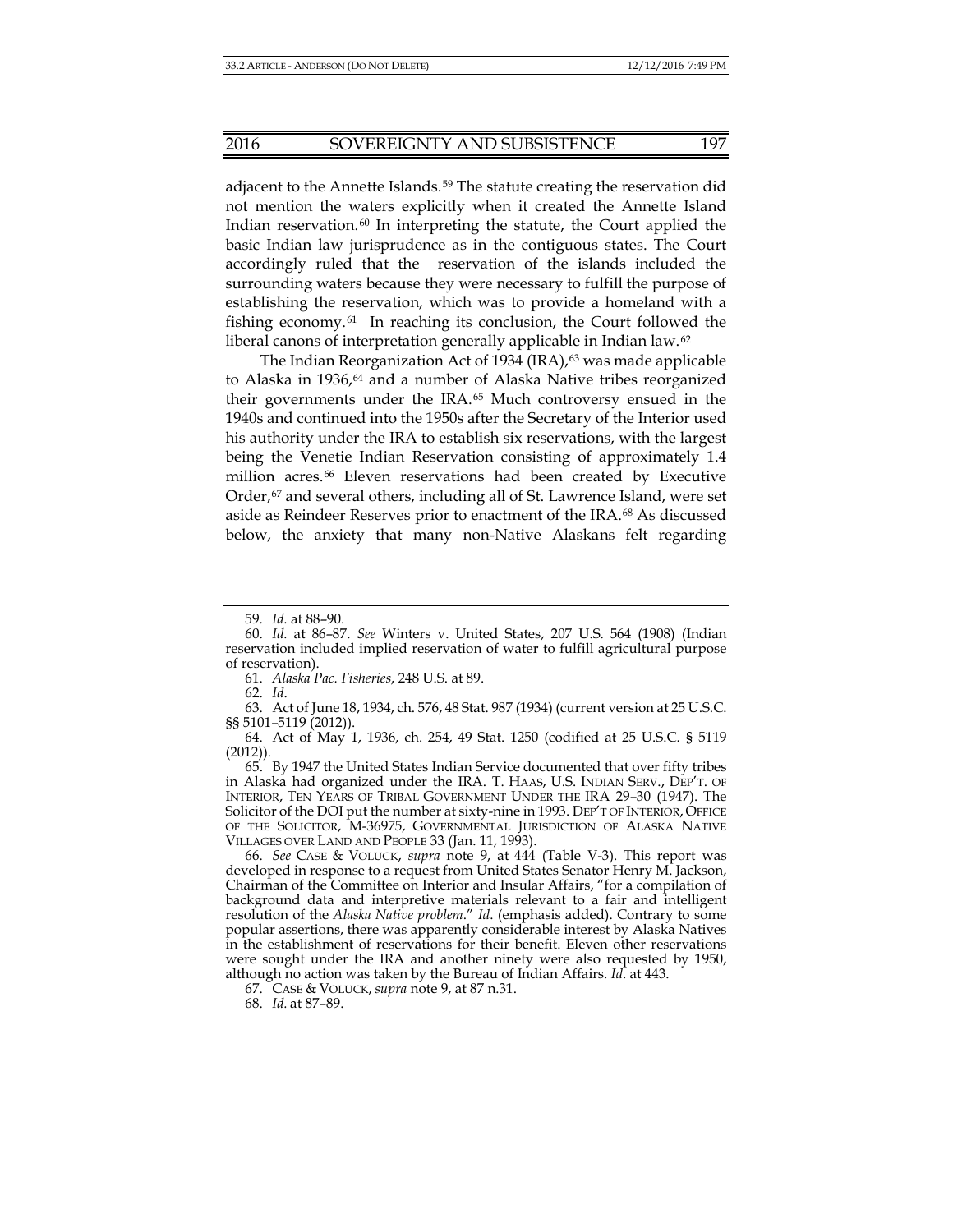adjacent to the Annette Islands.[59] The statute creating the reservation did not mention the waters explicitly when it created the Annette Island Indian reservation.[60] In interpreting the statute, the Court applied the basic Indian law jurisprudence as in the contiguous states. The Court accordingly ruled that the reservation of the islands included the surrounding waters because they were necessary to fulfill the purpose of establishing the reservation, which was to provide a homeland with a fishing economy.[61] In reaching its conclusion, the Court followed the liberal canons of interpretation generally applicable in Indian law.[62]

The Indian Reorganization Act of 1934 (IRA),[63] was made applicable to Alaska in 1936,[64] and a number of Alaska Native tribes reorganized their governments under the IRA.[65] Much controversy ensued in the 1940s and continued into the 1950s after the Secretary of the Interior used his authority under the IRA to establish six reservations, with the largest being the Venetie Indian Reservation consisting of approximately 1.4 million acres.[66] Eleven reservations had been created by Executive Order,[67] and several others, including all of St. Lawrence Island, were set aside as Reindeer Reserves prior to enactment of the IRA.[68] As discussed below, the anxiety that many non-Native Alaskans felt regarding

---

59. *Id.* at 88–90.

60. *Id.* at 86–87. *See* Winters v. United States, 207 U.S. 564 (1908) (Indian reservation included implied reservation of water to fulfill agricultural purpose of reservation).

61. *Alaska Pac. Fisheries*, 248 U.S. at 89.

62. *Id.*

63. Act of June 18, 1934, ch. 576, 48 Stat. 987 (1934) (current version at 25 U.S.C. §§ 5101–5119 (2012)).

64. Act of May 1, 1936, ch. 254, 49 Stat. 1250 (codified at 25 U.S.C. § 5119 (2012)).

65. By 1947 the United States Indian Service documented that over fifty tribes in Alaska had organized under the IRA. T. HAAS, U.S. INDIAN SERV., DEP'T. OF INTERIOR, TEN YEARS OF TRIBAL GOVERNMENT UNDER THE IRA 29–30 (1947). The Solicitor of the DOI put the number at sixty-nine in 1993. DEP'T OF INTERIOR, OFFICE OF THE SOLICITOR, M-36975, GOVERNMENTAL JURISDICTION OF ALASKA NATIVE VILLAGES OVER LAND AND PEOPLE 33 (Jan. 11, 1993).

66. *See* CASE & VOLUCK, *supra* note 9, at 444 (Table V-3). This report was developed in response to a request from United States Senator Henry M. Jackson, Chairman of the Committee on Interior and Insular Affairs, "for a compilation of background data and interpretive materials relevant to a fair and intelligent resolution of the *Alaska Native problem*." *Id.* (emphasis added). Contrary to some popular assertions, there was apparently considerable interest by Alaska Natives in the establishment of reservations for their benefit. Eleven other reservations were sought under the IRA and another ninety were also requested by 1950, although no action was taken by the Bureau of Indian Affairs. *Id.* at 443.

67. CASE & VOLUCK, *supra* note 9, at 87 n.31.

68. *Id.* at 87–89.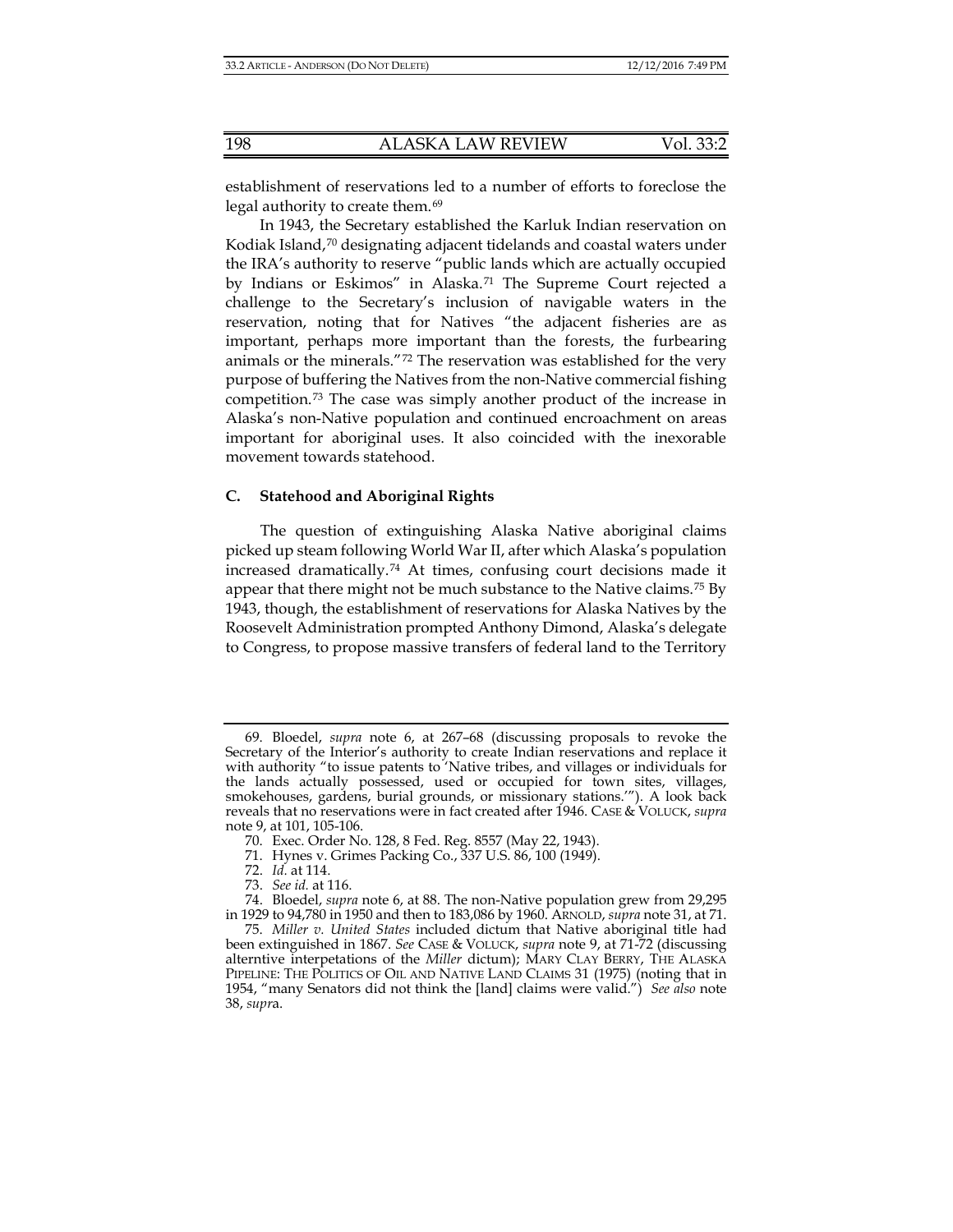establishment of reservations led to a number of efforts to foreclose the legal authority to create them.[69]

In 1943, the Secretary established the Karluk Indian reservation on Kodiak Island,[70] designating adjacent tidelands and coastal waters under the IRA's authority to reserve "public lands which are actually occupied by Indians or Eskimos" in Alaska.[71] The Supreme Court rejected a challenge to the Secretary's inclusion of navigable waters in the reservation, noting that for Natives "the adjacent fisheries are as important, perhaps more important than the forests, the furbearing animals or the minerals."[72] The reservation was established for the very purpose of buffering the Natives from the non-Native commercial fishing competition.[73] The case was simply another product of the increase in Alaska's non-Native population and continued encroachment on areas important for aboriginal uses. It also coincided with the inexorable movement towards statehood.

### C. Statehood and Aboriginal Rights

The question of extinguishing Alaska Native aboriginal claims picked up steam following World War II, after which Alaska's population increased dramatically.[74] At times, confusing court decisions made it appear that there might not be much substance to the Native claims.[75] By 1943, though, the establishment of reservations for Alaska Natives by the Roosevelt Administration prompted Anthony Dimond, Alaska's delegate to Congress, to propose massive transfers of federal land to the Territory

---

69. Bloedel, *supra* note 6, at 267–68 (discussing proposals to revoke the Secretary of the Interior's authority to create Indian reservations and replace it with authority "to issue patents to 'Native tribes, and villages or individuals for the lands actually possessed, used or occupied for town sites, villages, smokehouses, gardens, burial grounds, or missionary stations.'"). A look back reveals that no reservations were in fact created after 1946. CASE & VOLUCK, *supra* note 9, at 101, 105-106.

70. Exec. Order No. 128, 8 Fed. Reg. 8557 (May 22, 1943).

71. Hynes v. Grimes Packing Co., 337 U.S. 86, 100 (1949).

72. *Id.* at 114.

73. *See id.* at 116.

74. Bloedel, *supra* note 6, at 88. The non-Native population grew from 29,295 in 1929 to 94,780 in 1950 and then to 183,086 by 1960. ARNOLD, *supra* note 31, at 71.

75. *Miller v. United States* included dictum that Native aboriginal title had been extinguished in 1867. *See* CASE & VOLUCK, *supra* note 9, at 71-72 (discussing alterntive interpetations of the *Miller* dictum); MARY CLAY BERRY, THE ALASKA PIPELINE: THE POLITICS OF OIL AND NATIVE LAND CLAIMS 31 (1975) (noting that in 1954, "many Senators did not think the [land] claims were valid.") *See also* note 38, *supra*.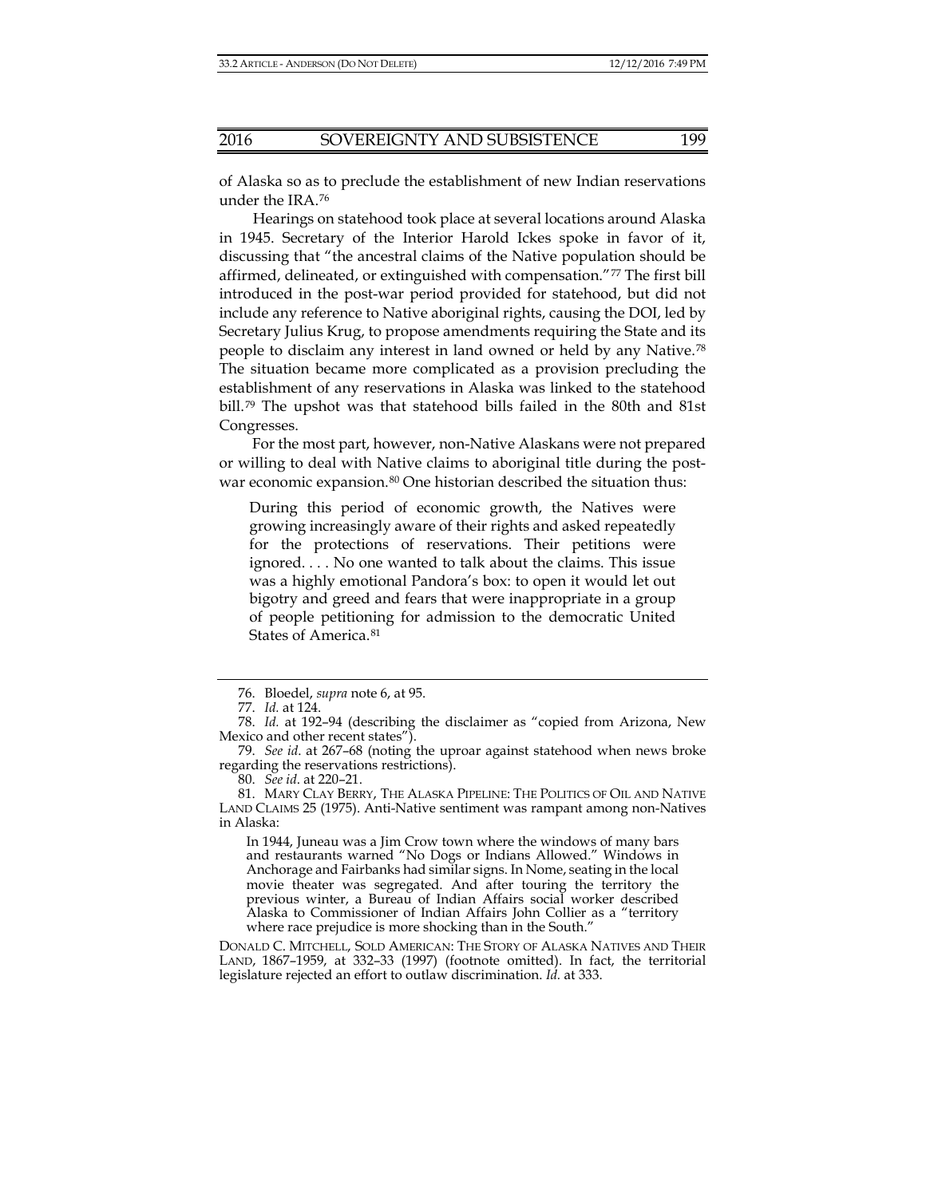of Alaska so as to preclude the establishment of new Indian reservations under the IRA.[76]

Hearings on statehood took place at several locations around Alaska in 1945. Secretary of the Interior Harold Ickes spoke in favor of it, discussing that "the ancestral claims of the Native population should be affirmed, delineated, or extinguished with compensation."[77] The first bill introduced in the post-war period provided for statehood, but did not include any reference to Native aboriginal rights, causing the DOI, led by Secretary Julius Krug, to propose amendments requiring the State and its people to disclaim any interest in land owned or held by any Native.[78] The situation became more complicated as a provision precluding the establishment of any reservations in Alaska was linked to the statehood bill.[79] The upshot was that statehood bills failed in the 80th and 81st Congresses.

For the most part, however, non-Native Alaskans were not prepared or willing to deal with Native claims to aboriginal title during the post-war economic expansion.[80] One historian described the situation thus:

> During this period of economic growth, the Natives were growing increasingly aware of their rights and asked repeatedly for the protections of reservations. Their petitions were ignored. . . . No one wanted to talk about the claims. This issue was a highly emotional Pandora's box: to open it would let out bigotry and greed and fears that were inappropriate in a group of people petitioning for admission to the democratic United States of America.[81]

---

76. Bloedel, *supra* note 6, at 95.

77. *Id.* at 124.

78. *Id.* at 192–94 (describing the disclaimer as "copied from Arizona, New Mexico and other recent states").

79. *See id.* at 267–68 (noting the uproar against statehood when news broke regarding the reservations restrictions).

80. *See id.* at 220–21.

81. MARY CLAY BERRY, THE ALASKA PIPELINE: THE POLITICS OF OIL AND NATIVE LAND CLAIMS 25 (1975). Anti-Native sentiment was rampant among non-Natives in Alaska:

> In 1944, Juneau was a Jim Crow town where the windows of many bars and restaurants warned "No Dogs or Indians Allowed." Windows in Anchorage and Fairbanks had similar signs. In Nome, seating in the local movie theater was segregated. And after touring the territory the previous winter, a Bureau of Indian Affairs social worker described Alaska to Commissioner of Indian Affairs John Collier as a "territory where race prejudice is more shocking than in the South."

DONALD C. MITCHELL, SOLD AMERICAN: THE STORY OF ALASKA NATIVES AND THEIR LAND, 1867–1959, at 332–33 (1997) (footnote omitted). In fact, the territorial legislature rejected an effort to outlaw discrimination. *Id.* at 333.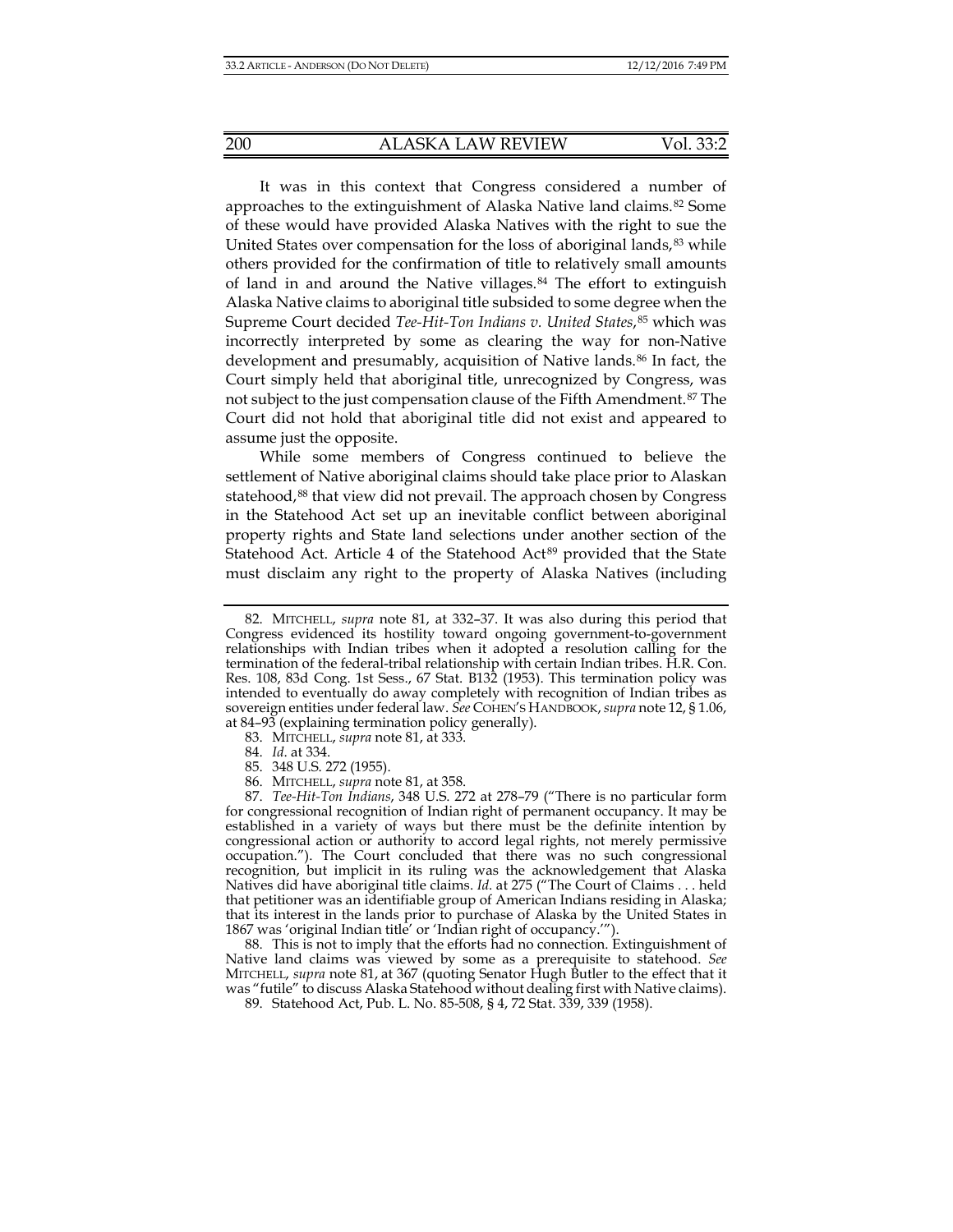It was in this context that Congress considered a number of approaches to the extinguishment of Alaska Native land claims.[82] Some of these would have provided Alaska Natives with the right to sue the United States over compensation for the loss of aboriginal lands,[83] while others provided for the confirmation of title to relatively small amounts of land in and around the Native villages.[84] The effort to extinguish Alaska Native claims to aboriginal title subsided to some degree when the Supreme Court decided *Tee-Hit-Ton Indians v. United States*,[85] which was incorrectly interpreted by some as clearing the way for non-Native development and presumably, acquisition of Native lands.[86] In fact, the Court simply held that aboriginal title, unrecognized by Congress, was not subject to the just compensation clause of the Fifth Amendment.[87] The Court did not hold that aboriginal title did not exist and appeared to assume just the opposite.

While some members of Congress continued to believe the settlement of Native aboriginal claims should take place prior to Alaskan statehood,[88] that view did not prevail. The approach chosen by Congress in the Statehood Act set up an inevitable conflict between aboriginal property rights and State land selections under another section of the Statehood Act. Article 4 of the Statehood Act[89] provided that the State must disclaim any right to the property of Alaska Natives (including

---

82. MITCHELL, *supra* note 81, at 332–37. It was also during this period that Congress evidenced its hostility toward ongoing government-to-government relationships with Indian tribes when it adopted a resolution calling for the termination of the federal-tribal relationship with certain Indian tribes. H.R. Con. Res. 108, 83d Cong. 1st Sess., 67 Stat. B132 (1953). This termination policy was intended to eventually do away completely with recognition of Indian tribes as sovereign entities under federal law. *See* COHEN'S HANDBOOK, *supra* note 12, § 1.06, at 84–93 (explaining termination policy generally).

83. MITCHELL, *supra* note 81, at 333.

84. *Id.* at 334.

85. 348 U.S. 272 (1955).

86. MITCHELL, *supra* note 81, at 358.

87. *Tee-Hit-Ton Indians*, 348 U.S. 272 at 278–79 ("There is no particular form for congressional recognition of Indian right of permanent occupancy. It may be established in a variety of ways but there must be the definite intention by congressional action or authority to accord legal rights, not merely permissive occupation."). The Court concluded that there was no such congressional recognition, but implicit in its ruling was the acknowledgement that Alaska Natives did have aboriginal title claims. *Id.* at 275 ("The Court of Claims . . . held that petitioner was an identifiable group of American Indians residing in Alaska; that its interest in the lands prior to purchase of Alaska by the United States in 1867 was 'original Indian title' or 'Indian right of occupancy.'").

88. This is not to imply that the efforts had no connection. Extinguishment of Native land claims was viewed by some as a prerequisite to statehood. *See* MITCHELL, *supra* note 81, at 367 (quoting Senator Hugh Butler to the effect that it was "futile" to discuss Alaska Statehood without dealing first with Native claims).

89. Statehood Act, Pub. L. No. 85-508, § 4, 72 Stat. 339, 339 (1958).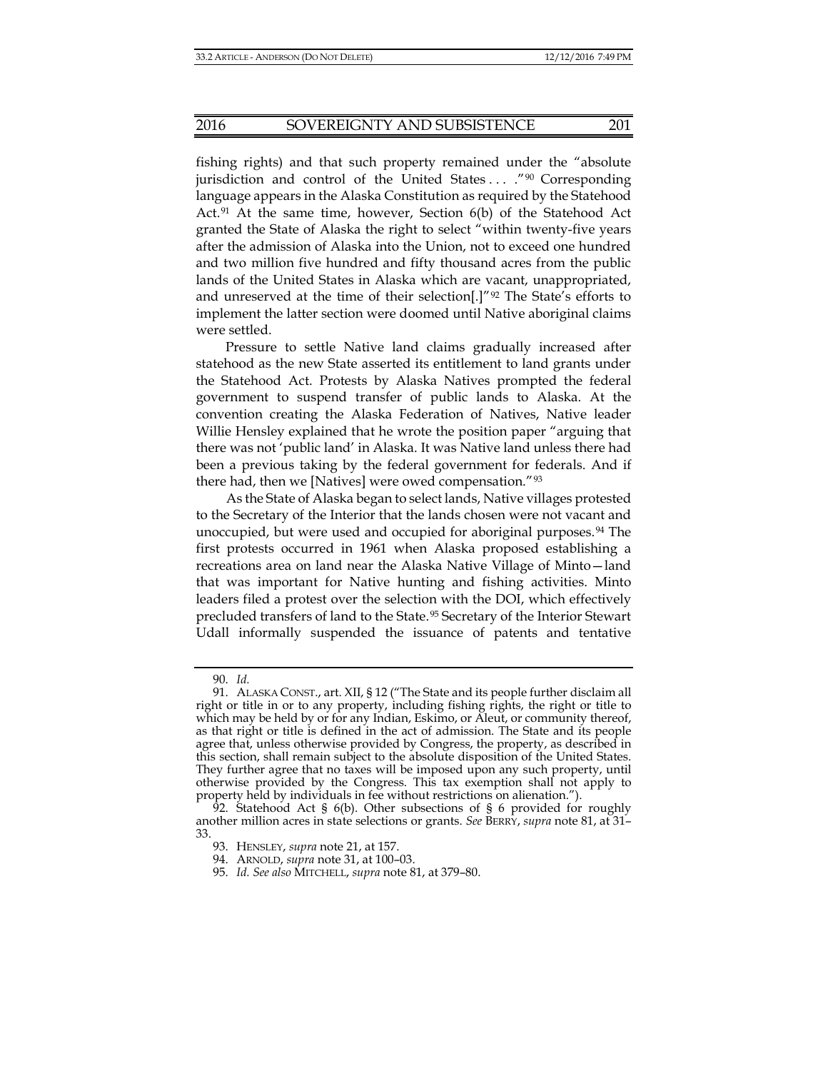fishing rights) and that such property remained under the "absolute jurisdiction and control of the United States . . . ."[90] Corresponding language appears in the Alaska Constitution as required by the Statehood Act.[91] At the same time, however, Section 6(b) of the Statehood Act granted the State of Alaska the right to select "within twenty-five years after the admission of Alaska into the Union, not to exceed one hundred and two million five hundred and fifty thousand acres from the public lands of the United States in Alaska which are vacant, unappropriated, and unreserved at the time of their selection[.]"[92] The State's efforts to implement the latter section were doomed until Native aboriginal claims were settled.

Pressure to settle Native land claims gradually increased after statehood as the new State asserted its entitlement to land grants under the Statehood Act. Protests by Alaska Natives prompted the federal government to suspend transfer of public lands to Alaska. At the convention creating the Alaska Federation of Natives, Native leader Willie Hensley explained that he wrote the position paper "arguing that there was not 'public land' in Alaska. It was Native land unless there had been a previous taking by the federal government for federals. And if there had, then we [Natives] were owed compensation."[93]

As the State of Alaska began to select lands, Native villages protested to the Secretary of the Interior that the lands chosen were not vacant and unoccupied, but were used and occupied for aboriginal purposes.[94] The first protests occurred in 1961 when Alaska proposed establishing a recreations area on land near the Alaska Native Village of Minto—land that was important for Native hunting and fishing activities. Minto leaders filed a protest over the selection with the DOI, which effectively precluded transfers of land to the State.[95] Secretary of the Interior Stewart Udall informally suspended the issuance of patents and tentative

---

90. *Id.*

91. ALASKA CONST., art. XII, § 12 ("The State and its people further disclaim all right or title in or to any property, including fishing rights, the right or title to which may be held by or for any Indian, Eskimo, or Aleut, or community thereof, as that right or title is defined in the act of admission. The State and its people agree that, unless otherwise provided by Congress, the property, as described in this section, shall remain subject to the absolute disposition of the United States. They further agree that no taxes will be imposed upon any such property, until otherwise provided by the Congress. This tax exemption shall not apply to property held by individuals in fee without restrictions on alienation.").

92. Statehood Act § 6(b). Other subsections of § 6 provided for roughly another million acres in state selections or grants. *See* BERRY, *supra* note 81, at 31–33.

93. HENSLEY, *supra* note 21, at 157.

94. ARNOLD, *supra* note 31, at 100–03.

95. *Id. See also* MITCHELL, *supra* note 81, at 379–80.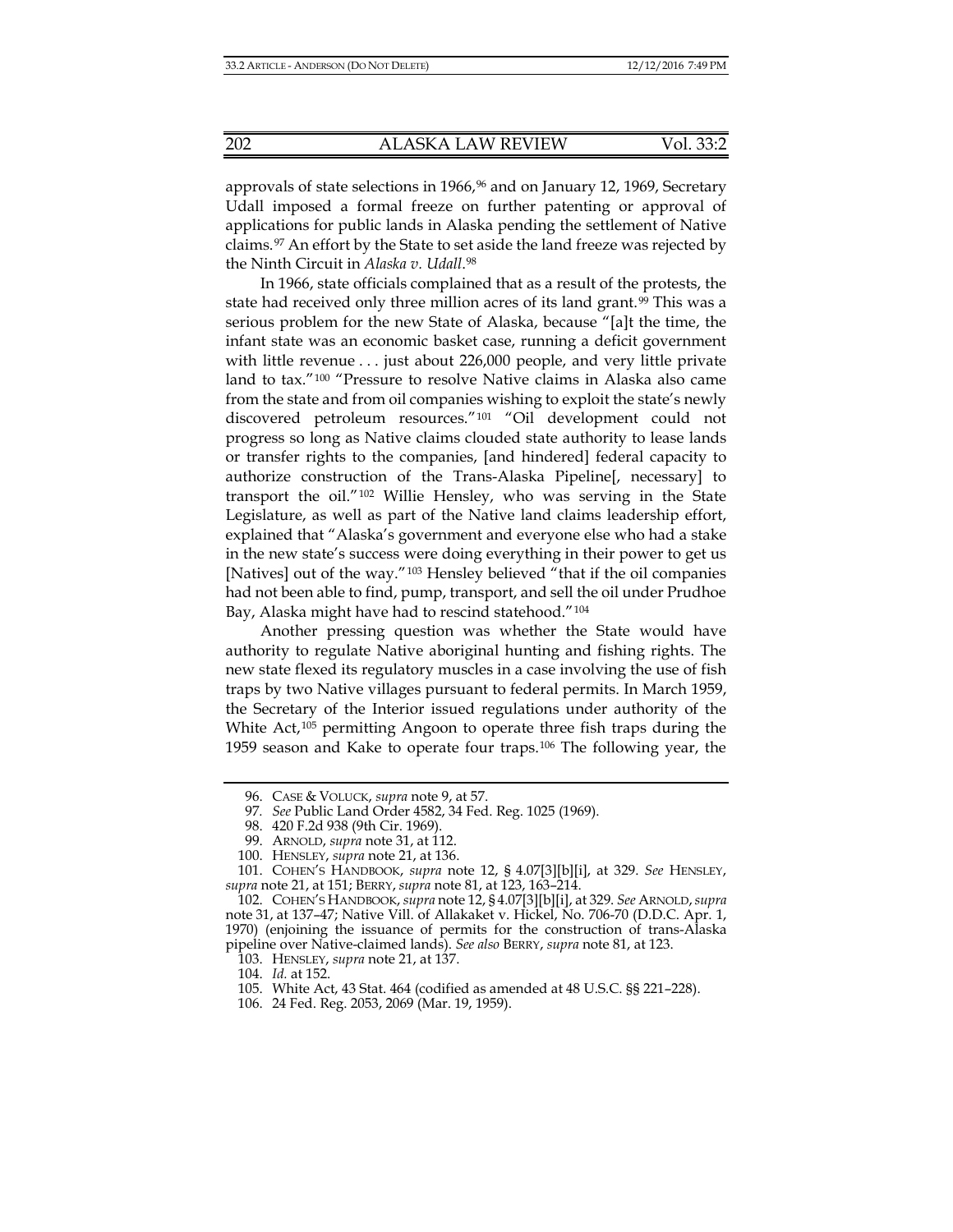approvals of state selections in 1966,[96] and on January 12, 1969, Secretary Udall imposed a formal freeze on further patenting or approval of applications for public lands in Alaska pending the settlement of Native claims.[97] An effort by the State to set aside the land freeze was rejected by the Ninth Circuit in *Alaska v. Udall*.[98]

In 1966, state officials complained that as a result of the protests, the state had received only three million acres of its land grant.[99] This was a serious problem for the new State of Alaska, because "[a]t the time, the infant state was an economic basket case, running a deficit government with little revenue . . . just about 226,000 people, and very little private land to tax."[100] "Pressure to resolve Native claims in Alaska also came from the state and from oil companies wishing to exploit the state's newly discovered petroleum resources."[101] "Oil development could not progress so long as Native claims clouded state authority to lease lands or transfer rights to the companies, [and hindered] federal capacity to authorize construction of the Trans-Alaska Pipeline[, necessary] to transport the oil."[102] Willie Hensley, who was serving in the State Legislature, as well as part of the Native land claims leadership effort, explained that "Alaska's government and everyone else who had a stake in the new state's success were doing everything in their power to get us [Natives] out of the way."[103] Hensley believed "that if the oil companies had not been able to find, pump, transport, and sell the oil under Prudhoe Bay, Alaska might have had to rescind statehood."[104]

Another pressing question was whether the State would have authority to regulate Native aboriginal hunting and fishing rights. The new state flexed its regulatory muscles in a case involving the use of fish traps by two Native villages pursuant to federal permits. In March 1959, the Secretary of the Interior issued regulations under authority of the White Act,[105] permitting Angoon to operate three fish traps during the 1959 season and Kake to operate four traps.[106] The following year, the

---

96. CASE & VOLUCK, *supra* note 9, at 57.

97. *See* Public Land Order 4582, 34 Fed. Reg. 1025 (1969).

98. 420 F.2d 938 (9th Cir. 1969).

99. ARNOLD, *supra* note 31, at 112.

100. HENSLEY, *supra* note 21, at 136.

101. COHEN'S HANDBOOK, *supra* note 12, § 4.07[3][b][i], at 329. *See* HENSLEY, *supra* note 21, at 151; BERRY, *supra* note 81, at 123, 163–214.

102. COHEN'S HANDBOOK, *supra* note 12, § 4.07[3][b][i], at 329. *See* ARNOLD, *supra* note 31, at 137–47; Native Vill. of Allakaket v. Hickel, No. 706-70 (D.D.C. Apr. 1, 1970) (enjoining the issuance of permits for the construction of trans-Alaska pipeline over Native-claimed lands). *See also* BERRY, *supra* note 81, at 123.

103. HENSLEY, *supra* note 21, at 137.

104. *Id.* at 152.

105. White Act, 43 Stat. 464 (codified as amended at 48 U.S.C. §§ 221–228).

106. 24 Fed. Reg. 2053, 2069 (Mar. 19, 1959).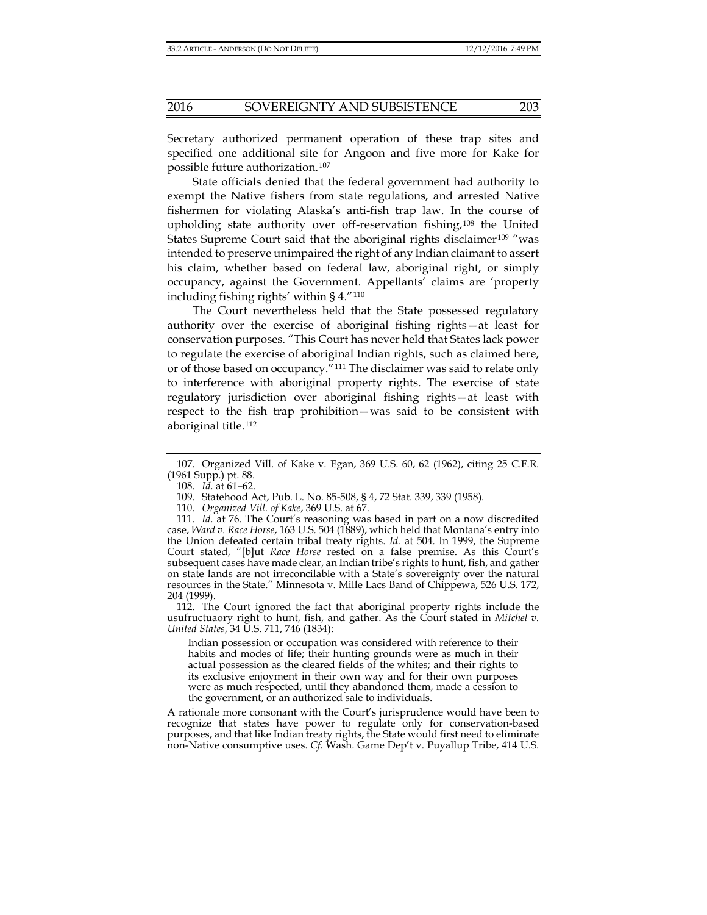Secretary authorized permanent operation of these trap sites and specified one additional site for Angoon and five more for Kake for possible future authorization.[107]

State officials denied that the federal government had authority to exempt the Native fishers from state regulations, and arrested Native fishermen for violating Alaska's anti-fish trap law. In the course of upholding state authority over off-reservation fishing,[108] the United States Supreme Court said that the aboriginal rights disclaimer[109] "was intended to preserve unimpaired the right of any Indian claimant to assert his claim, whether based on federal law, aboriginal right, or simply occupancy, against the Government. Appellants' claims are 'property including fishing rights' within § 4."[110]

The Court nevertheless held that the State possessed regulatory authority over the exercise of aboriginal fishing rights—at least for conservation purposes. "This Court has never held that States lack power to regulate the exercise of aboriginal Indian rights, such as claimed here, or of those based on occupancy."[111] The disclaimer was said to relate only to interference with aboriginal property rights. The exercise of state regulatory jurisdiction over aboriginal fishing rights—at least with respect to the fish trap prohibition—was said to be consistent with aboriginal title.[112]

---

107. Organized Vill. of Kake v. Egan, 369 U.S. 60, 62 (1962), citing 25 C.F.R. (1961 Supp.) pt. 88.

108. *Id.* at 61–62.

109. Statehood Act, Pub. L. No. 85-508, § 4, 72 Stat. 339, 339 (1958).

110. *Organized Vill. of Kake*, 369 U.S. at 67.

111. *Id.* at 76. The Court's reasoning was based in part on a now discredited case, *Ward v. Race Horse*, 163 U.S. 504 (1889), which held that Montana's entry into the Union defeated certain tribal treaty rights. *Id.* at 504. In 1999, the Supreme Court stated, "[b]ut *Race Horse* rested on a false premise. As this Court's subsequent cases have made clear, an Indian tribe's rights to hunt, fish, and gather on state lands are not irreconcilable with a State's sovereignty over the natural resources in the State." Minnesota v. Mille Lacs Band of Chippewa, 526 U.S. 172, 204 (1999).

112. The Court ignored the fact that aboriginal property rights include the usufructuaory right to hunt, fish, and gather. As the Court stated in *Mitchel v. United States*, 34 U.S. 711, 746 (1834):

> Indian possession or occupation was considered with reference to their habits and modes of life; their hunting grounds were as much in their actual possession as the cleared fields of the whites; and their rights to its exclusive enjoyment in their own way and for their own purposes were as much respected, until they abandoned them, made a cession to the government, or an authorized sale to individuals.

A rationale more consonant with the Court's jurisprudence would have been to recognize that states have power to regulate only for conservation-based purposes, and that like Indian treaty rights, the State would first need to eliminate non-Native consumptive uses. *Cf.* Wash. Game Dep't v. Puyallup Tribe, 414 U.S.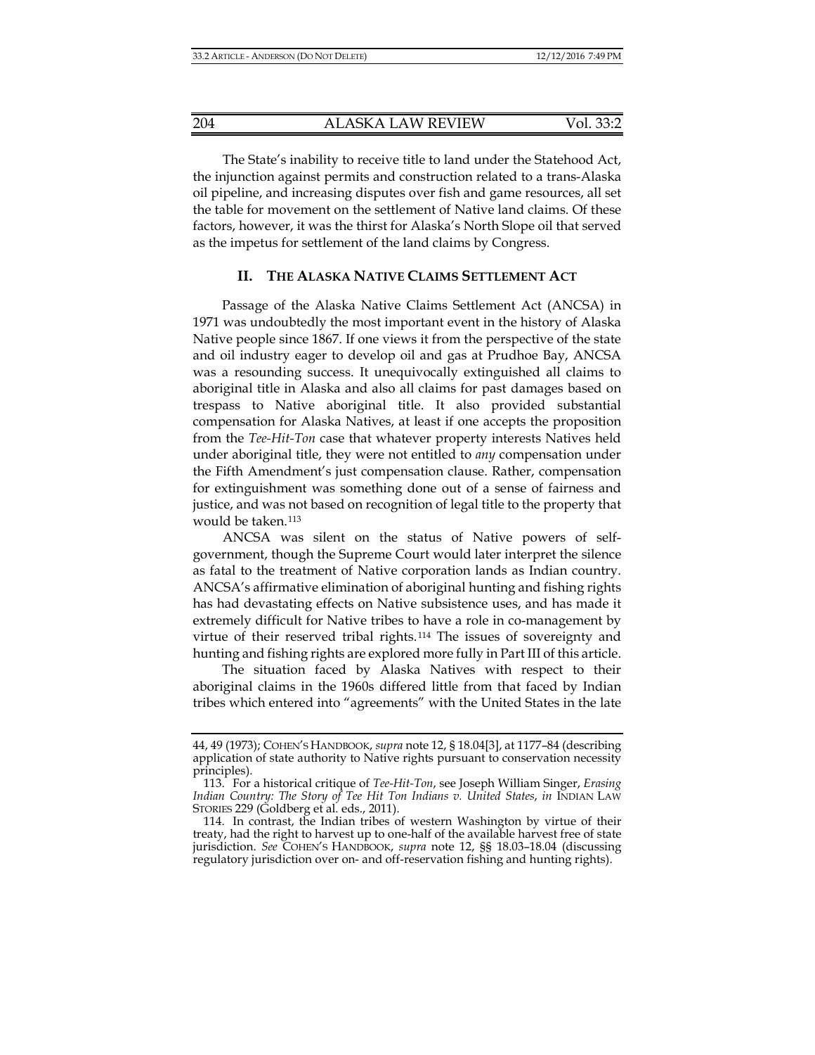The State's inability to receive title to land under the Statehood Act, the injunction against permits and construction related to a trans-Alaska oil pipeline, and increasing disputes over fish and game resources, all set the table for movement on the settlement of Native land claims. Of these factors, however, it was the thirst for Alaska's North Slope oil that served as the impetus for settlement of the land claims by Congress.

## II. THE ALASKA NATIVE CLAIMS SETTLEMENT ACT

Passage of the Alaska Native Claims Settlement Act (ANCSA) in 1971 was undoubtedly the most important event in the history of Alaska Native people since 1867. If one views it from the perspective of the state and oil industry eager to develop oil and gas at Prudhoe Bay, ANCSA was a resounding success. It unequivocally extinguished all claims to aboriginal title in Alaska and also all claims for past damages based on trespass to Native aboriginal title. It also provided substantial compensation for Alaska Natives, at least if one accepts the proposition from the *Tee-Hit-Ton* case that whatever property interests Natives held under aboriginal title, they were not entitled to *any* compensation under the Fifth Amendment's just compensation clause. Rather, compensation for extinguishment was something done out of a sense of fairness and justice, and was not based on recognition of legal title to the property that would be taken.[113]

ANCSA was silent on the status of Native powers of self-government, though the Supreme Court would later interpret the silence as fatal to the treatment of Native corporation lands as Indian country. ANCSA's affirmative elimination of aboriginal hunting and fishing rights has had devastating effects on Native subsistence uses, and has made it extremely difficult for Native tribes to have a role in co-management by virtue of their reserved tribal rights.[114] The issues of sovereignty and hunting and fishing rights are explored more fully in Part III of this article.

The situation faced by Alaska Natives with respect to their aboriginal claims in the 1960s differed little from that faced by Indian tribes which entered into "agreements" with the United States in the late

---

44, 49 (1973); COHEN'S HANDBOOK, *supra* note 12, § 18.04[3], at 1177–84 (describing application of state authority to Native rights pursuant to conservation necessity principles).

113. For a historical critique of *Tee-Hit-Ton*, see Joseph William Singer, *Erasing Indian Country: The Story of Tee Hit Ton Indians v. United States*, *in* INDIAN LAW STORIES 229 (Goldberg et al. eds., 2011).

114. In contrast, the Indian tribes of western Washington by virtue of their treaty, had the right to harvest up to one-half of the available harvest free of state jurisdiction. *See* COHEN'S HANDBOOK, *supra* note 12, §§ 18.03–18.04 (discussing regulatory jurisdiction over on- and off-reservation fishing and hunting rights).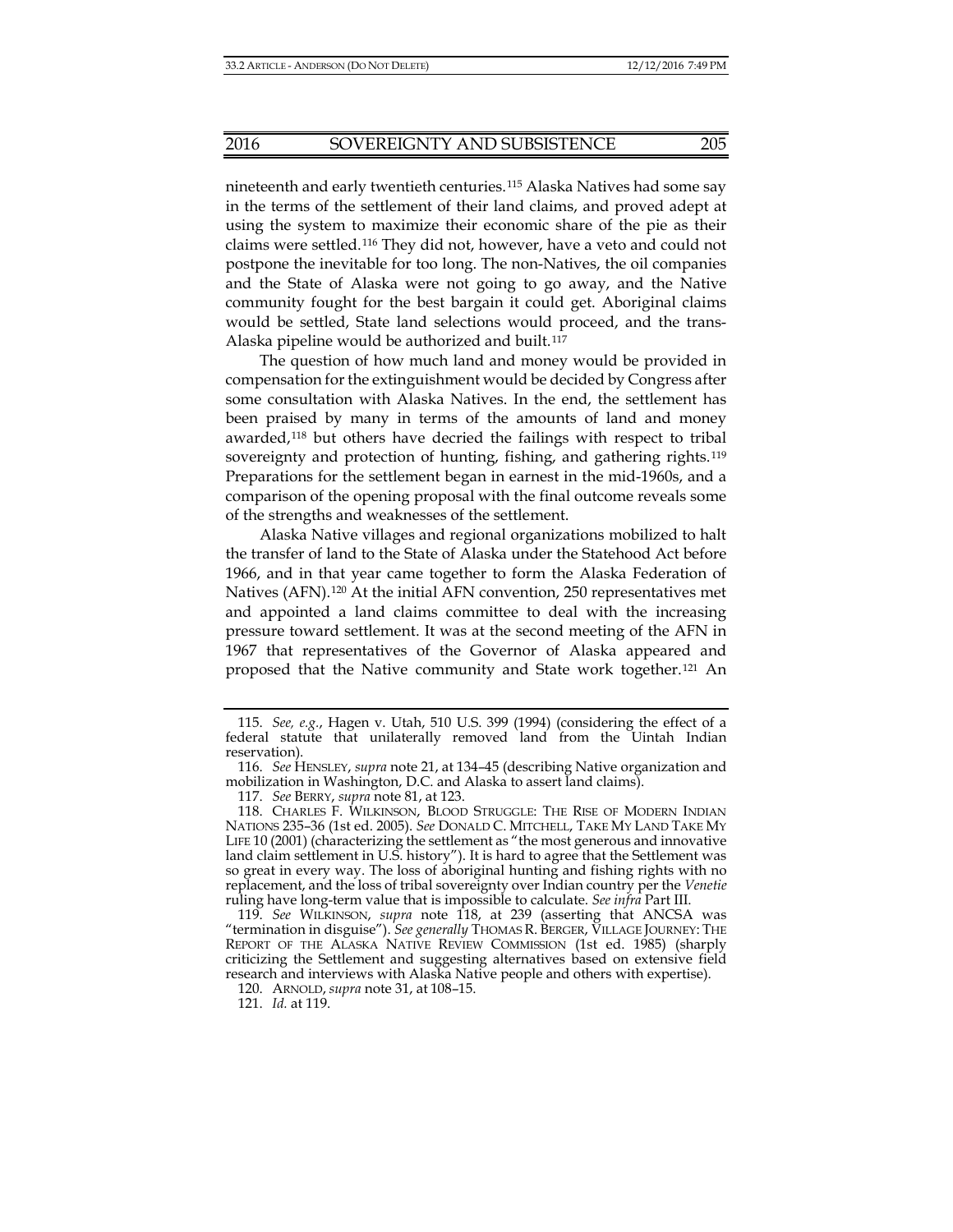nineteenth and early twentieth centuries.[115] Alaska Natives had some say in the terms of the settlement of their land claims, and proved adept at using the system to maximize their economic share of the pie as their claims were settled.[116] They did not, however, have a veto and could not postpone the inevitable for too long. The non-Natives, the oil companies and the State of Alaska were not going to go away, and the Native community fought for the best bargain it could get. Aboriginal claims would be settled, State land selections would proceed, and the trans-Alaska pipeline would be authorized and built.[117]

The question of how much land and money would be provided in compensation for the extinguishment would be decided by Congress after some consultation with Alaska Natives. In the end, the settlement has been praised by many in terms of the amounts of land and money awarded,[118] but others have decried the failings with respect to tribal sovereignty and protection of hunting, fishing, and gathering rights.[119] Preparations for the settlement began in earnest in the mid-1960s, and a comparison of the opening proposal with the final outcome reveals some of the strengths and weaknesses of the settlement.

Alaska Native villages and regional organizations mobilized to halt the transfer of land to the State of Alaska under the Statehood Act before 1966, and in that year came together to form the Alaska Federation of Natives (AFN).[120] At the initial AFN convention, 250 representatives met and appointed a land claims committee to deal with the increasing pressure toward settlement. It was at the second meeting of the AFN in 1967 that representatives of the Governor of Alaska appeared and proposed that the Native community and State work together.[121] An

---

115. *See, e.g.*, Hagen v. Utah, 510 U.S. 399 (1994) (considering the effect of a federal statute that unilaterally removed land from the Uintah Indian reservation).

116. *See* HENSLEY, *supra* note 21, at 134–45 (describing Native organization and mobilization in Washington, D.C. and Alaska to assert land claims).

117. *See* BERRY, *supra* note 81, at 123.

118. CHARLES F. WILKINSON, BLOOD STRUGGLE: THE RISE OF MODERN INDIAN NATIONS 235–36 (1st ed. 2005). *See* DONALD C. MITCHELL, TAKE MY LAND TAKE MY LIFE 10 (2001) (characterizing the settlement as "the most generous and innovative land claim settlement in U.S. history"). It is hard to agree that the Settlement was so great in every way. The loss of aboriginal hunting and fishing rights with no replacement, and the loss of tribal sovereignty over Indian country per the *Venetie* ruling have long-term value that is impossible to calculate. *See infra* Part III.

119. *See* WILKINSON, *supra* note 118, at 239 (asserting that ANCSA was "termination in disguise"). *See generally* THOMAS R. BERGER, VILLAGE JOURNEY: THE REPORT OF THE ALASKA NATIVE REVIEW COMMISSION (1st ed. 1985) (sharply criticizing the Settlement and suggesting alternatives based on extensive field research and interviews with Alaska Native people and others with expertise).

120. ARNOLD, *supra* note 31, at 108–15.

121. *Id.* at 119.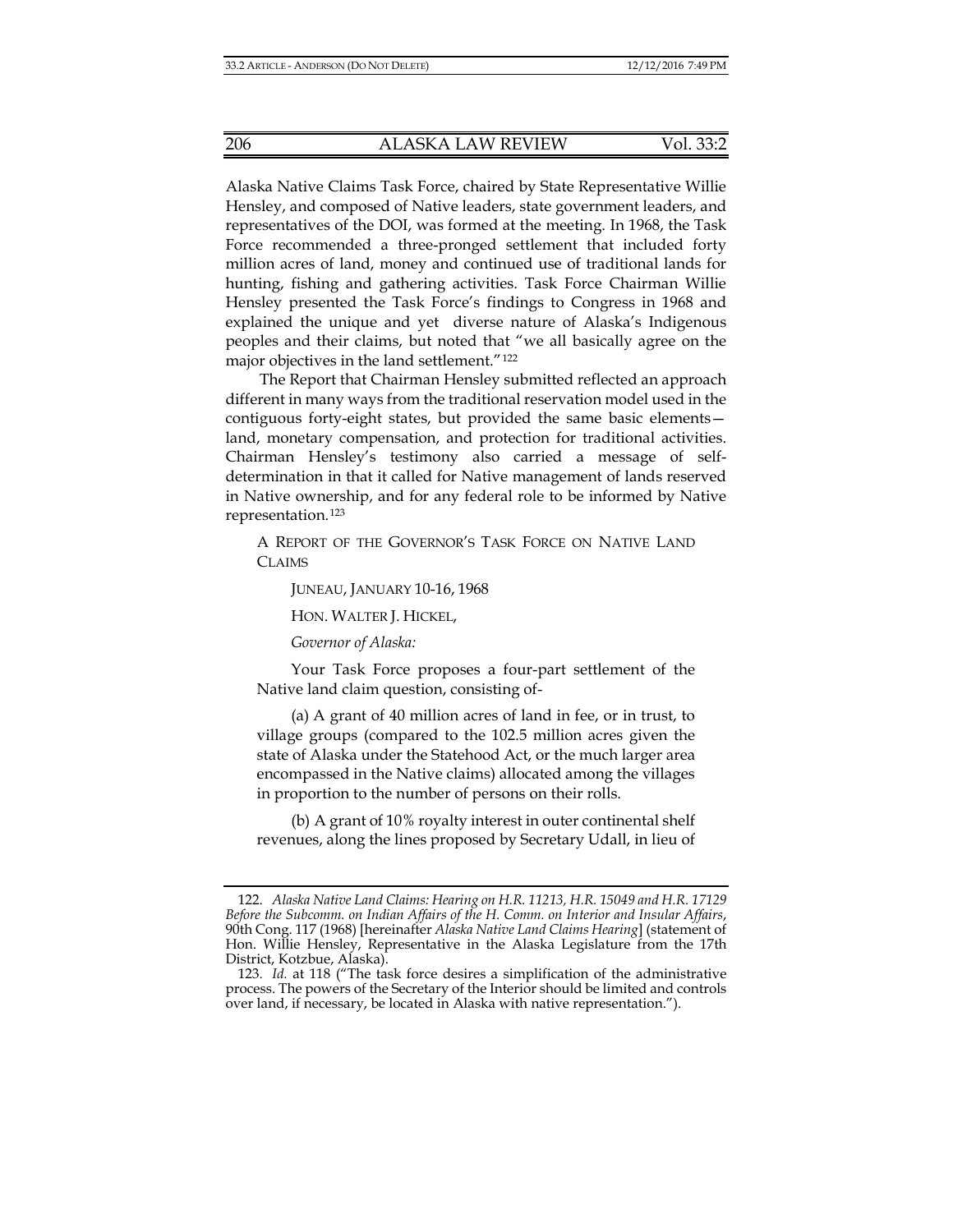Alaska Native Claims Task Force, chaired by State Representative Willie Hensley, and composed of Native leaders, state government leaders, and representatives of the DOI, was formed at the meeting. In 1968, the Task Force recommended a three-pronged settlement that included forty million acres of land, money and continued use of traditional lands for hunting, fishing and gathering activities. Task Force Chairman Willie Hensley presented the Task Force's findings to Congress in 1968 and explained the unique and yet diverse nature of Alaska's Indigenous peoples and their claims, but noted that "we all basically agree on the major objectives in the land settlement."[122]

The Report that Chairman Hensley submitted reflected an approach different in many ways from the traditional reservation model used in the contiguous forty-eight states, but provided the same basic elements—land, monetary compensation, and protection for traditional activities. Chairman Hensley's testimony also carried a message of self-determination in that it called for Native management of lands reserved in Native ownership, and for any federal role to be informed by Native representation.[123]

> A REPORT OF THE GOVERNOR'S TASK FORCE ON NATIVE LAND CLAIMS
>
> JUNEAU, JANUARY 10-16, 1968
>
> HON. WALTER J. HICKEL,
>
> *Governor of Alaska:*
>
> Your Task Force proposes a four-part settlement of the Native land claim question, consisting of-
>
> (a) A grant of 40 million acres of land in fee, or in trust, to village groups (compared to the 102.5 million acres given the state of Alaska under the Statehood Act, or the much larger area encompassed in the Native claims) allocated among the villages in proportion to the number of persons on their rolls.
>
> (b) A grant of 10% royalty interest in outer continental shelf revenues, along the lines proposed by Secretary Udall, in lieu of

---

122. *Alaska Native Land Claims: Hearing on H.R. 11213, H.R. 15049 and H.R. 17129 Before the Subcomm. on Indian Affairs of the H. Comm. on Interior and Insular Affairs*, 90th Cong. 117 (1968) [hereinafter *Alaska Native Land Claims Hearing*] (statement of Hon. Willie Hensley, Representative in the Alaska Legislature from the 17th District, Kotzbue, Alaska).

123. *Id.* at 118 ("The task force desires a simplification of the administrative process. The powers of the Secretary of the Interior should be limited and controls over land, if necessary, be located in Alaska with native representation.").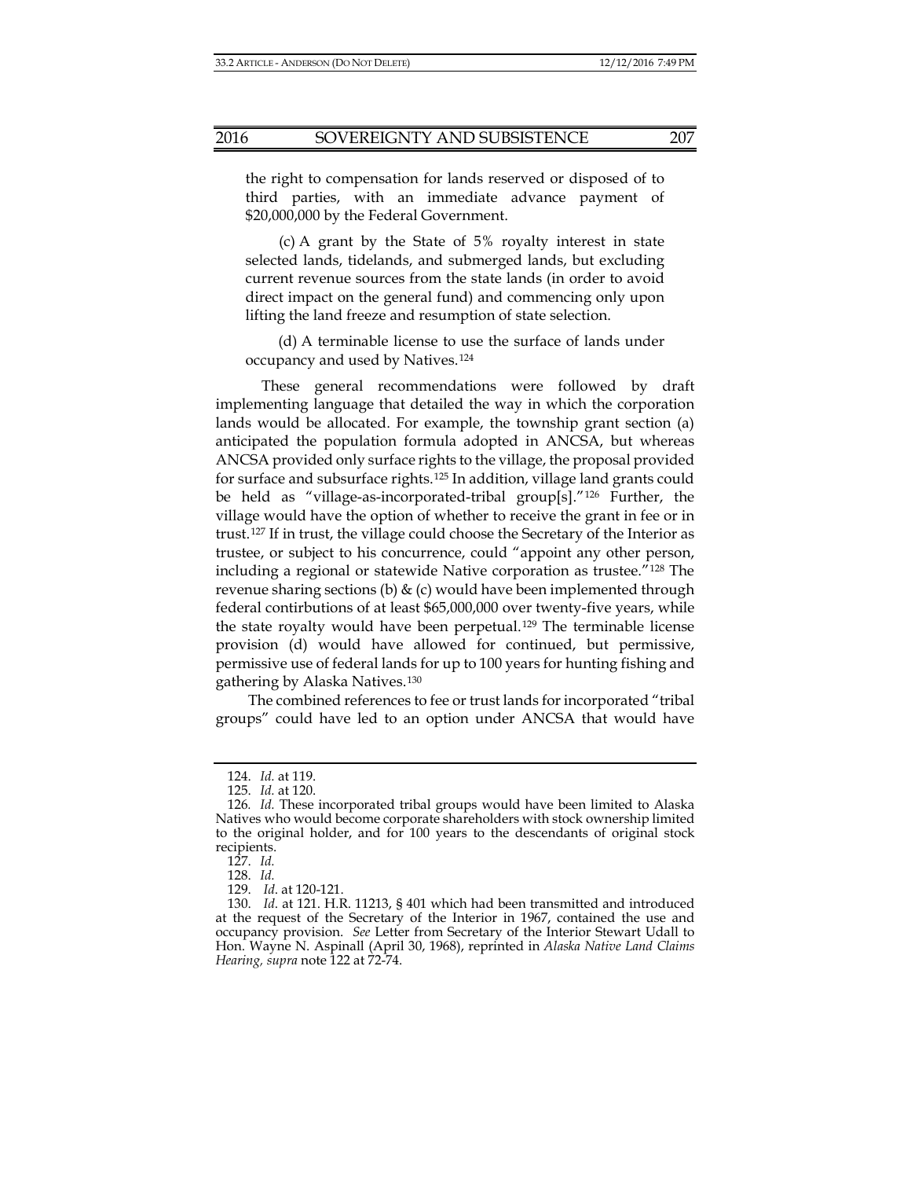the right to compensation for lands reserved or disposed of to third parties, with an immediate advance payment of $20,000,000 by the Federal Government.

> (c) A grant by the State of 5% royalty interest in state selected lands, tidelands, and submerged lands, but excluding current revenue sources from the state lands (in order to avoid direct impact on the general fund) and commencing only upon lifting the land freeze and resumption of state selection.
>
> (d) A terminable license to use the surface of lands under occupancy and used by Natives.[124]

These general recommendations were followed by draft implementing language that detailed the way in which the corporation lands would be allocated. For example, the township grant section (a) anticipated the population formula adopted in ANCSA, but whereas ANCSA provided only surface rights to the village, the proposal provided for surface and subsurface rights.[125] In addition, village land grants could be held as "village-as-incorporated-tribal group[s]."[126] Further, the village would have the option of whether to receive the grant in fee or in trust.[127] If in trust, the village could choose the Secretary of the Interior as trustee, or subject to his concurrence, could "appoint any other person, including a regional or statewide Native corporation as trustee."[128] The revenue sharing sections (b) & (c) would have been implemented through federal contirbutions of at least $65,000,000 over twenty-five years, while the state royalty would have been perpetual.[129] The terminable license provision (d) would have allowed for continued, but permissive, permissive use of federal lands for up to 100 years for hunting fishing and gathering by Alaska Natives.[130]

The combined references to fee or trust lands for incorporated "tribal groups" could have led to an option under ANCSA that would have

---

124. *Id.* at 119.

125. *Id.* at 120.

126. *Id.* These incorporated tribal groups would have been limited to Alaska Natives who would become corporate shareholders with stock ownership limited to the original holder, and for 100 years to the descendants of original stock recipients.

127. *Id.*

128. *Id.*

129. *Id.* at 120-121.

130. *Id.* at 121. H.R. 11213, § 401 which had been transmitted and introduced at the request of the Secretary of the Interior in 1967, contained the use and occupancy provision. *See* Letter from Secretary of the Interior Stewart Udall to Hon. Wayne N. Aspinall (April 30, 1968), reprinted in *Alaska Native Land Claims Hearing, supra* note 122 at 72-74.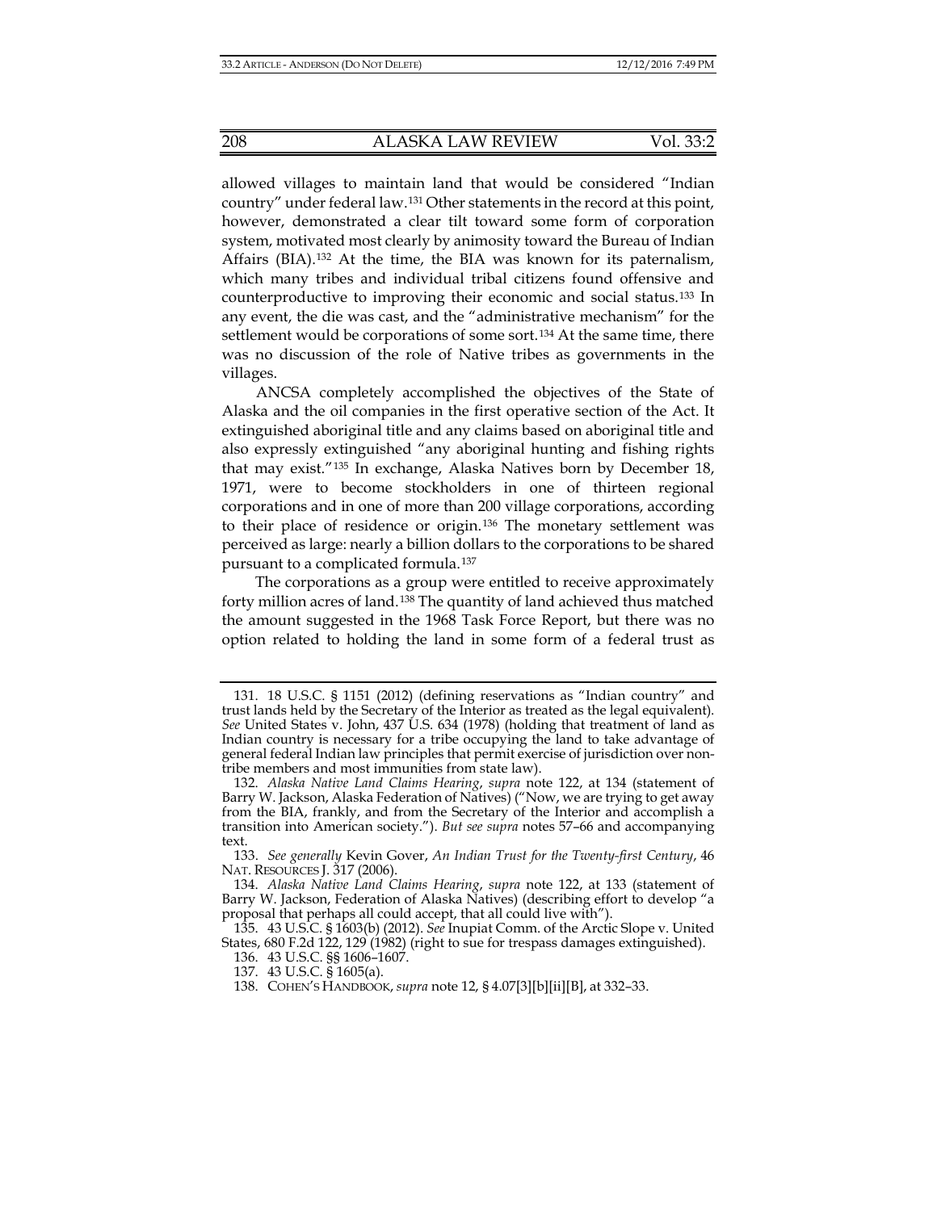allowed villages to maintain land that would be considered "Indian country" under federal law.[131] Other statements in the record at this point, however, demonstrated a clear tilt toward some form of corporation system, motivated most clearly by animosity toward the Bureau of Indian Affairs (BIA).[132] At the time, the BIA was known for its paternalism, which many tribes and individual tribal citizens found offensive and counterproductive to improving their economic and social status.[133] In any event, the die was cast, and the "administrative mechanism" for the settlement would be corporations of some sort.[134] At the same time, there was no discussion of the role of Native tribes as governments in the villages.

ANCSA completely accomplished the objectives of the State of Alaska and the oil companies in the first operative section of the Act. It extinguished aboriginal title and any claims based on aboriginal title and also expressly extinguished "any aboriginal hunting and fishing rights that may exist."[135] In exchange, Alaska Natives born by December 18, 1971, were to become stockholders in one of thirteen regional corporations and in one of more than 200 village corporations, according to their place of residence or origin.[136] The monetary settlement was perceived as large: nearly a billion dollars to the corporations to be shared pursuant to a complicated formula.[137]

The corporations as a group were entitled to receive approximately forty million acres of land.[138] The quantity of land achieved thus matched the amount suggested in the 1968 Task Force Report, but there was no option related to holding the land in some form of a federal trust as

---

131. 18 U.S.C. § 1151 (2012) (defining reservations as "Indian country" and trust lands held by the Secretary of the Interior as treated as the legal equivalent). *See* United States v. John, 437 U.S. 634 (1978) (holding that treatment of land as Indian country is necessary for a tribe occupying the land to take advantage of general federal Indian law principles that permit exercise of jurisdiction over non-tribe members and most immunities from state law).

132. *Alaska Native Land Claims Hearing*, *supra* note 122, at 134 (statement of Barry W. Jackson, Alaska Federation of Natives) ("Now, we are trying to get away from the BIA, frankly, and from the Secretary of the Interior and accomplish a transition into American society."). *But see supra* notes 57–66 and accompanying text.

133. *See generally* Kevin Gover, *An Indian Trust for the Twenty-first Century*, 46 NAT. RESOURCES J. 317 (2006).

134. *Alaska Native Land Claims Hearing*, *supra* note 122, at 133 (statement of Barry W. Jackson, Federation of Alaska Natives) (describing effort to develop "a proposal that perhaps all could accept, that all could live with").

135. 43 U.S.C. § 1603(b) (2012). *See* Inupiat Comm. of the Arctic Slope v. United States, 680 F.2d 122, 129 (1982) (right to sue for trespass damages extinguished).

136. 43 U.S.C. §§ 1606–1607.

137. 43 U.S.C. § 1605(a).

138. COHEN'S HANDBOOK, *supra* note 12, § 4.07[3][b][ii][B], at 332–33.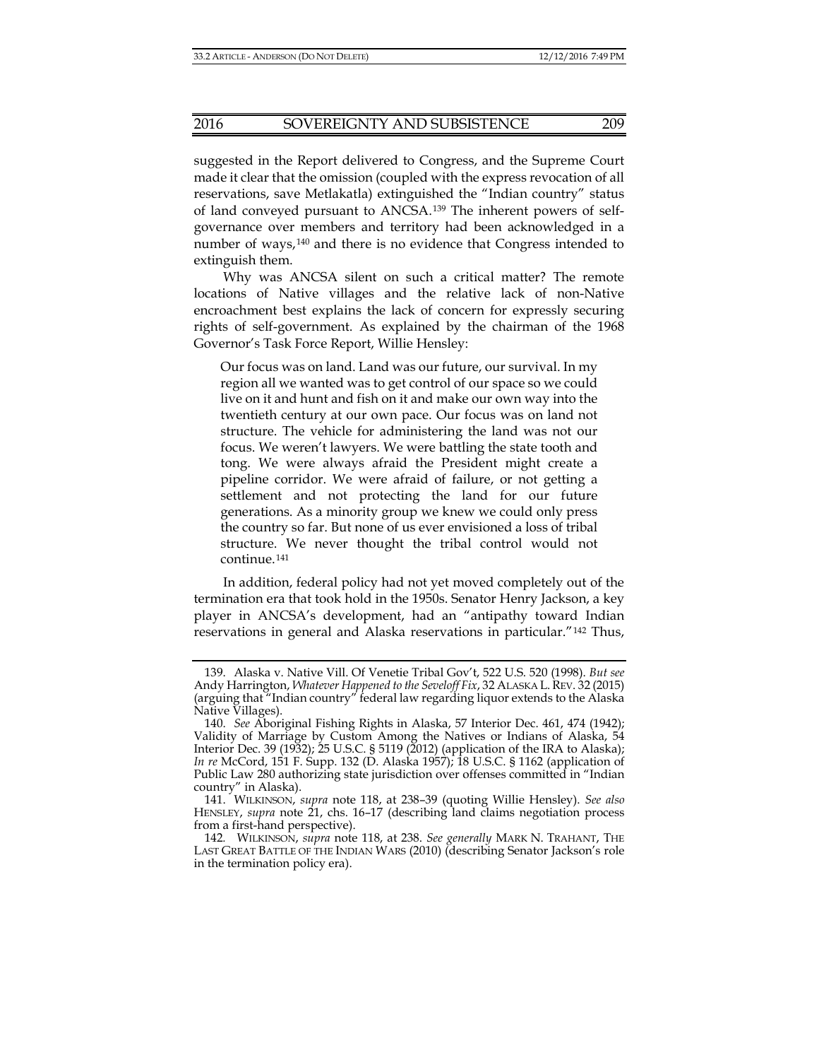suggested in the Report delivered to Congress, and the Supreme Court made it clear that the omission (coupled with the express revocation of all reservations, save Metlakatla) extinguished the "Indian country" status of land conveyed pursuant to ANCSA.[139] The inherent powers of self-governance over members and territory had been acknowledged in a number of ways,[140] and there is no evidence that Congress intended to extinguish them.

Why was ANCSA silent on such a critical matter? The remote locations of Native villages and the relative lack of non-Native encroachment best explains the lack of concern for expressly securing rights of self-government. As explained by the chairman of the 1968 Governor's Task Force Report, Willie Hensley:

> Our focus was on land. Land was our future, our survival. In my region all we wanted was to get control of our space so we could live on it and hunt and fish on it and make our own way into the twentieth century at our own pace. Our focus was on land not structure. The vehicle for administering the land was not our focus. We weren't lawyers. We were battling the state tooth and tong. We were always afraid the President might create a pipeline corridor. We were afraid of failure, or not getting a settlement and not protecting the land for our future generations. As a minority group we knew we could only press the country so far. But none of us ever envisioned a loss of tribal structure. We never thought the tribal control would not continue.[141]

In addition, federal policy had not yet moved completely out of the termination era that took hold in the 1950s. Senator Henry Jackson, a key player in ANCSA's development, had an "antipathy toward Indian reservations in general and Alaska reservations in particular."[142] Thus,

---

139. Alaska v. Native Vill. Of Venetie Tribal Gov't, 522 U.S. 520 (1998). *But see* Andy Harrington, *Whatever Happened to the Seveloff Fix*, 32 ALASKA L. REV. 32 (2015) (arguing that "Indian country" federal law regarding liquor extends to the Alaska Native Villages).

140. *See* Aboriginal Fishing Rights in Alaska, 57 Interior Dec. 461, 474 (1942); Validity of Marriage by Custom Among the Natives or Indians of Alaska, 54 Interior Dec. 39 (1932); 25 U.S.C. § 5119 (2012) (application of the IRA to Alaska); *In re* McCord, 151 F. Supp. 132 (D. Alaska 1957); 18 U.S.C. § 1162 (application of Public Law 280 authorizing state jurisdiction over offenses committed in "Indian country" in Alaska).

141. WILKINSON, *supra* note 118, at 238–39 (quoting Willie Hensley). *See also* HENSLEY, *supra* note 21, chs. 16–17 (describing land claims negotiation process from a first-hand perspective).

142. WILKINSON, *supra* note 118, at 238. *See generally* MARK N. TRAHANT, THE LAST GREAT BATTLE OF THE INDIAN WARS (2010) (describing Senator Jackson's role in the termination policy era).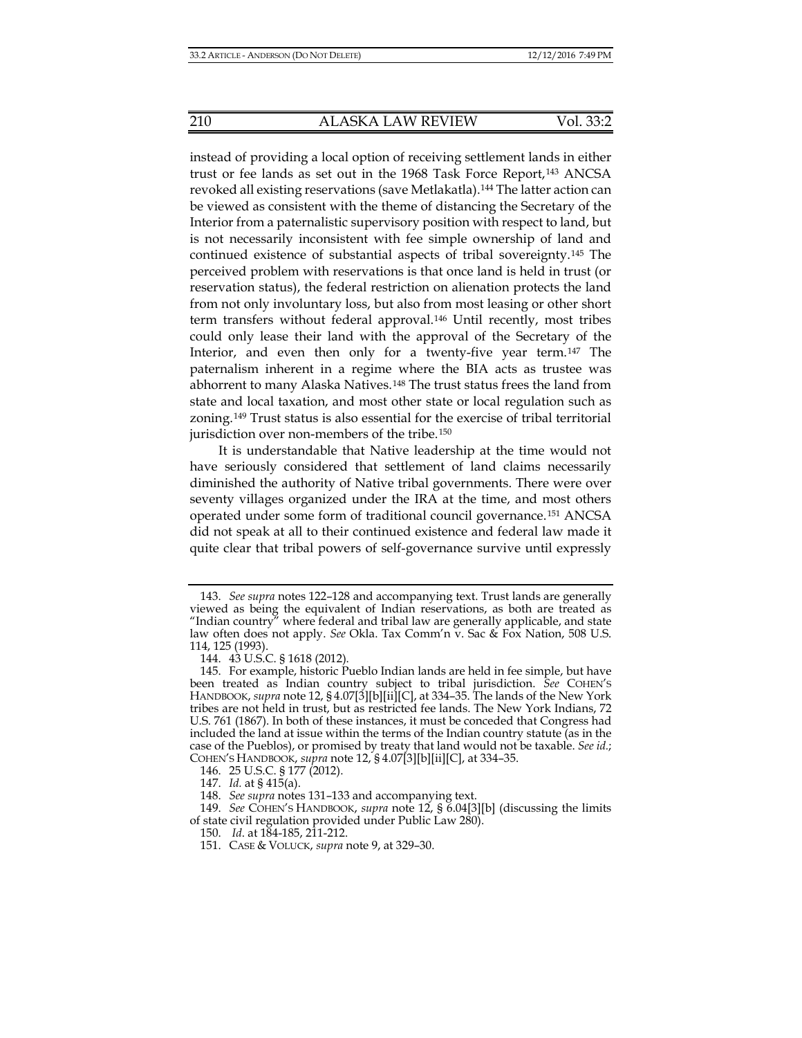instead of providing a local option of receiving settlement lands in either trust or fee lands as set out in the 1968 Task Force Report,[143] ANCSA revoked all existing reservations (save Metlakatla).[144] The latter action can be viewed as consistent with the theme of distancing the Secretary of the Interior from a paternalistic supervisory position with respect to land, but is not necessarily inconsistent with fee simple ownership of land and continued existence of substantial aspects of tribal sovereignty.[145] The perceived problem with reservations is that once land is held in trust (or reservation status), the federal restriction on alienation protects the land from not only involuntary loss, but also from most leasing or other short term transfers without federal approval.[146] Until recently, most tribes could only lease their land with the approval of the Secretary of the Interior, and even then only for a twenty-five year term.[147] The paternalism inherent in a regime where the BIA acts as trustee was abhorrent to many Alaska Natives.[148] The trust status frees the land from state and local taxation, and most other state or local regulation such as zoning.[149] Trust status is also essential for the exercise of tribal territorial jurisdiction over non-members of the tribe.[150]

It is understandable that Native leadership at the time would not have seriously considered that settlement of land claims necessarily diminished the authority of Native tribal governments. There were over seventy villages organized under the IRA at the time, and most others operated under some form of traditional council governance.[151] ANCSA did not speak at all to their continued existence and federal law made it quite clear that tribal powers of self-governance survive until expressly

---

143. *See supra* notes 122–128 and accompanying text. Trust lands are generally viewed as being the equivalent of Indian reservations, as both are treated as "Indian country" where federal and tribal law are generally applicable, and state law often does not apply. *See* Okla. Tax Comm'n v. Sac & Fox Nation, 508 U.S. 114, 125 (1993).

144. 43 U.S.C. § 1618 (2012).

145. For example, historic Pueblo Indian lands are held in fee simple, but have been treated as Indian country subject to tribal jurisdiction. *See* COHEN'S HANDBOOK, *supra* note 12, § 4.07[3][b][ii][C], at 334–35. The lands of the New York tribes are not held in trust, but as restricted fee lands. The New York Indians, 72 U.S. 761 (1867). In both of these instances, it must be conceded that Congress had included the land at issue within the terms of the Indian country statute (as in the case of the Pueblos), or promised by treaty that land would not be taxable. *See id.*; COHEN'S HANDBOOK, *supra* note 12, § 4.07[3][b][ii][C], at 334–35.

146. 25 U.S.C. § 177 (2012).

147. *Id.* at § 415(a).

148. *See supra* notes 131–133 and accompanying text.

149. *See* COHEN'S HANDBOOK, *supra* note 12, § 6.04[3][b] (discussing the limits of state civil regulation provided under Public Law 280).

150. *Id*. at 184-185, 211-212.

151. CASE & VOLUCK, *supra* note 9, at 329–30.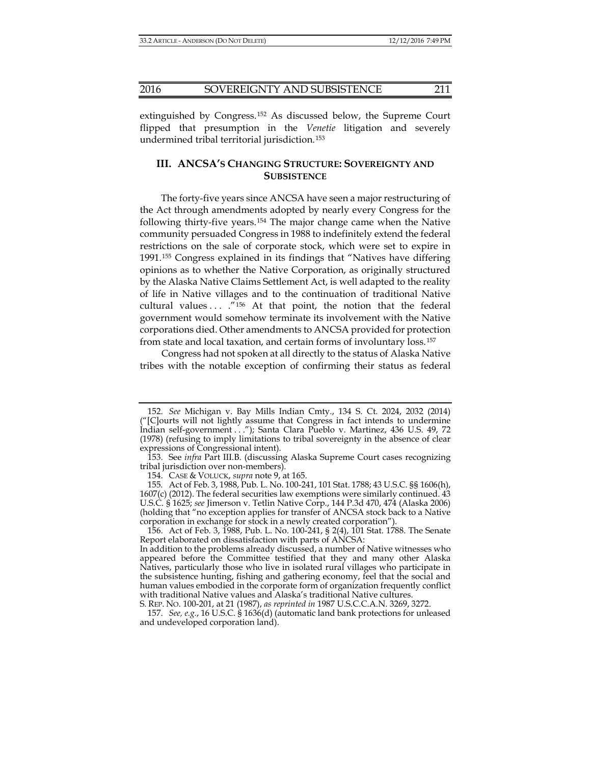extinguished by Congress.[152] As discussed below, the Supreme Court flipped that presumption in the *Venetie* litigation and severely undermined tribal territorial jurisdiction.[153]

## III. ANCSA'S CHANGING STRUCTURE: SOVEREIGNTY AND SUBSISTENCE

The forty-five years since ANCSA have seen a major restructuring of the Act through amendments adopted by nearly every Congress for the following thirty-five years.[154] The major change came when the Native community persuaded Congress in 1988 to indefinitely extend the federal restrictions on the sale of corporate stock, which were set to expire in 1991.[155] Congress explained in its findings that "Natives have differing opinions as to whether the Native Corporation, as originally structured by the Alaska Native Claims Settlement Act, is well adapted to the reality of life in Native villages and to the continuation of traditional Native cultural values . . . ."[156] At that point, the notion that the federal government would somehow terminate its involvement with the Native corporations died. Other amendments to ANCSA provided for protection from state and local taxation, and certain forms of involuntary loss.[157]

Congress had not spoken at all directly to the status of Alaska Native tribes with the notable exception of confirming their status as federal

---

152. *See* Michigan v. Bay Mills Indian Cmty., 134 S. Ct. 2024, 2032 (2014) ("[C]ourts will not lightly assume that Congress in fact intends to undermine Indian self-government . . ."); Santa Clara Pueblo v. Martinez, 436 U.S. 49, 72 (1978) (refusing to imply limitations to tribal sovereignty in the absence of clear expressions of Congressional intent).

153. See *infra* Part III.B. (discussing Alaska Supreme Court cases recognizing tribal jurisdiction over non-members).

154. CASE & VOLUCK, *supra* note 9, at 165.

155. Act of Feb. 3, 1988, Pub. L. No. 100-241, 101 Stat. 1788; 43 U.S.C. §§ 1606(h), 1607(c) (2012). The federal securities law exemptions were similarly continued. 43 U.S.C. § 1625; *see* Jimerson v. Tetlin Native Corp., 144 P.3d 470, 474 (Alaska 2006) (holding that "no exception applies for transfer of ANCSA stock back to a Native corporation in exchange for stock in a newly created corporation").

156. Act of Feb. 3, 1988, Pub. L. No. 100-241, § 2(4), 101 Stat. 1788. The Senate Report elaborated on dissatisfaction with parts of ANCSA:

In addition to the problems already discussed, a number of Native witnesses who appeared before the Committee testified that they and many other Alaska Natives, particularly those who live in isolated rural villages who participate in the subsistence hunting, fishing and gathering economy, feel that the social and human values embodied in the corporate form of organization frequently conflict with traditional Native values and Alaska's traditional Native cultures.

S. REP. NO. 100-201, at 21 (1987), *as reprinted in* 1987 U.S.C.C.A.N. 3269, 3272.

157. *See, e.g.*, 16 U.S.C. § 1636(d) (automatic land bank protections for unleased and undeveloped corporation land).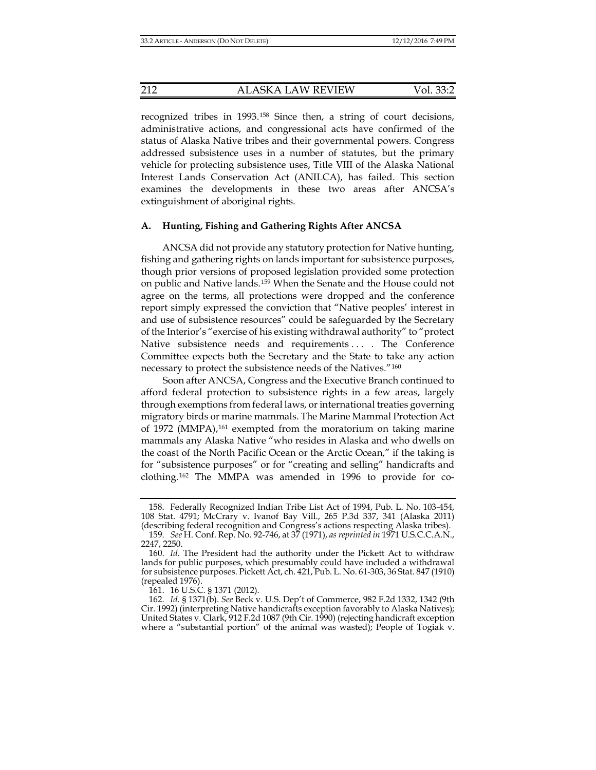recognized tribes in 1993.[158] Since then, a string of court decisions, administrative actions, and congressional acts have confirmed of the status of Alaska Native tribes and their governmental powers. Congress addressed subsistence uses in a number of statutes, but the primary vehicle for protecting subsistence uses, Title VIII of the Alaska National Interest Lands Conservation Act (ANILCA), has failed. This section examines the developments in these two areas after ANCSA's extinguishment of aboriginal rights.

### A. Hunting, Fishing and Gathering Rights After ANCSA

ANCSA did not provide any statutory protection for Native hunting, fishing and gathering rights on lands important for subsistence purposes, though prior versions of proposed legislation provided some protection on public and Native lands.[159] When the Senate and the House could not agree on the terms, all protections were dropped and the conference report simply expressed the conviction that "Native peoples' interest in and use of subsistence resources" could be safeguarded by the Secretary of the Interior's "exercise of his existing withdrawal authority" to "protect Native subsistence needs and requirements . . . . The Conference Committee expects both the Secretary and the State to take any action necessary to protect the subsistence needs of the Natives."[160]

Soon after ANCSA, Congress and the Executive Branch continued to afford federal protection to subsistence rights in a few areas, largely through exemptions from federal laws, or international treaties governing migratory birds or marine mammals. The Marine Mammal Protection Act of 1972 (MMPA),[161] exempted from the moratorium on taking marine mammals any Alaska Native "who resides in Alaska and who dwells on the coast of the North Pacific Ocean or the Arctic Ocean," if the taking is for "subsistence purposes" or for "creating and selling" handicrafts and clothing.[162] The MMPA was amended in 1996 to provide for co-

---

158. Federally Recognized Indian Tribe List Act of 1994, Pub. L. No. 103-454, 108 Stat. 4791; McCrary v. Ivanof Bay Vill., 265 P.3d 337, 341 (Alaska 2011) (describing federal recognition and Congress's actions respecting Alaska tribes).

159. *See* H. Conf. Rep. No. 92-746, at 37 (1971), *as reprinted in* 1971 U.S.C.C.A.N., 2247, 2250.

160. *Id.* The President had the authority under the Pickett Act to withdraw lands for public purposes, which presumably could have included a withdrawal for subsistence purposes. Pickett Act, ch. 421, Pub. L. No. 61-303, 36 Stat. 847 (1910) (repealed 1976).

161. 16 U.S.C. § 1371 (2012).

162. *Id.* § 1371(b). *See* Beck v. U.S. Dep't of Commerce, 982 F.2d 1332, 1342 (9th Cir. 1992) (interpreting Native handicrafts exception favorably to Alaska Natives); United States v. Clark, 912 F.2d 1087 (9th Cir. 1990) (rejecting handicraft exception where a "substantial portion" of the animal was wasted); People of Togiak v.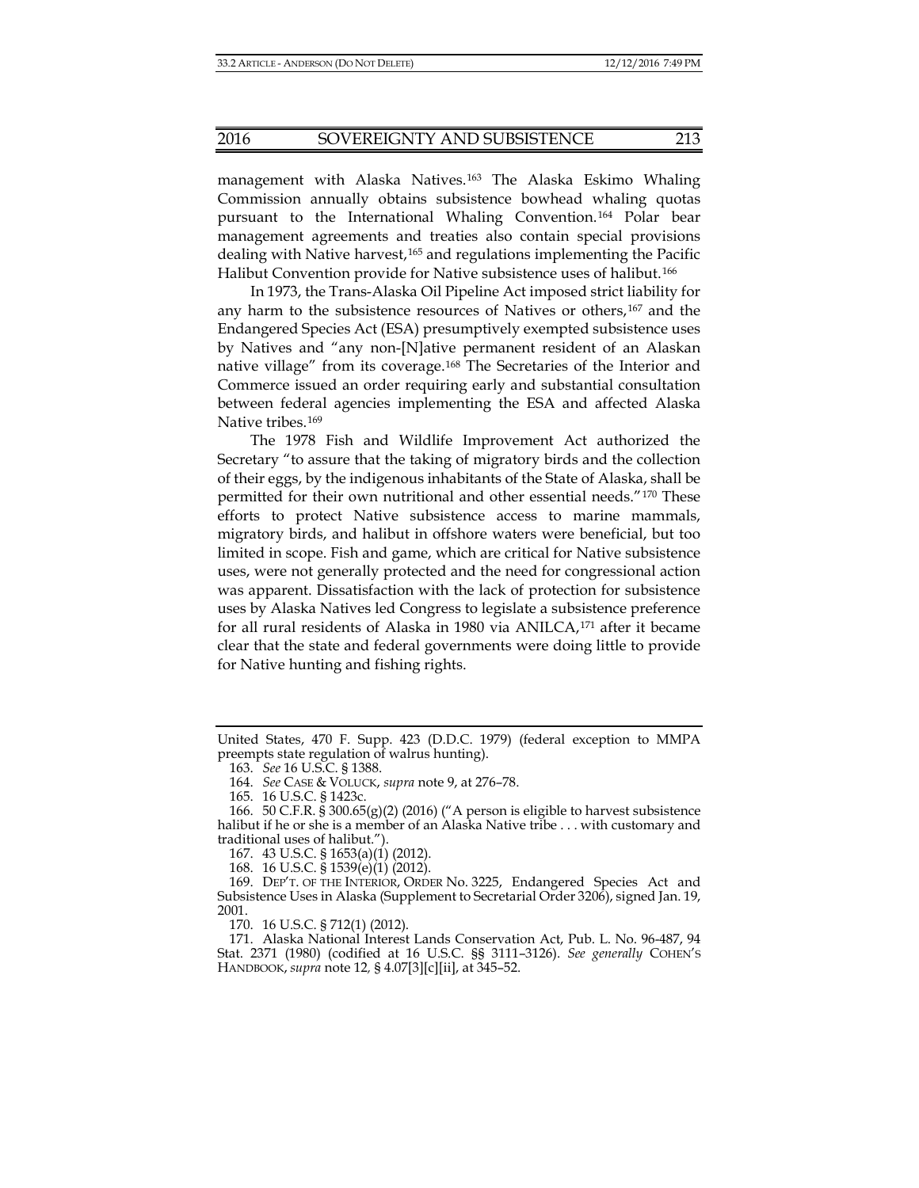management with Alaska Natives.[163] The Alaska Eskimo Whaling Commission annually obtains subsistence bowhead whaling quotas pursuant to the International Whaling Convention.[164] Polar bear management agreements and treaties also contain special provisions dealing with Native harvest,[165] and regulations implementing the Pacific Halibut Convention provide for Native subsistence uses of halibut.[166]

In 1973, the Trans-Alaska Oil Pipeline Act imposed strict liability for any harm to the subsistence resources of Natives or others,[167] and the Endangered Species Act (ESA) presumptively exempted subsistence uses by Natives and "any non-[N]ative permanent resident of an Alaskan native village" from its coverage.[168] The Secretaries of the Interior and Commerce issued an order requiring early and substantial consultation between federal agencies implementing the ESA and affected Alaska Native tribes.[169]

The 1978 Fish and Wildlife Improvement Act authorized the Secretary "to assure that the taking of migratory birds and the collection of their eggs, by the indigenous inhabitants of the State of Alaska, shall be permitted for their own nutritional and other essential needs."[170] These efforts to protect Native subsistence access to marine mammals, migratory birds, and halibut in offshore waters were beneficial, but too limited in scope. Fish and game, which are critical for Native subsistence uses, were not generally protected and the need for congressional action was apparent. Dissatisfaction with the lack of protection for subsistence uses by Alaska Natives led Congress to legislate a subsistence preference for all rural residents of Alaska in 1980 via ANILCA,[171] after it became clear that the state and federal governments were doing little to provide for Native hunting and fishing rights.

---

United States, 470 F. Supp. 423 (D.D.C. 1979) (federal exception to MMPA preempts state regulation of walrus hunting).

163. *See* 16 U.S.C. § 1388.

164. *See* CASE & VOLUCK, *supra* note 9, at 276–78.

165. 16 U.S.C. § 1423c.

166. 50 C.F.R. § 300.65(g)(2) (2016) ("A person is eligible to harvest subsistence halibut if he or she is a member of an Alaska Native tribe . . . with customary and traditional uses of halibut.").

167. 43 U.S.C. § 1653(a)(1) (2012).

168. 16 U.S.C. § 1539(e)(1) (2012).

169. DEP'T. OF THE INTERIOR, ORDER No. 3225, Endangered Species Act and Subsistence Uses in Alaska (Supplement to Secretarial Order 3206), signed Jan. 19, 2001.

170. 16 U.S.C. § 712(1) (2012).

171. Alaska National Interest Lands Conservation Act, Pub. L. No. 96-487, 94 Stat. 2371 (1980) (codified at 16 U.S.C. §§ 3111–3126). *See generally* COHEN'S HANDBOOK, *supra* note 12, § 4.07[3][c][ii], at 345–52.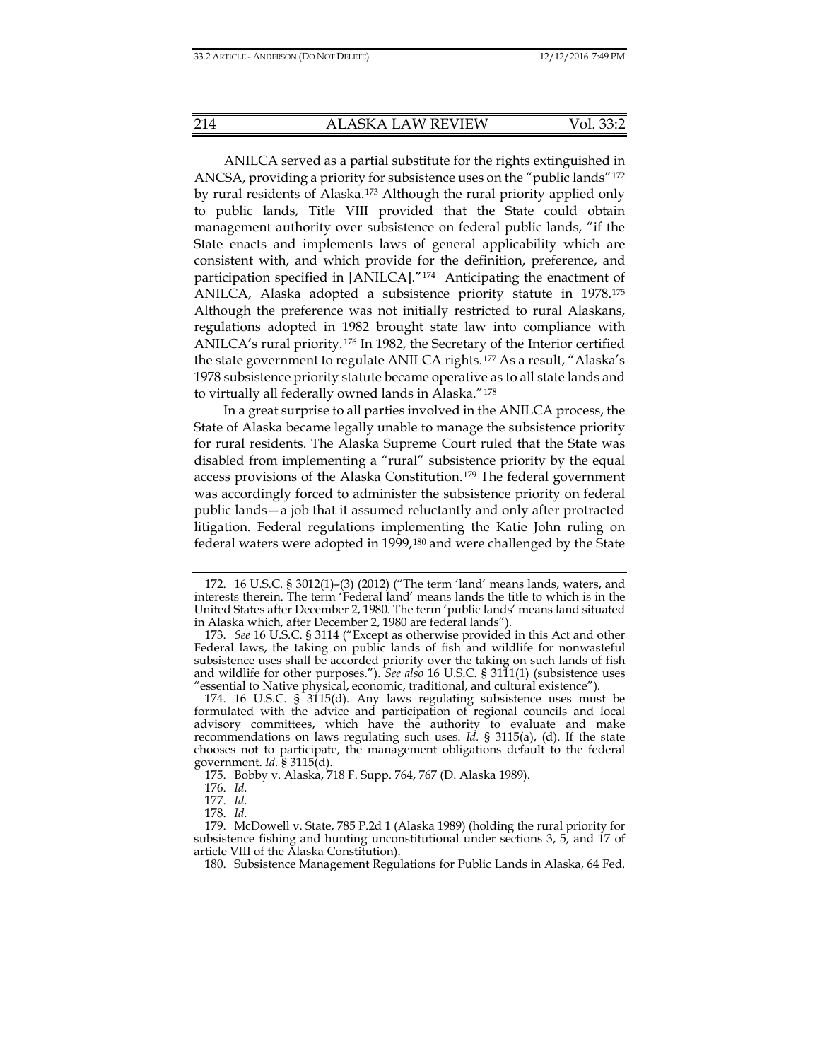ANILCA served as a partial substitute for the rights extinguished in ANCSA, providing a priority for subsistence uses on the "public lands"[172] by rural residents of Alaska.[173] Although the rural priority applied only to public lands, Title VIII provided that the State could obtain management authority over subsistence on federal public lands, "if the State enacts and implements laws of general applicability which are consistent with, and which provide for the definition, preference, and participation specified in [ANILCA]."[174] Anticipating the enactment of ANILCA, Alaska adopted a subsistence priority statute in 1978.[175] Although the preference was not initially restricted to rural Alaskans, regulations adopted in 1982 brought state law into compliance with ANILCA's rural priority.[176] In 1982, the Secretary of the Interior certified the state government to regulate ANILCA rights.[177] As a result, "Alaska's 1978 subsistence priority statute became operative as to all state lands and to virtually all federally owned lands in Alaska."[178]

In a great surprise to all parties involved in the ANILCA process, the State of Alaska became legally unable to manage the subsistence priority for rural residents. The Alaska Supreme Court ruled that the State was disabled from implementing a "rural" subsistence priority by the equal access provisions of the Alaska Constitution.[179] The federal government was accordingly forced to administer the subsistence priority on federal public lands—a job that it assumed reluctantly and only after protracted litigation. Federal regulations implementing the Katie John ruling on federal waters were adopted in 1999,[180] and were challenged by the State

---

172. 16 U.S.C. § 3012(1)–(3) (2012) ("The term 'land' means lands, waters, and interests therein. The term 'Federal land' means lands the title to which is in the United States after December 2, 1980. The term 'public lands' means land situated in Alaska which, after December 2, 1980 are federal lands").

173. *See* 16 U.S.C. § 3114 ("Except as otherwise provided in this Act and other Federal laws, the taking on public lands of fish and wildlife for nonwasteful subsistence uses shall be accorded priority over the taking on such lands of fish and wildlife for other purposes."). *See also* 16 U.S.C. § 3111(1) (subsistence uses "essential to Native physical, economic, traditional, and cultural existence").

174. 16 U.S.C. § 3115(d). Any laws regulating subsistence uses must be formulated with the advice and participation of regional councils and local advisory committees, which have the authority to evaluate and make recommendations on laws regulating such uses. *Id.* § 3115(a), (d). If the state chooses not to participate, the management obligations default to the federal government. *Id.* § 3115(d).

175. Bobby v. Alaska, 718 F. Supp. 764, 767 (D. Alaska 1989).

176. *Id.*

177. *Id.*

178. *Id.*

179. McDowell v. State, 785 P.2d 1 (Alaska 1989) (holding the rural priority for subsistence fishing and hunting unconstitutional under sections 3, 5, and 17 of article VIII of the Alaska Constitution).

180. Subsistence Management Regulations for Public Lands in Alaska, 64 Fed.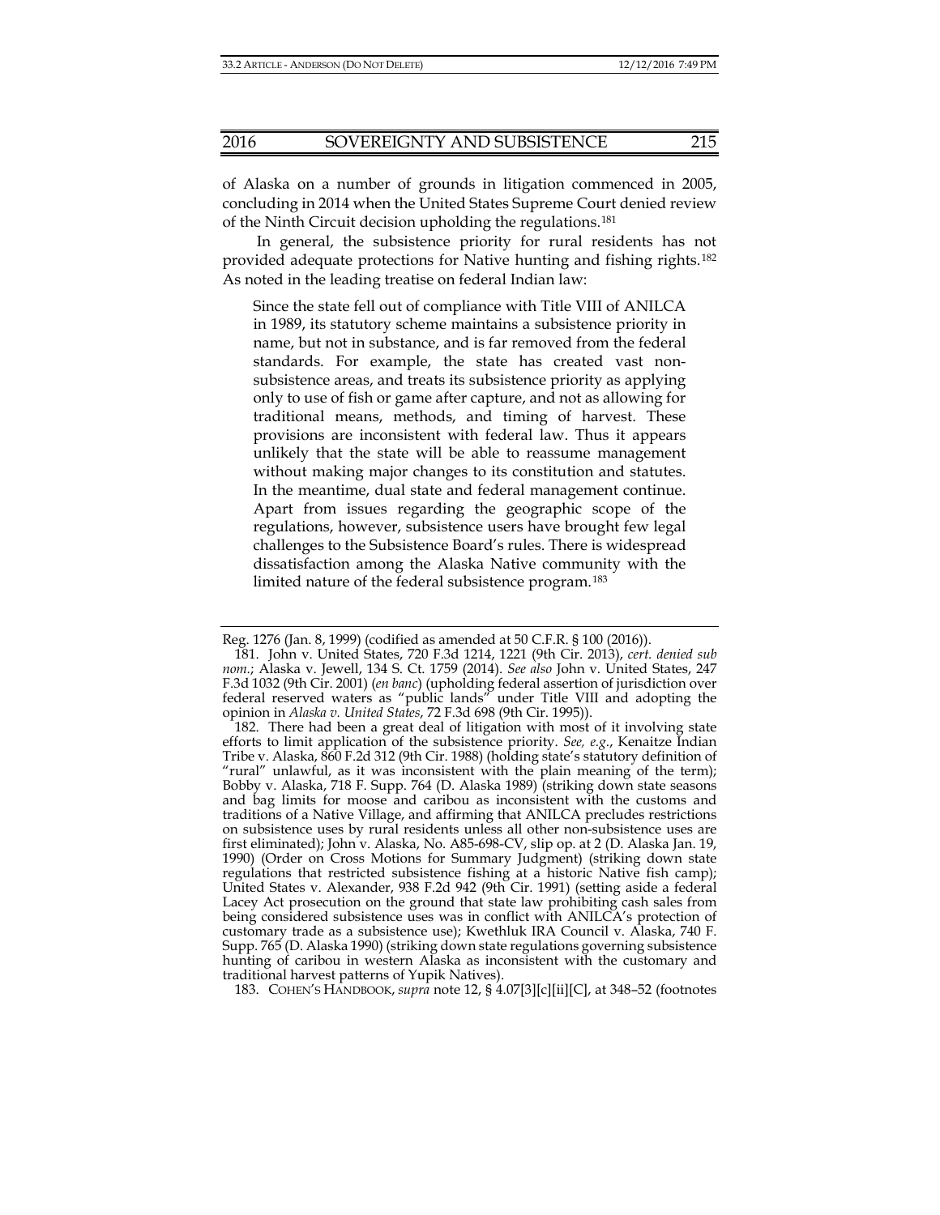of Alaska on a number of grounds in litigation commenced in 2005, concluding in 2014 when the United States Supreme Court denied review of the Ninth Circuit decision upholding the regulations.[181]

In general, the subsistence priority for rural residents has not provided adequate protections for Native hunting and fishing rights.[182] As noted in the leading treatise on federal Indian law:

> Since the state fell out of compliance with Title VIII of ANILCA in 1989, its statutory scheme maintains a subsistence priority in name, but not in substance, and is far removed from the federal standards. For example, the state has created vast non-subsistence areas, and treats its subsistence priority as applying only to use of fish or game after capture, and not as allowing for traditional means, methods, and timing of harvest. These provisions are inconsistent with federal law. Thus it appears unlikely that the state will be able to reassume management without making major changes to its constitution and statutes. In the meantime, dual state and federal management continue. Apart from issues regarding the geographic scope of the regulations, however, subsistence users have brought few legal challenges to the Subsistence Board's rules. There is widespread dissatisfaction among the Alaska Native community with the limited nature of the federal subsistence program.[183]

---

Reg. 1276 (Jan. 8, 1999) (codified as amended at 50 C.F.R. § 100 (2016)).

181. John v. United States, 720 F.3d 1214, 1221 (9th Cir. 2013), *cert. denied sub nom.*; Alaska v. Jewell, 134 S. Ct. 1759 (2014). *See also* John v. United States, 247 F.3d 1032 (9th Cir. 2001) (*en banc*) (upholding federal assertion of jurisdiction over federal reserved waters as "public lands" under Title VIII and adopting the opinion in *Alaska v. United States*, 72 F.3d 698 (9th Cir. 1995)).

182. There had been a great deal of litigation with most of it involving state efforts to limit application of the subsistence priority. *See, e.g.*, Kenaitze Indian Tribe v. Alaska, 860 F.2d 312 (9th Cir. 1988) (holding state's statutory definition of "rural" unlawful, as it was inconsistent with the plain meaning of the term); Bobby v. Alaska, 718 F. Supp. 764 (D. Alaska 1989) (striking down state seasons and bag limits for moose and caribou as inconsistent with the customs and traditions of a Native Village, and affirming that ANILCA precludes restrictions on subsistence uses by rural residents unless all other non-subsistence uses are first eliminated); John v. Alaska, No. A85-698-CV, slip op. at 2 (D. Alaska Jan. 19, 1990) (Order on Cross Motions for Summary Judgment) (striking down state regulations that restricted subsistence fishing at a historic Native fish camp); United States v. Alexander, 938 F.2d 942 (9th Cir. 1991) (setting aside a federal Lacey Act prosecution on the ground that state law prohibiting cash sales from being considered subsistence uses was in conflict with ANILCA's protection of customary trade as a subsistence use); Kwethluk IRA Council v. Alaska, 740 F. Supp. 765 (D. Alaska 1990) (striking down state regulations governing subsistence hunting of caribou in western Alaska as inconsistent with the customary and traditional harvest patterns of Yupik Natives).

183. COHEN'S HANDBOOK, *supra* note 12, § 4.07[3][c][ii][C], at 348–52 (footnotes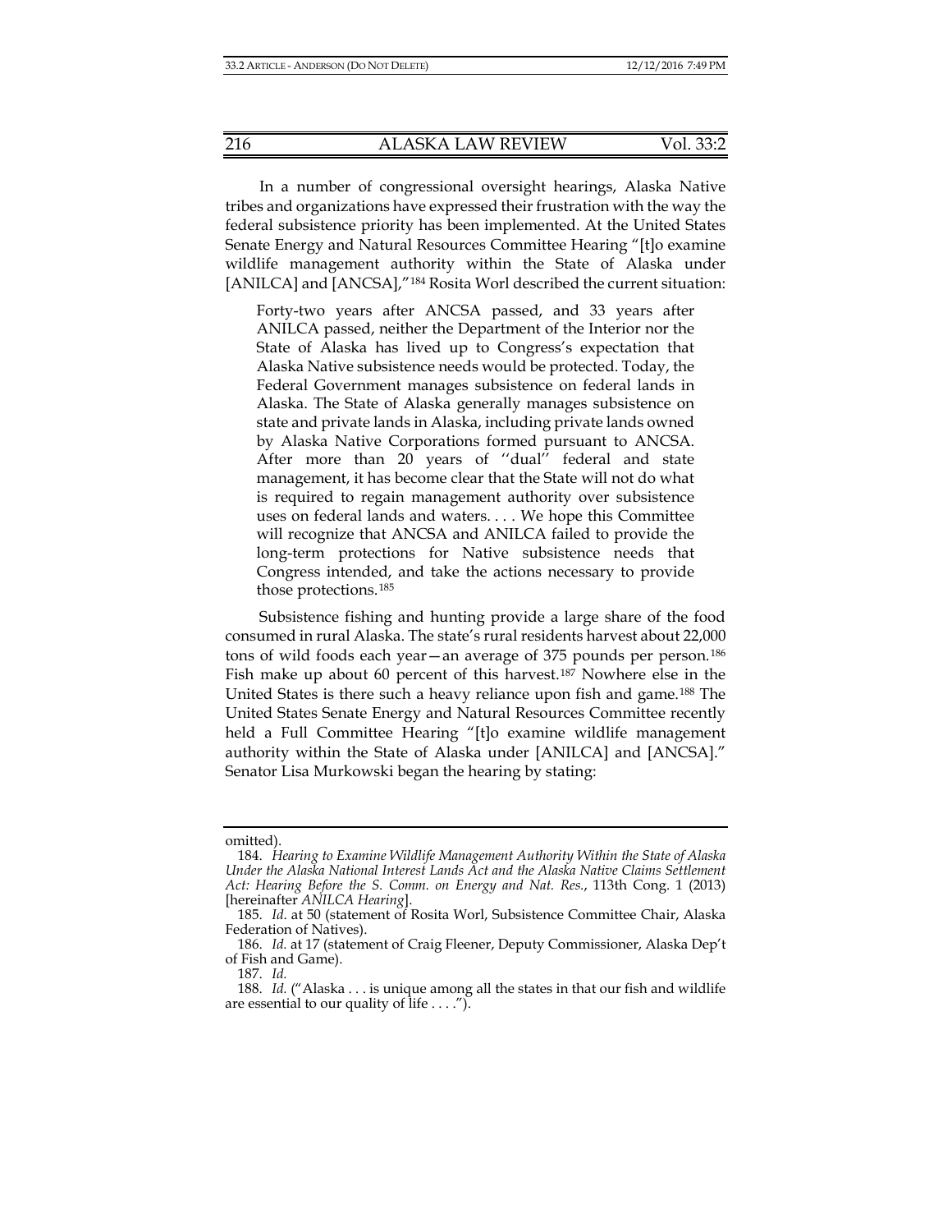In a number of congressional oversight hearings, Alaska Native tribes and organizations have expressed their frustration with the way the federal subsistence priority has been implemented. At the United States Senate Energy and Natural Resources Committee Hearing "[t]o examine wildlife management authority within the State of Alaska under [ANILCA] and [ANCSA],"[184] Rosita Worl described the current situation:

> Forty-two years after ANCSA passed, and 33 years after ANILCA passed, neither the Department of the Interior nor the State of Alaska has lived up to Congress's expectation that Alaska Native subsistence needs would be protected. Today, the Federal Government manages subsistence on federal lands in Alaska. The State of Alaska generally manages subsistence on state and private lands in Alaska, including private lands owned by Alaska Native Corporations formed pursuant to ANCSA. After more than 20 years of ''dual'' federal and state management, it has become clear that the State will not do what is required to regain management authority over subsistence uses on federal lands and waters. . . . We hope this Committee will recognize that ANCSA and ANILCA failed to provide the long-term protections for Native subsistence needs that Congress intended, and take the actions necessary to provide those protections.[185]

Subsistence fishing and hunting provide a large share of the food consumed in rural Alaska. The state's rural residents harvest about 22,000 tons of wild foods each year—an average of 375 pounds per person.[186] Fish make up about 60 percent of this harvest.[187] Nowhere else in the United States is there such a heavy reliance upon fish and game.[188] The United States Senate Energy and Natural Resources Committee recently held a Full Committee Hearing "[t]o examine wildlife management authority within the State of Alaska under [ANILCA] and [ANCSA]." Senator Lisa Murkowski began the hearing by stating:

---

omitted).

184. *Hearing to Examine Wildlife Management Authority Within the State of Alaska Under the Alaska National Interest Lands Act and the Alaska Native Claims Settlement Act: Hearing Before the S. Comm. on Energy and Nat. Res.*, 113th Cong. 1 (2013) [hereinafter *ANILCA Hearing*].

185. *Id.* at 50 (statement of Rosita Worl, Subsistence Committee Chair, Alaska Federation of Natives).

186. *Id.* at 17 (statement of Craig Fleener, Deputy Commissioner, Alaska Dep't of Fish and Game).

187. *Id.*

188. *Id.* ("Alaska . . . is unique among all the states in that our fish and wildlife are essential to our quality of life . . . .").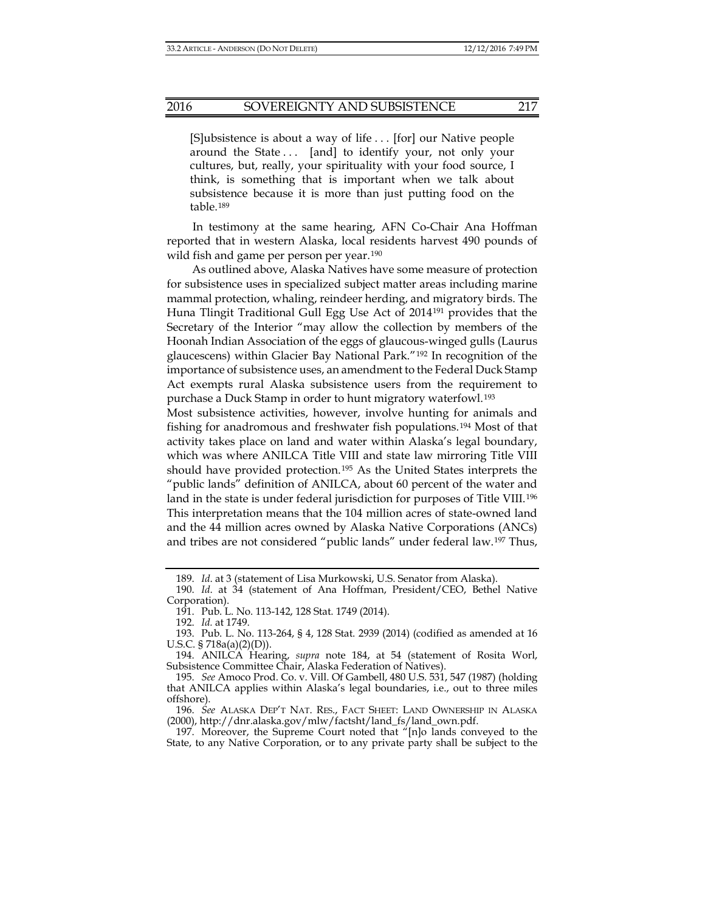> [S]ubsistence is about a way of life . . . [for] our Native people around the State . . . [and] to identify your, not only your cultures, but, really, your spirituality with your food source, I think, is something that is important when we talk about subsistence because it is more than just putting food on the table.[189]

In testimony at the same hearing, AFN Co-Chair Ana Hoffman reported that in western Alaska, local residents harvest 490 pounds of wild fish and game per person per year.[190]

As outlined above, Alaska Natives have some measure of protection for subsistence uses in specialized subject matter areas including marine mammal protection, whaling, reindeer herding, and migratory birds. The Huna Tlingit Traditional Gull Egg Use Act of 2014[191] provides that the Secretary of the Interior "may allow the collection by members of the Hoonah Indian Association of the eggs of glaucous-winged gulls (Laurus glaucescens) within Glacier Bay National Park."[192] In recognition of the importance of subsistence uses, an amendment to the Federal Duck Stamp Act exempts rural Alaska subsistence users from the requirement to purchase a Duck Stamp in order to hunt migratory waterfowl.[193]

Most subsistence activities, however, involve hunting for animals and fishing for anadromous and freshwater fish populations.[194] Most of that activity takes place on land and water within Alaska's legal boundary, which was where ANILCA Title VIII and state law mirroring Title VIII should have provided protection.[195] As the United States interprets the "public lands" definition of ANILCA, about 60 percent of the water and land in the state is under federal jurisdiction for purposes of Title VIII.[196] This interpretation means that the 104 million acres of state-owned land and the 44 million acres owned by Alaska Native Corporations (ANCs) and tribes are not considered "public lands" under federal law.[197] Thus,

---

189. *Id.* at 3 (statement of Lisa Murkowski, U.S. Senator from Alaska).

190. *Id.* at 34 (statement of Ana Hoffman, President/CEO, Bethel Native Corporation).

191. Pub. L. No. 113-142, 128 Stat. 1749 (2014).

192. *Id.* at 1749.

193. Pub. L. No. 113-264, § 4, 128 Stat. 2939 (2014) (codified as amended at 16 U.S.C. § 718a(a)(2)(D)).

194. ANILCA Hearing, *supra* note 184, at 54 (statement of Rosita Worl, Subsistence Committee Chair, Alaska Federation of Natives).

195. *See* Amoco Prod. Co. v. Vill. Of Gambell, 480 U.S. 531, 547 (1987) (holding that ANILCA applies within Alaska's legal boundaries, i.e., out to three miles offshore).

196. *See* ALASKA DEP'T NAT. RES., FACT SHEET: LAND OWNERSHIP IN ALASKA (2000), http://dnr.alaska.gov/mlw/factsht/land_fs/land_own.pdf.

197. Moreover, the Supreme Court noted that "[n]o lands conveyed to the State, to any Native Corporation, or to any private party shall be subject to the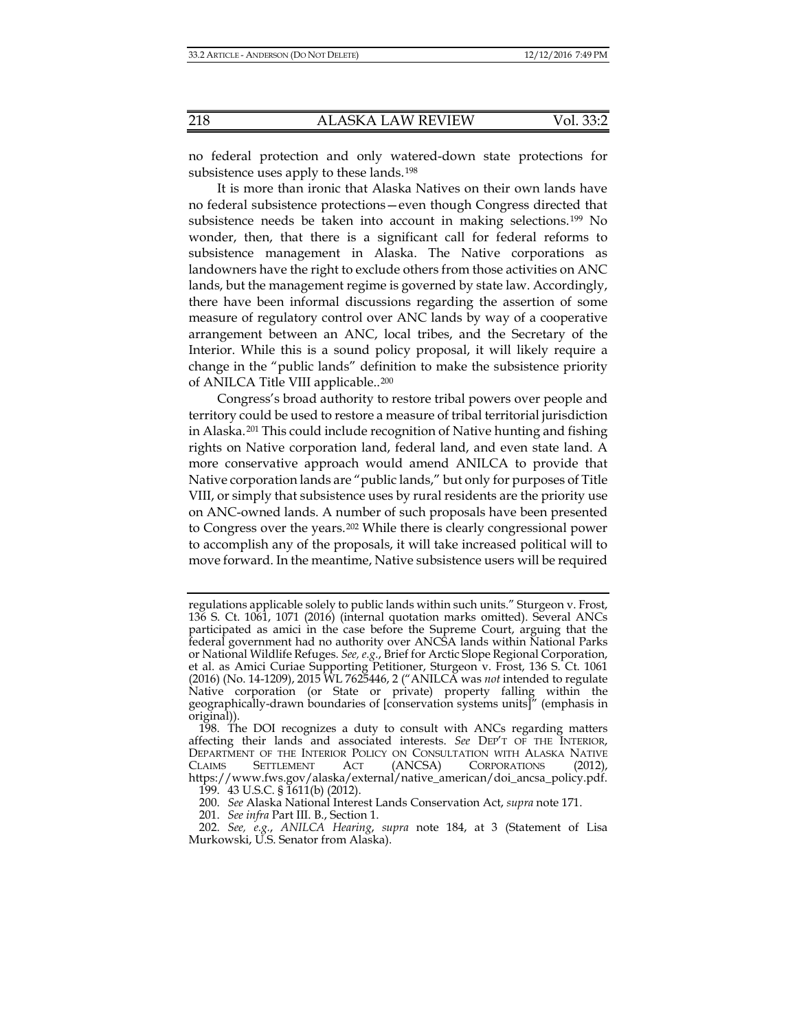no federal protection and only watered-down state protections for subsistence uses apply to these lands.[198]

It is more than ironic that Alaska Natives on their own lands have no federal subsistence protections—even though Congress directed that subsistence needs be taken into account in making selections.[199] No wonder, then, that there is a significant call for federal reforms to subsistence management in Alaska. The Native corporations as landowners have the right to exclude others from those activities on ANC lands, but the management regime is governed by state law. Accordingly, there have been informal discussions regarding the assertion of some measure of regulatory control over ANC lands by way of a cooperative arrangement between an ANC, local tribes, and the Secretary of the Interior. While this is a sound policy proposal, it will likely require a change in the "public lands" definition to make the subsistence priority of ANILCA Title VIII applicable..[200]

Congress's broad authority to restore tribal powers over people and territory could be used to restore a measure of tribal territorial jurisdiction in Alaska.[201] This could include recognition of Native hunting and fishing rights on Native corporation land, federal land, and even state land. A more conservative approach would amend ANILCA to provide that Native corporation lands are "public lands," but only for purposes of Title VIII, or simply that subsistence uses by rural residents are the priority use on ANC-owned lands. A number of such proposals have been presented to Congress over the years.[202] While there is clearly congressional power to accomplish any of the proposals, it will take increased political will to move forward. In the meantime, Native subsistence users will be required

---

regulations applicable solely to public lands within such units." Sturgeon v. Frost, 136 S. Ct. 1061, 1071 (2016) (internal quotation marks omitted). Several ANCs participated as amici in the case before the Supreme Court, arguing that the federal government had no authority over ANCSA lands within National Parks or National Wildlife Refuges. *See, e.g.*, Brief for Arctic Slope Regional Corporation, et al. as Amici Curiae Supporting Petitioner, Sturgeon v. Frost, 136 S. Ct. 1061 (2016) (No. 14-1209), 2015 WL 7625446, 2 ("ANILCA was *not* intended to regulate Native corporation (or State or private) property falling within the geographically-drawn boundaries of [conservation systems units]" (emphasis in original)).

198. The DOI recognizes a duty to consult with ANCs regarding matters affecting their lands and associated interests. *See* DEP'T OF THE INTERIOR, DEPARTMENT OF THE INTERIOR POLICY ON CONSULTATION WITH ALASKA NATIVE CLAIMS SETTLEMENT ACT (ANCSA) CORPORATIONS (2012), https://www.fws.gov/alaska/external/native_american/doi_ancsa_policy.pdf.

199. 43 U.S.C. § 1611(b) (2012).

200. *See* Alaska National Interest Lands Conservation Act, *supra* note 171.

201. *See infra* Part III. B., Section 1.

202. *See, e.g.*, *ANILCA Hearing*, *supra* note 184, at 3 (Statement of Lisa Murkowski, U.S. Senator from Alaska).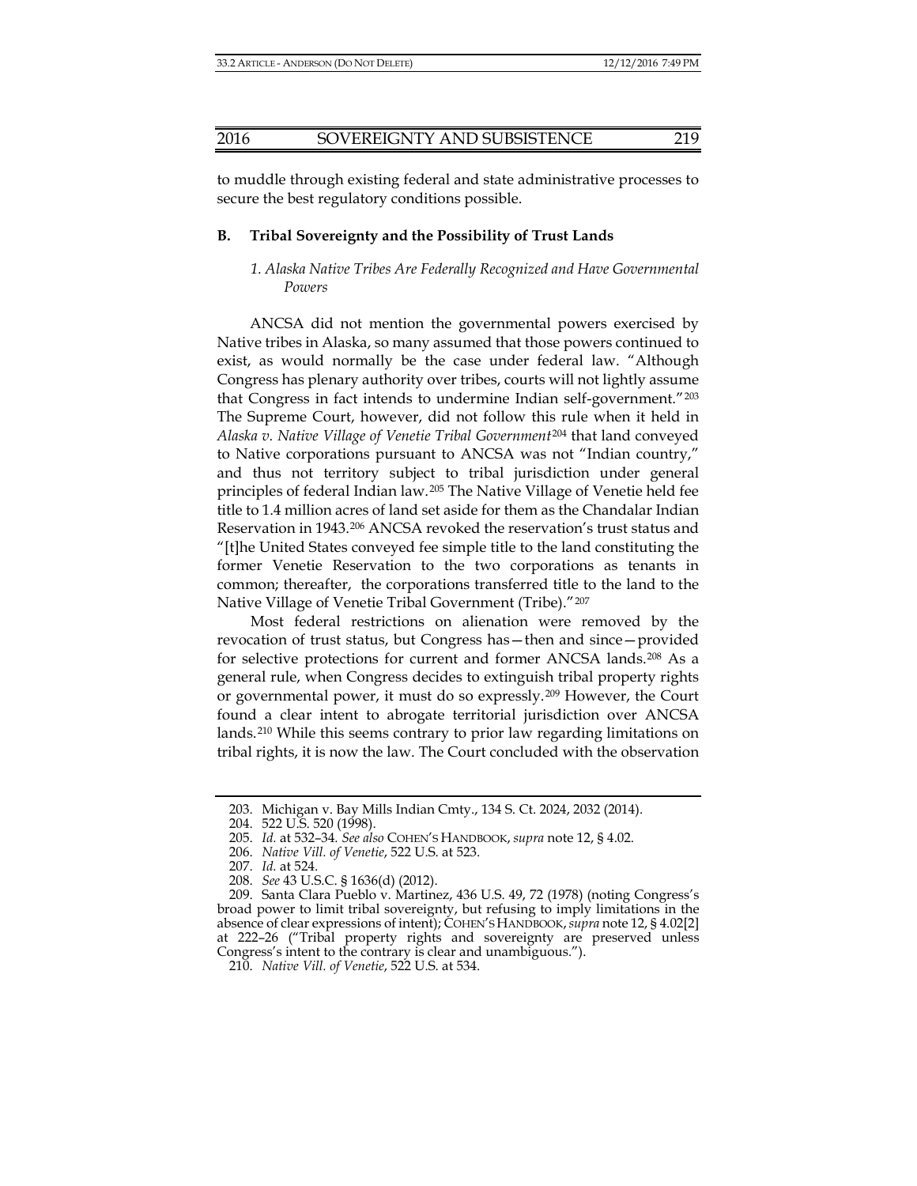to muddle through existing federal and state administrative processes to secure the best regulatory conditions possible.

### B. Tribal Sovereignty and the Possibility of Trust Lands

#### *1. Alaska Native Tribes Are Federally Recognized and Have Governmental Powers*

ANCSA did not mention the governmental powers exercised by Native tribes in Alaska, so many assumed that those powers continued to exist, as would normally be the case under federal law. "Although Congress has plenary authority over tribes, courts will not lightly assume that Congress in fact intends to undermine Indian self-government."[203] The Supreme Court, however, did not follow this rule when it held in *Alaska v. Native Village of Venetie Tribal Government*[204] that land conveyed to Native corporations pursuant to ANCSA was not "Indian country," and thus not territory subject to tribal jurisdiction under general principles of federal Indian law.[205] The Native Village of Venetie held fee title to 1.4 million acres of land set aside for them as the Chandalar Indian Reservation in 1943.[206] ANCSA revoked the reservation's trust status and "[t]he United States conveyed fee simple title to the land constituting the former Venetie Reservation to the two corporations as tenants in common; thereafter, the corporations transferred title to the land to the Native Village of Venetie Tribal Government (Tribe)."[207]

Most federal restrictions on alienation were removed by the revocation of trust status, but Congress has—then and since—provided for selective protections for current and former ANCSA lands.[208] As a general rule, when Congress decides to extinguish tribal property rights or governmental power, it must do so expressly.[209] However, the Court found a clear intent to abrogate territorial jurisdiction over ANCSA lands.[210] While this seems contrary to prior law regarding limitations on tribal rights, it is now the law. The Court concluded with the observation

---

203. Michigan v. Bay Mills Indian Cmty., 134 S. Ct. 2024, 2032 (2014).

204. 522 U.S. 520 (1998).

205. *Id.* at 532–34. *See also* COHEN'S HANDBOOK, *supra* note 12, § 4.02.

206. *Native Vill. of Venetie*, 522 U.S. at 523.

207. *Id.* at 524.

208. *See* 43 U.S.C. § 1636(d) (2012).

209. Santa Clara Pueblo v. Martinez, 436 U.S. 49, 72 (1978) (noting Congress's broad power to limit tribal sovereignty, but refusing to imply limitations in the absence of clear expressions of intent); COHEN'S HANDBOOK, *supra* note 12, § 4.02[2] at 222–26 ("Tribal property rights and sovereignty are preserved unless Congress's intent to the contrary is clear and unambiguous.").

210. *Native Vill. of Venetie*, 522 U.S. at 534.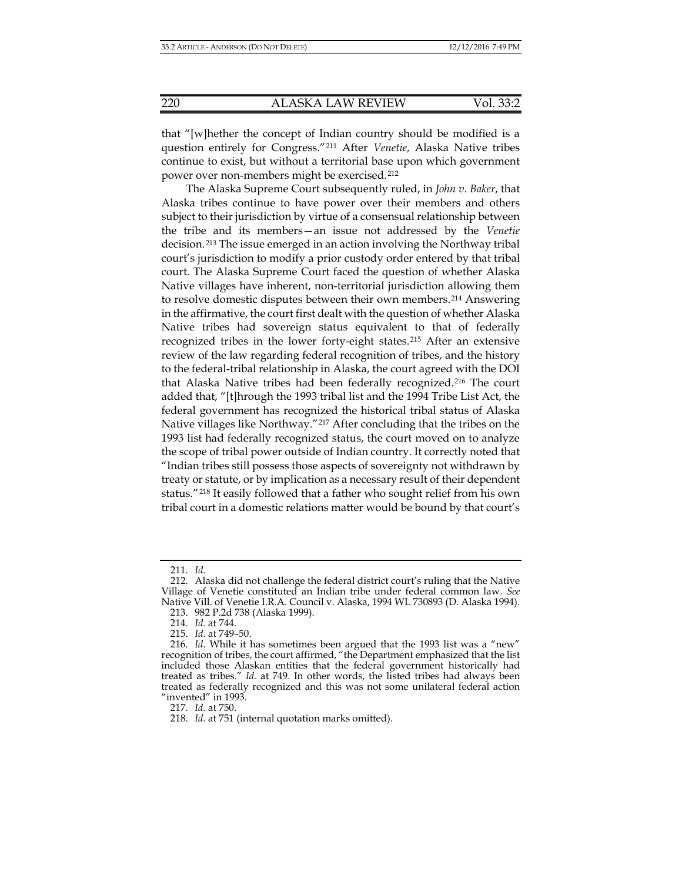that "[w]hether the concept of Indian country should be modified is a question entirely for Congress."[211] After *Venetie*, Alaska Native tribes continue to exist, but without a territorial base upon which government power over non-members might be exercised.[212]

The Alaska Supreme Court subsequently ruled, in *John v. Baker*, that Alaska tribes continue to have power over their members and others subject to their jurisdiction by virtue of a consensual relationship between the tribe and its members—an issue not addressed by the *Venetie* decision.[213] The issue emerged in an action involving the Northway tribal court's jurisdiction to modify a prior custody order entered by that tribal court. The Alaska Supreme Court faced the question of whether Alaska Native villages have inherent, non-territorial jurisdiction allowing them to resolve domestic disputes between their own members.[214] Answering in the affirmative, the court first dealt with the question of whether Alaska Native tribes had sovereign status equivalent to that of federally recognized tribes in the lower forty-eight states.[215] After an extensive review of the law regarding federal recognition of tribes, and the history to the federal-tribal relationship in Alaska, the court agreed with the DOI that Alaska Native tribes had been federally recognized.[216] The court added that, "[t]hrough the 1993 tribal list and the 1994 Tribe List Act, the federal government has recognized the historical tribal status of Alaska Native villages like Northway."[217] After concluding that the tribes on the 1993 list had federally recognized status, the court moved on to analyze the scope of tribal power outside of Indian country. It correctly noted that "Indian tribes still possess those aspects of sovereignty not withdrawn by treaty or statute, or by implication as a necessary result of their dependent status."[218] It easily followed that a father who sought relief from his own tribal court in a domestic relations matter would be bound by that court's

---

211. *Id.*

212. Alaska did not challenge the federal district court's ruling that the Native Village of Venetie constituted an Indian tribe under federal common law. *See* Native Vill. of Venetie I.R.A. Council v. Alaska, 1994 WL 730893 (D. Alaska 1994).

213. 982 P.2d 738 (Alaska 1999).

214. *Id.* at 744.

215. *Id.* at 749–50.

216. *Id.* While it has sometimes been argued that the 1993 list was a "new" recognition of tribes, the court affirmed, "the Department emphasized that the list included those Alaskan entities that the federal government historically had treated as tribes." *Id.* at 749. In other words, the listed tribes had always been treated as federally recognized and this was not some unilateral federal action "invented" in 1993.

217. *Id.* at 750.

218. *Id.* at 751 (internal quotation marks omitted).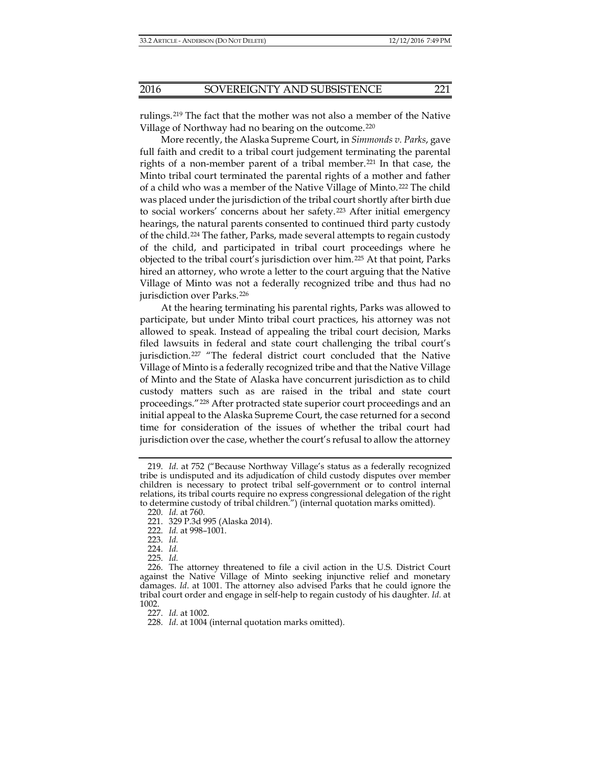rulings.[219] The fact that the mother was not also a member of the Native Village of Northway had no bearing on the outcome.[220]

More recently, the Alaska Supreme Court, in *Simmonds v. Parks*, gave full faith and credit to a tribal court judgement terminating the parental rights of a non-member parent of a tribal member.[221] In that case, the Minto tribal court terminated the parental rights of a mother and father of a child who was a member of the Native Village of Minto.[222] The child was placed under the jurisdiction of the tribal court shortly after birth due to social workers' concerns about her safety.[223] After initial emergency hearings, the natural parents consented to continued third party custody of the child.[224] The father, Parks, made several attempts to regain custody of the child, and participated in tribal court proceedings where he objected to the tribal court's jurisdiction over him.[225] At that point, Parks hired an attorney, who wrote a letter to the court arguing that the Native Village of Minto was not a federally recognized tribe and thus had no jurisdiction over Parks.[226]

At the hearing terminating his parental rights, Parks was allowed to participate, but under Minto tribal court practices, his attorney was not allowed to speak. Instead of appealing the tribal court decision, Marks filed lawsuits in federal and state court challenging the tribal court's jurisdiction.[227] "The federal district court concluded that the Native Village of Minto is a federally recognized tribe and that the Native Village of Minto and the State of Alaska have concurrent jurisdiction as to child custody matters such as are raised in the tribal and state court proceedings."[228] After protracted state superior court proceedings and an initial appeal to the Alaska Supreme Court, the case returned for a second time for consideration of the issues of whether the tribal court had jurisdiction over the case, whether the court's refusal to allow the attorney

---

219. *Id.* at 752 ("Because Northway Village's status as a federally recognized tribe is undisputed and its adjudication of child custody disputes over member children is necessary to protect tribal self-government or to control internal relations, its tribal courts require no express congressional delegation of the right to determine custody of tribal children.") (internal quotation marks omitted).

220. *Id.* at 760.

221. 329 P.3d 995 (Alaska 2014).

222. *Id.* at 998–1001.

223. *Id.*

224. *Id.*

225. *Id.*

226. The attorney threatened to file a civil action in the U.S. District Court against the Native Village of Minto seeking injunctive relief and monetary damages. *Id*. at 1001. The attorney also advised Parks that he could ignore the tribal court order and engage in self-help to regain custody of his daughter. *Id.* at 1002.

227. *Id.* at 1002.

228. *Id*. at 1004 (internal quotation marks omitted).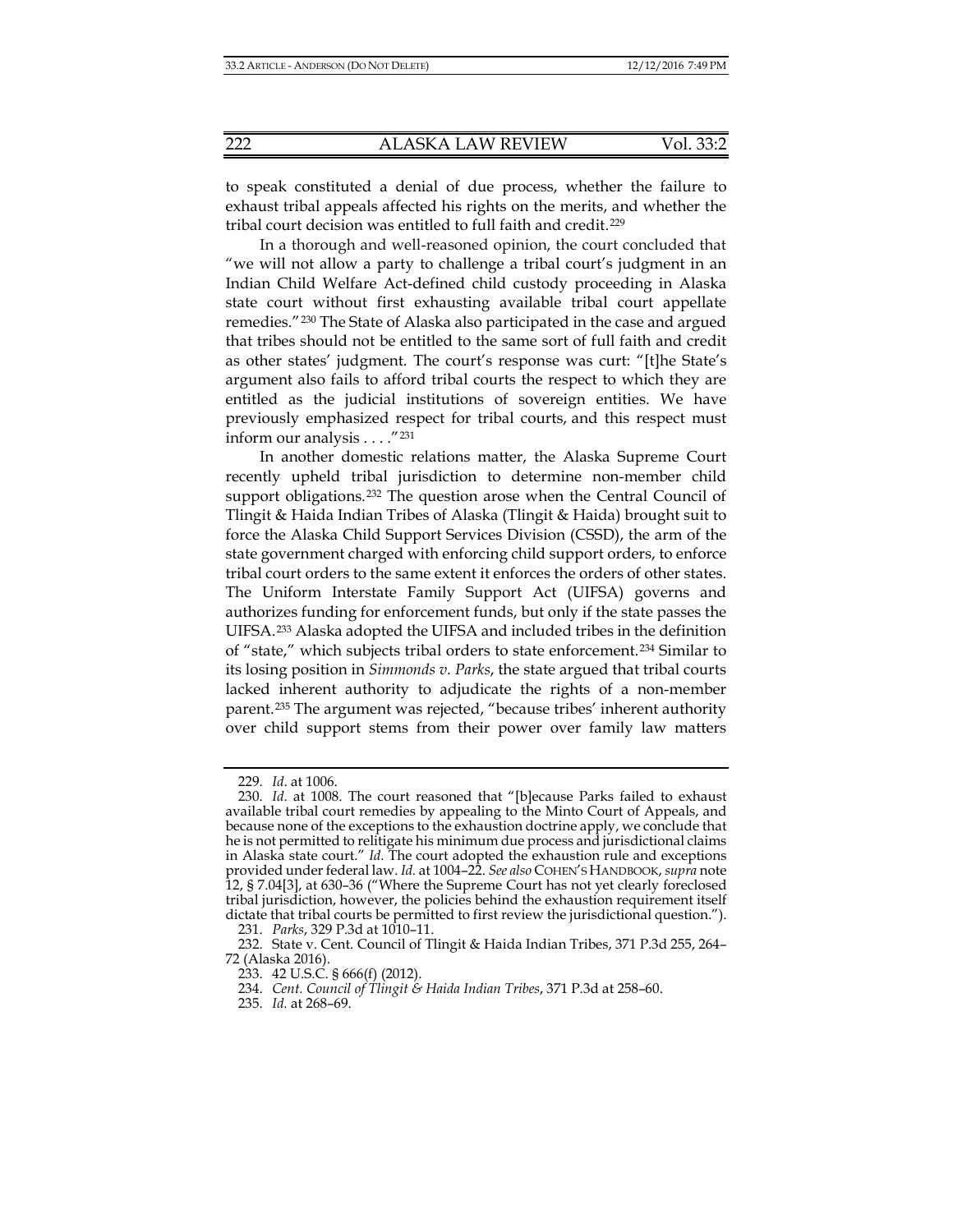to speak constituted a denial of due process, whether the failure to exhaust tribal appeals affected his rights on the merits, and whether the tribal court decision was entitled to full faith and credit.[229]

In a thorough and well-reasoned opinion, the court concluded that "we will not allow a party to challenge a tribal court's judgment in an Indian Child Welfare Act-defined child custody proceeding in Alaska state court without first exhausting available tribal court appellate remedies."[230] The State of Alaska also participated in the case and argued that tribes should not be entitled to the same sort of full faith and credit as other states' judgment. The court's response was curt: "[t]he State's argument also fails to afford tribal courts the respect to which they are entitled as the judicial institutions of sovereign entities. We have previously emphasized respect for tribal courts, and this respect must inform our analysis . . . ."[231]

In another domestic relations matter, the Alaska Supreme Court recently upheld tribal jurisdiction to determine non-member child support obligations.[232] The question arose when the Central Council of Tlingit & Haida Indian Tribes of Alaska (Tlingit & Haida) brought suit to force the Alaska Child Support Services Division (CSSD), the arm of the state government charged with enforcing child support orders, to enforce tribal court orders to the same extent it enforces the orders of other states. The Uniform Interstate Family Support Act (UIFSA) governs and authorizes funding for enforcement funds, but only if the state passes the UIFSA.[233] Alaska adopted the UIFSA and included tribes in the definition of "state," which subjects tribal orders to state enforcement.[234] Similar to its losing position in *Simmonds v. Parks*, the state argued that tribal courts lacked inherent authority to adjudicate the rights of a non-member parent.[235] The argument was rejected, "because tribes' inherent authority over child support stems from their power over family law matters

---

229. *Id.* at 1006.

230. *Id.* at 1008. The court reasoned that "[b]ecause Parks failed to exhaust available tribal court remedies by appealing to the Minto Court of Appeals, and because none of the exceptions to the exhaustion doctrine apply, we conclude that he is not permitted to relitigate his minimum due process and jurisdictional claims in Alaska state court." *Id.* The court adopted the exhaustion rule and exceptions provided under federal law. *Id.* at 1004–22. *See also* COHEN'S HANDBOOK, *supra* note 12, § 7.04[3], at 630–36 ("Where the Supreme Court has not yet clearly foreclosed tribal jurisdiction, however, the policies behind the exhaustion requirement itself dictate that tribal courts be permitted to first review the jurisdictional question.").

231. *Parks*, 329 P.3d at 1010–11.

232. State v. Cent. Council of Tlingit & Haida Indian Tribes, 371 P.3d 255, 264–72 (Alaska 2016).

233. 42 U.S.C. § 666(f) (2012).

234. *Cent. Council of Tlingit & Haida Indian Tribes*, 371 P.3d at 258–60.

235. *Id.* at 268–69.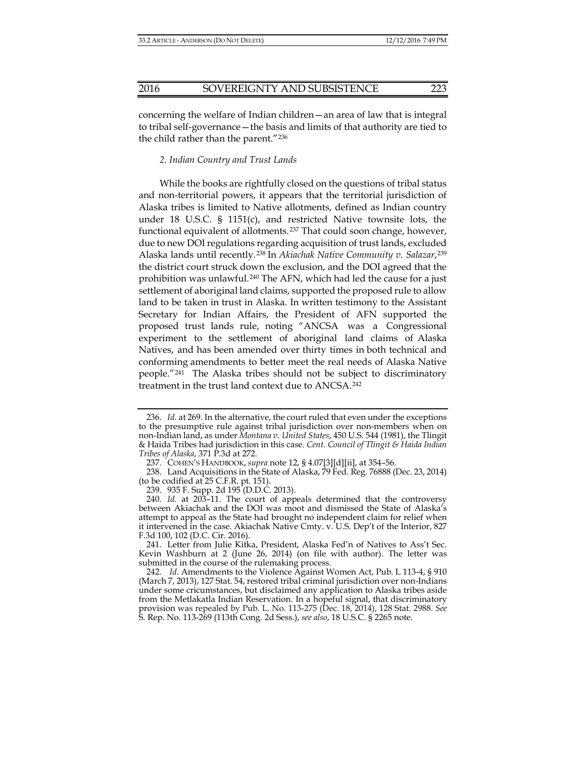concerning the welfare of Indian children—an area of law that is integral to tribal self-governance—the basis and limits of that authority are tied to the child rather than the parent."[236]

### *2. Indian Country and Trust Lands*

While the books are rightfully closed on the questions of tribal status and non-territorial powers, it appears that the territorial jurisdiction of Alaska tribes is limited to Native allotments, defined as Indian country under 18 U.S.C. § 1151(c), and restricted Native townsite lots, the functional equivalent of allotments.[237] That could soon change, however, due to new DOI regulations regarding acquisition of trust lands, excluded Alaska lands until recently.[238] In *Akiachak Native Community v. Salazar*,[239] the district court struck down the exclusion, and the DOI agreed that the prohibition was unlawful.[240] The AFN, which had led the cause for a just settlement of aboriginal land claims, supported the proposed rule to allow land to be taken in trust in Alaska. In written testimony to the Assistant Secretary for Indian Affairs, the President of AFN supported the proposed trust lands rule, noting "ANCSA was a Congressional experiment to the settlement of aboriginal land claims of Alaska Natives, and has been amended over thirty times in both technical and conforming amendments to better meet the real needs of Alaska Native people."[241] The Alaska tribes should not be subject to discriminatory treatment in the trust land context due to ANCSA.[242]

---

236. *Id.* at 269. In the alternative, the court ruled that even under the exceptions to the presumptive rule against tribal jurisdiction over non-members when on non-Indian land, as under *Montana v. United States*, 450 U.S. 544 (1981), the Tlingit & Haida Tribes had jurisdiction in this case. *Cent. Council of Tlingit & Haida Indian Tribes of Alaska*, 371 P.3d at 272.

237. COHEN'S HANDBOOK, *supra* note 12, § 4.07[3][d][ii], at 354–56.

238. Land Acquisitions in the State of Alaska, 79 Fed. Reg. 76888 (Dec. 23, 2014) (to be codified at 25 C.F.R. pt. 151).

239. 935 F. Supp. 2d 195 (D.D.C. 2013).

240. *Id.* at 203–11. The court of appeals determined that the controversy between Akiachak and the DOI was moot and dismissed the State of Alaska's attempt to appeal as the State had brought no independent claim for relief when it intervened in the case. Akiachak Native Cmty. v. U.S. Dep't of the Interior, 827 F.3d 100, 102 (D.C. Cir. 2016).

241. Letter from Julie Kitka, President, Alaska Fed'n of Natives to Ass't Sec. Kevin Washburn at 2 (June 26, 2014) (on file with author). The letter was submitted in the course of the rulemaking process.

242. *Id*. Amendments to the Violence Against Women Act, Pub. L 113-4, § 910 (March 7, 2013), 127 Stat. 54, restored tribal criminal jurisdiction over non-Indians under some cricumstances, but disclaimed any application to Alaska tribes aside from the Metlakatla Indian Reservation. In a hopeful signal, that discriminatory provision was repealed by Pub. L. No. 113-275 (Dec. 18, 2014), 128 Stat. 2988. *See* S. Rep. No. 113-269 (113th Cong. 2d Sess.), *see also*, 18 U.S.C. § 2265 note.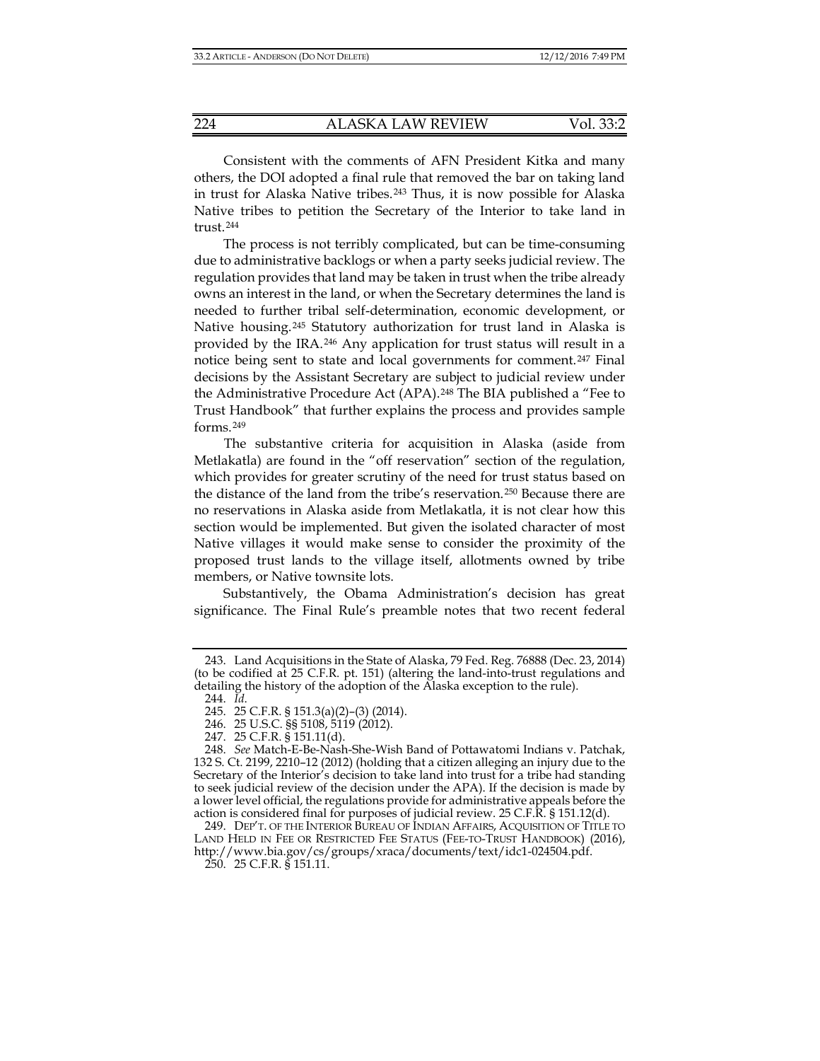Consistent with the comments of AFN President Kitka and many others, the DOI adopted a final rule that removed the bar on taking land in trust for Alaska Native tribes.[243] Thus, it is now possible for Alaska Native tribes to petition the Secretary of the Interior to take land in trust.[244]

The process is not terribly complicated, but can be time-consuming due to administrative backlogs or when a party seeks judicial review. The regulation provides that land may be taken in trust when the tribe already owns an interest in the land, or when the Secretary determines the land is needed to further tribal self-determination, economic development, or Native housing.[245] Statutory authorization for trust land in Alaska is provided by the IRA.[246] Any application for trust status will result in a notice being sent to state and local governments for comment.[247] Final decisions by the Assistant Secretary are subject to judicial review under the Administrative Procedure Act (APA).[248] The BIA published a "Fee to Trust Handbook" that further explains the process and provides sample forms.[249]

The substantive criteria for acquisition in Alaska (aside from Metlakatla) are found in the "off reservation" section of the regulation, which provides for greater scrutiny of the need for trust status based on the distance of the land from the tribe's reservation.[250] Because there are no reservations in Alaska aside from Metlakatla, it is not clear how this section would be implemented. But given the isolated character of most Native villages it would make sense to consider the proximity of the proposed trust lands to the village itself, allotments owned by tribe members, or Native townsite lots.

Substantively, the Obama Administration's decision has great significance. The Final Rule's preamble notes that two recent federal

---

243. Land Acquisitions in the State of Alaska, 79 Fed. Reg. 76888 (Dec. 23, 2014) (to be codified at 25 C.F.R. pt. 151) (altering the land-into-trust regulations and detailing the history of the adoption of the Alaska exception to the rule).

244. *Id.*

245. 25 C.F.R. § 151.3(a)(2)–(3) (2014).

246. 25 U.S.C. §§ 5108, 5119 (2012).

247. 25 C.F.R. § 151.11(d).

248. *See* Match-E-Be-Nash-She-Wish Band of Pottawatomi Indians v. Patchak, 132 S. Ct. 2199, 2210–12 (2012) (holding that a citizen alleging an injury due to the Secretary of the Interior's decision to take land into trust for a tribe had standing to seek judicial review of the decision under the APA). If the decision is made by a lower level official, the regulations provide for administrative appeals before the action is considered final for purposes of judicial review. 25 C.F.R. § 151.12(d).

249. DEP'T. OF THE INTERIOR BUREAU OF INDIAN AFFAIRS, ACQUISITION OF TITLE TO LAND HELD IN FEE OR RESTRICTED FEE STATUS (FEE-TO-TRUST HANDBOOK) (2016), http://www.bia.gov/cs/groups/xraca/documents/text/idc1-024504.pdf.

250. 25 C.F.R. § 151.11.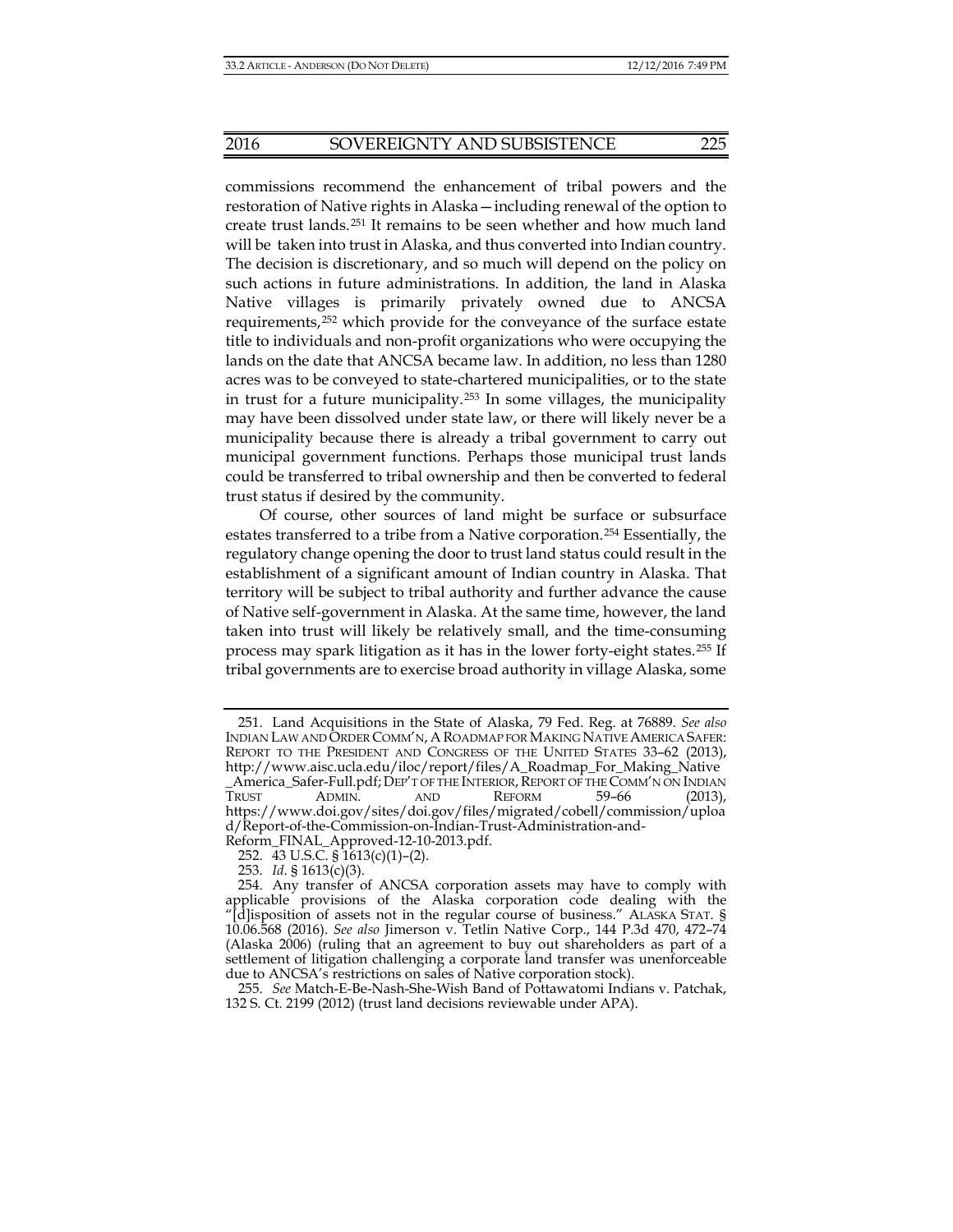commissions recommend the enhancement of tribal powers and the restoration of Native rights in Alaska—including renewal of the option to create trust lands.[251] It remains to be seen whether and how much land will be taken into trust in Alaska, and thus converted into Indian country. The decision is discretionary, and so much will depend on the policy on such actions in future administrations. In addition, the land in Alaska Native villages is primarily privately owned due to ANCSA requirements,[252] which provide for the conveyance of the surface estate title to individuals and non-profit organizations who were occupying the lands on the date that ANCSA became law. In addition, no less than 1280 acres was to be conveyed to state-chartered municipalities, or to the state in trust for a future municipality.[253] In some villages, the municipality may have been dissolved under state law, or there will likely never be a municipality because there is already a tribal government to carry out municipal government functions. Perhaps those municipal trust lands could be transferred to tribal ownership and then be converted to federal trust status if desired by the community.

Of course, other sources of land might be surface or subsurface estates transferred to a tribe from a Native corporation.[254] Essentially, the regulatory change opening the door to trust land status could result in the establishment of a significant amount of Indian country in Alaska. That territory will be subject to tribal authority and further advance the cause of Native self-government in Alaska. At the same time, however, the land taken into trust will likely be relatively small, and the time-consuming process may spark litigation as it has in the lower forty-eight states.[255] If tribal governments are to exercise broad authority in village Alaska, some

---

251. Land Acquisitions in the State of Alaska, 79 Fed. Reg. at 76889. *See also* INDIAN LAW AND ORDER COMM'N, A ROADMAP FOR MAKING NATIVE AMERICA SAFER: REPORT TO THE PRESIDENT AND CONGRESS OF THE UNITED STATES 33–62 (2013), http://www.aisc.ucla.edu/iloc/report/files/A_Roadmap_For_Making_Native_America_Safer-Full.pdf; DEP'T OF THE INTERIOR, REPORT OF THE COMM'N ON INDIAN TRUST ADMIN. AND REFORM 59–66 (2013), https://www.doi.gov/sites/doi.gov/files/migrated/cobell/commission/upload/Report-of-the-Commission-on-Indian-Trust-Administration-and-Reform_FINAL_Approved-12-10-2013.pdf.

252. 43 U.S.C. § 1613(c)(1)–(2).

253. *Id*. § 1613(c)(3).

254. Any transfer of ANCSA corporation assets may have to comply with applicable provisions of the Alaska corporation code dealing with the "[d]isposition of assets not in the regular course of business." ALASKA STAT. § 10.06.568 (2016). *See also* Jimerson v. Tetlin Native Corp., 144 P.3d 470, 472–74 (Alaska 2006) (ruling that an agreement to buy out shareholders as part of a settlement of litigation challenging a corporate land transfer was unenforceable due to ANCSA's restrictions on sales of Native corporation stock).

255. *See* Match-E-Be-Nash-She-Wish Band of Pottawatomi Indians v. Patchak, 132 S. Ct. 2199 (2012) (trust land decisions reviewable under APA).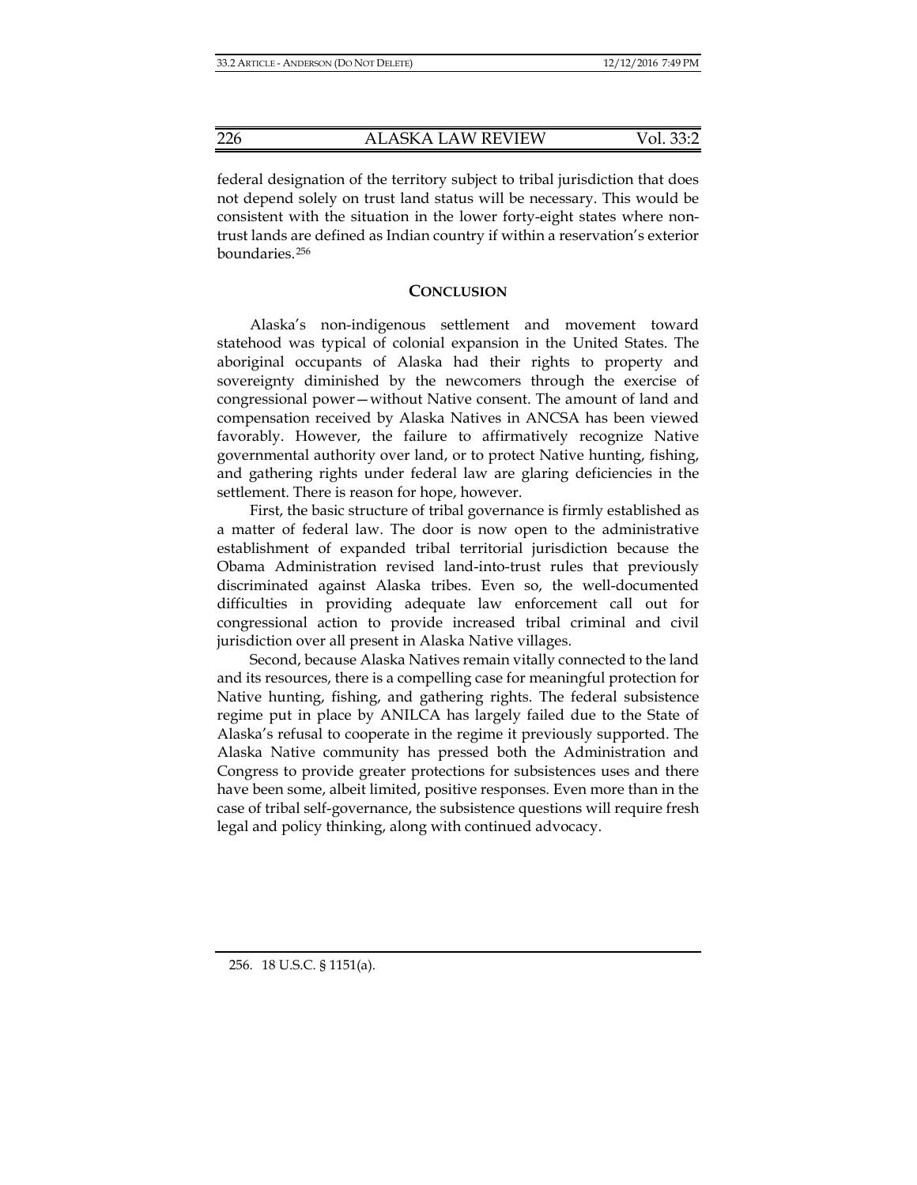federal designation of the territory subject to tribal jurisdiction that does not depend solely on trust land status will be necessary. This would be consistent with the situation in the lower forty-eight states where non-trust lands are defined as Indian country if within a reservation's exterior boundaries.[256]

## CONCLUSION

Alaska's non-indigenous settlement and movement toward statehood was typical of colonial expansion in the United States. The aboriginal occupants of Alaska had their rights to property and sovereignty diminished by the newcomers through the exercise of congressional power—without Native consent. The amount of land and compensation received by Alaska Natives in ANCSA has been viewed favorably. However, the failure to affirmatively recognize Native governmental authority over land, or to protect Native hunting, fishing, and gathering rights under federal law are glaring deficiencies in the settlement. There is reason for hope, however.

First, the basic structure of tribal governance is firmly established as a matter of federal law. The door is now open to the administrative establishment of expanded tribal territorial jurisdiction because the Obama Administration revised land-into-trust rules that previously discriminated against Alaska tribes. Even so, the well-documented difficulties in providing adequate law enforcement call out for congressional action to provide increased tribal criminal and civil jurisdiction over all present in Alaska Native villages.

Second, because Alaska Natives remain vitally connected to the land and its resources, there is a compelling case for meaningful protection for Native hunting, fishing, and gathering rights. The federal subsistence regime put in place by ANILCA has largely failed due to the State of Alaska's refusal to cooperate in the regime it previously supported. The Alaska Native community has pressed both the Administration and Congress to provide greater protections for subsistences uses and there have been some, albeit limited, positive responses. Even more than in the case of tribal self-governance, the subsistence questions will require fresh legal and policy thinking, along with continued advocacy.

256. 18 U.S.C. § 1151(a).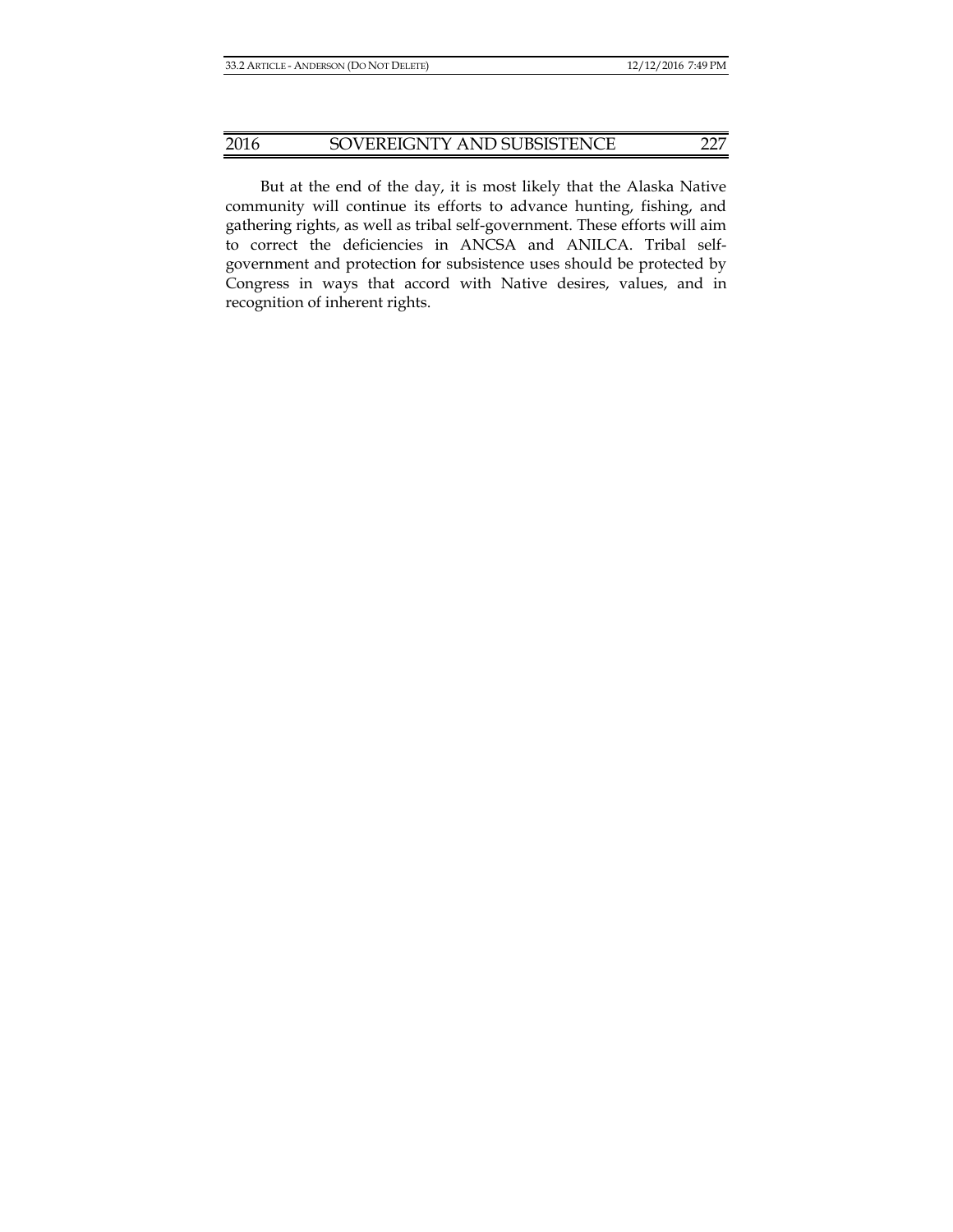But at the end of the day, it is most likely that the Alaska Native community will continue its efforts to advance hunting, fishing, and gathering rights, as well as tribal self-government. These efforts will aim to correct the deficiencies in ANCSA and ANILCA. Tribal self-government and protection for subsistence uses should be protected by Congress in ways that accord with Native desires, values, and in recognition of inherent rights.